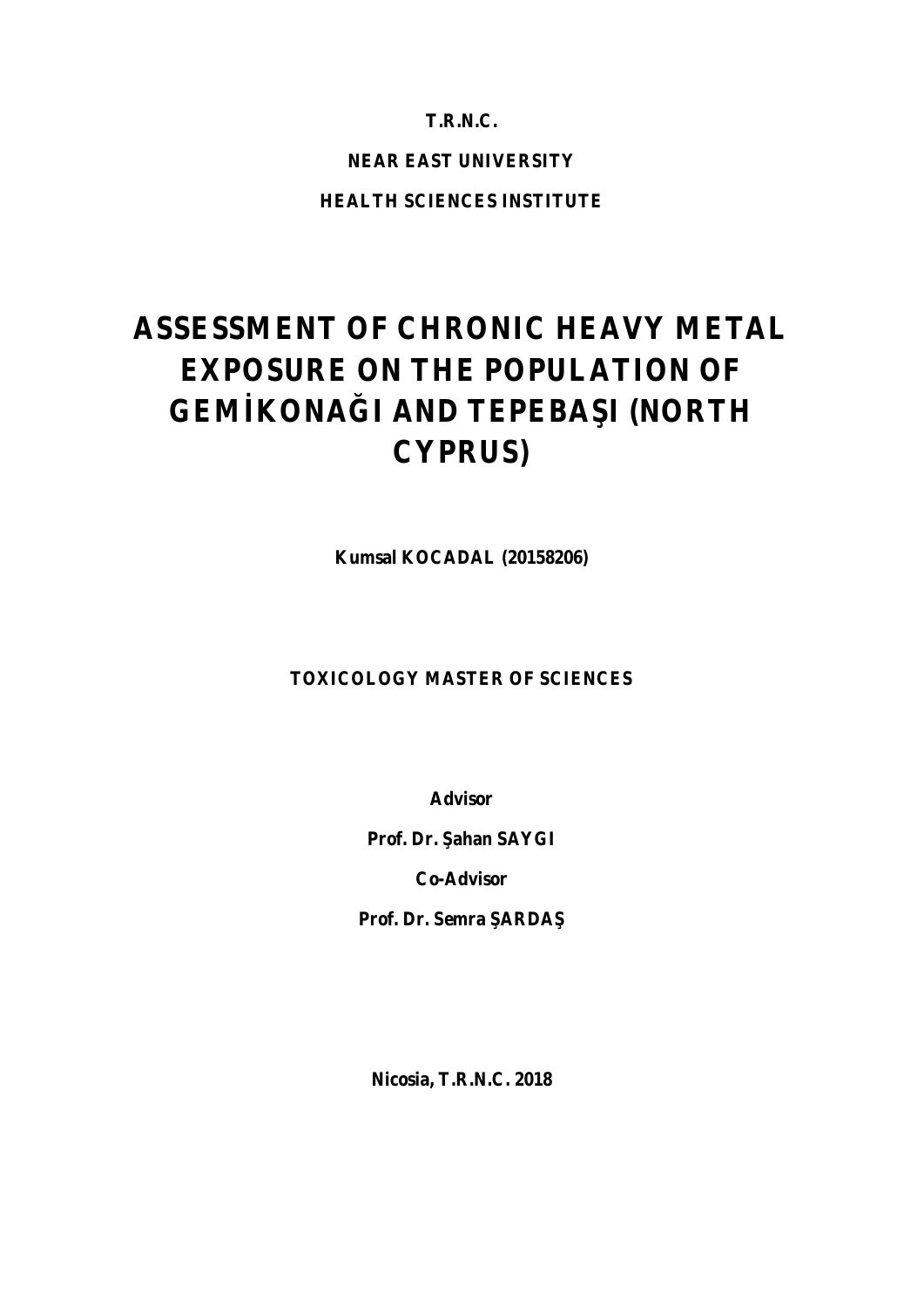**T.R.N.C.**

**NEAR EAST UNIVERSITY**

**HEALTH SCIENCES INSTITUTE**

# ASSESSMENT OF CHRONIC HEAVY METAL EXPOSURE ON THE POPULATION OF GEMİKONAĞI AND TEPEBAŞI (NORTH CYPRUS)

**Kumsal KOCADAL (20158206)**

**TOXICOLOGY MASTER OF SCIENCES**

**Advisor**

**Prof. Dr. Şahan SAYGI**

**Co-Advisor**

**Prof. Dr. Semra ŞARDAŞ**

**Nicosia, T.R.N.C. 2018**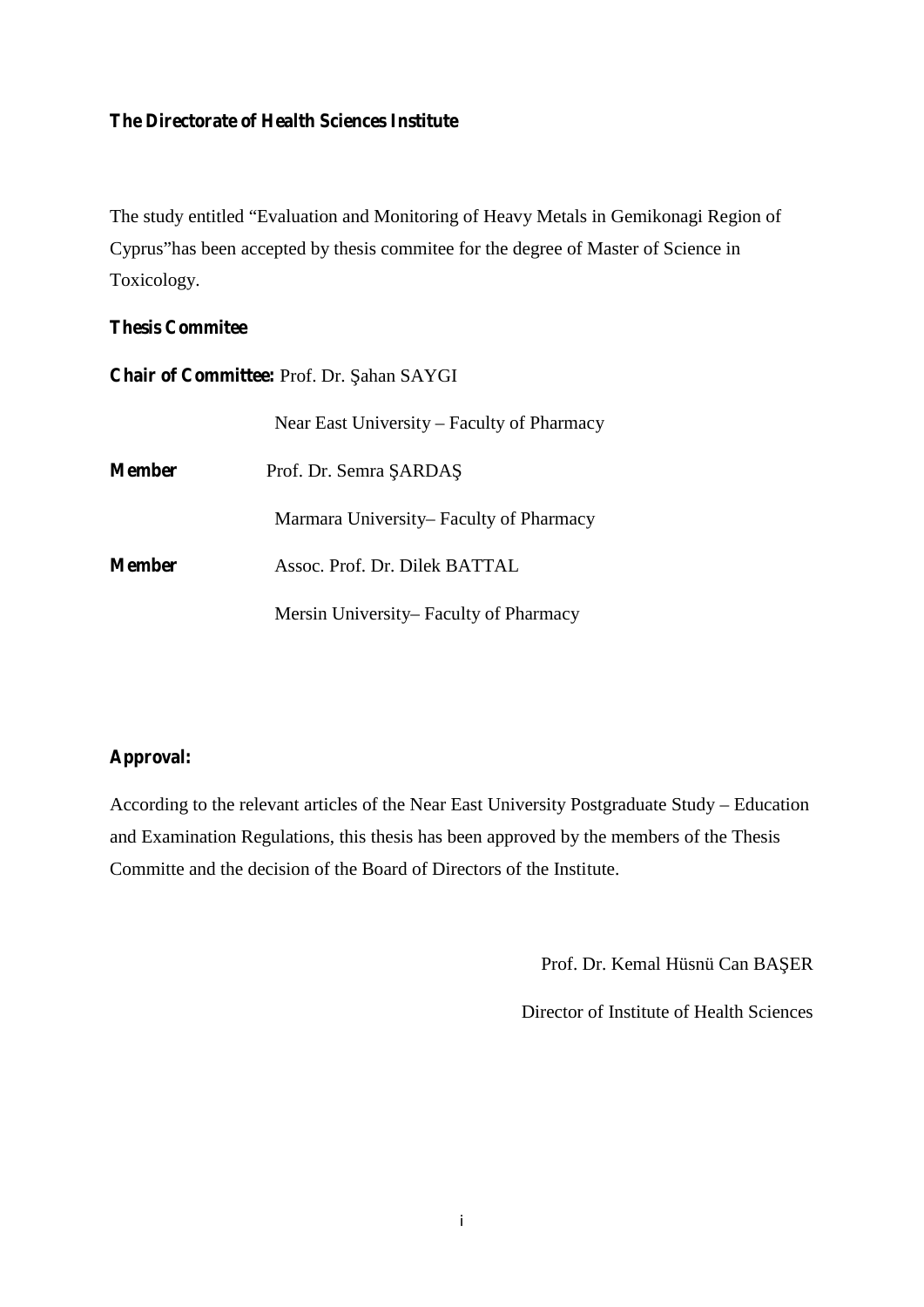**The Directorate of Health Sciences Institute**

The study entitled "Evaluation and Monitoring of Heavy Metals in Gemikonagi Region of Cyprus"has been accepted by thesis commitee for the degree of Master of Science in Toxicology.

**Thesis Commitee**

**Chair of Committee:** Prof. Dr. Şahan SAYGI

Near East University – Faculty of Pharmacy

**Member** Prof. Dr. Semra ŞARDAŞ

Marmara University– Faculty of Pharmacy

**Member** Assoc. Prof. Dr. Dilek BATTAL

Mersin University– Faculty of Pharmacy

**Approval:**

According to the relevant articles of the Near East University Postgraduate Study – Education and Examination Regulations, this thesis has been approved by the members of the Thesis Committe and the decision of the Board of Directors of the Institute.

Prof. Dr. Kemal Hüsnü Can BAŞER

Director of Institute of Health Sciences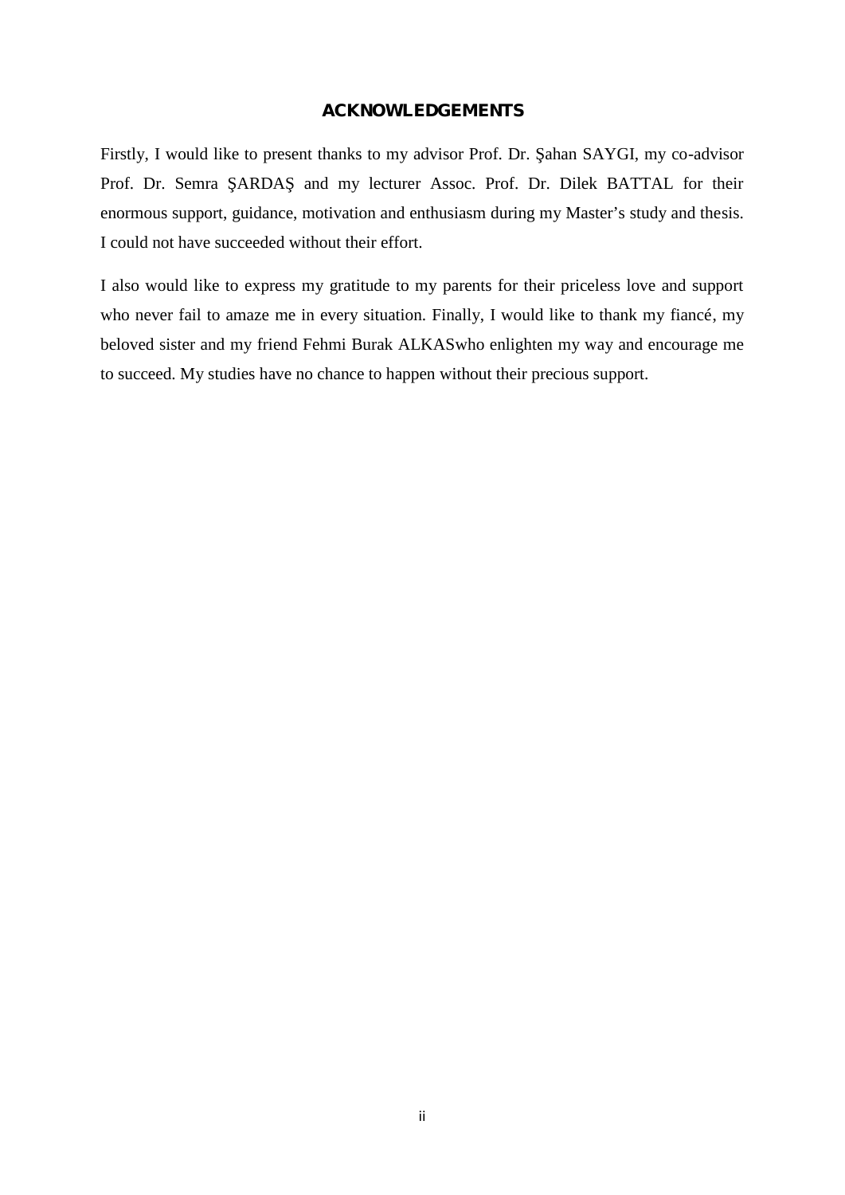# ACKNOWLEDGEMENTS

Firstly, I would like to present thanks to my advisor Prof. Dr. Şahan SAYGI, my co-advisor Prof. Dr. Semra ŞARDAŞ and my lecturer Assoc. Prof. Dr. Dilek BATTAL for their enormous support, guidance, motivation and enthusiasm during my Master's study and thesis. I could not have succeeded without their effort.

I also would like to express my gratitude to my parents for their priceless love and support who never fail to amaze me in every situation. Finally, I would like to thank my fiancé, my beloved sister and my friend Fehmi Burak ALKASwho enlighten my way and encourage me to succeed. My studies have no chance to happen without their precious support.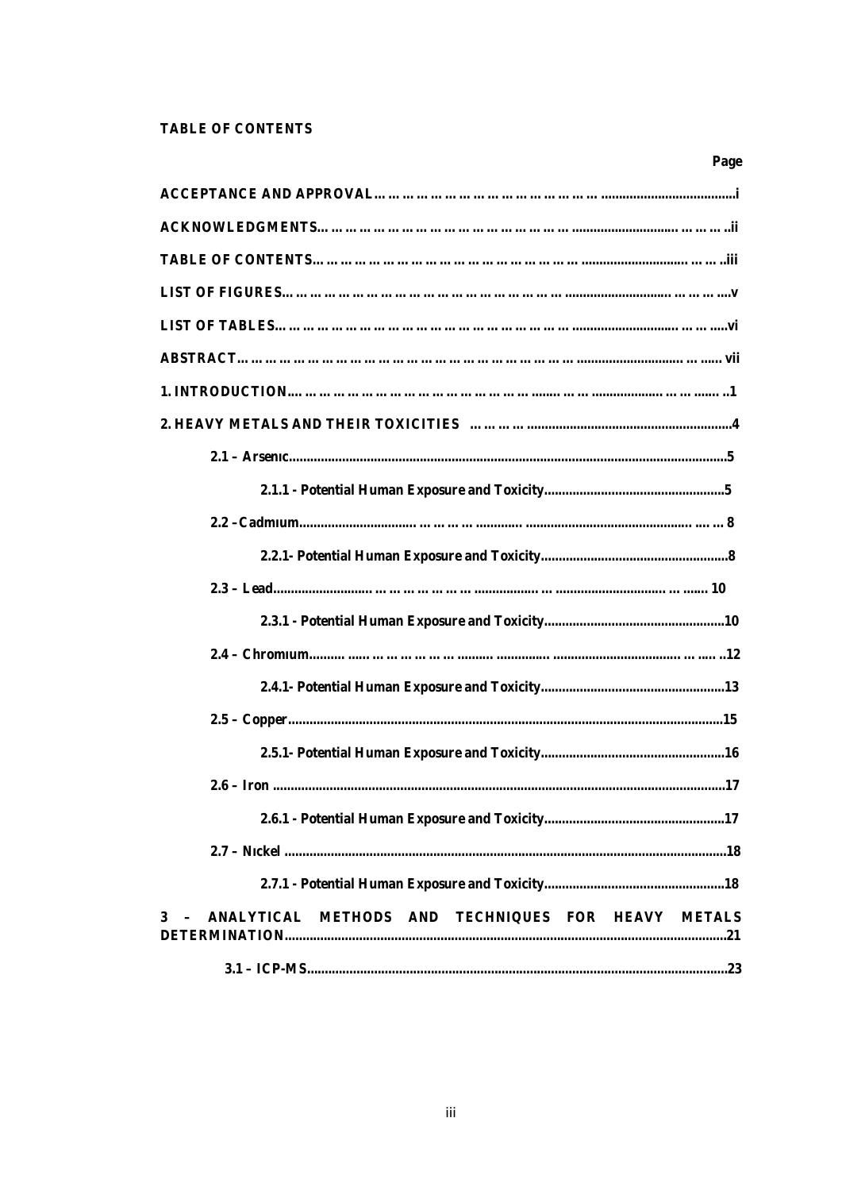**TABLE OF CONTENTS**

| | Page |
|---|---|
| **ACCEPTANCE AND APPROVAL** | **i** |
| **ACKNOWLEDGMENTS** | **ii** |
| **TABLE OF CONTENTS** | **iii** |
| **LIST OF FIGURES** | **v** |
| **LIST OF TABLES** | **vi** |
| **ABSTRACT** | **vii** |
| **1. INTRODUCTION** | **1** |
| **2. HEAVY METALS AND THEIR TOXICITIES** | **4** |
| **2.1 – Arsenıc** | **5** |
| **2.1.1 - Potential Human Exposure and Toxicity** | **5** |
| **2.2 –Cadmıum** | **8** |
| **2.2.1- Potential Human Exposure and Toxicity** | **8** |
| **2.3 – Lead** | **10** |
| **2.3.1 - Potential Human Exposure and Toxicity** | **10** |
| **2.4 – Chromıum** | **12** |
| **2.4.1- Potential Human Exposure and Toxicity** | **13** |
| **2.5 – Copper** | **15** |
| **2.5.1- Potential Human Exposure and Toxicity** | **16** |
| **2.6 – Iron** | **17** |
| **2.6.1 - Potential Human Exposure and Toxicity** | **17** |
| **2.7 – Nıckel** | **18** |
| **2.7.1 - Potential Human Exposure and Toxicity** | **18** |
| **3 – ANALYTICAL METHODS AND TECHNIQUES FOR HEAVY METALS DETERMINATION** | **21** |
| **3.1 – ICP-MS** | **23** |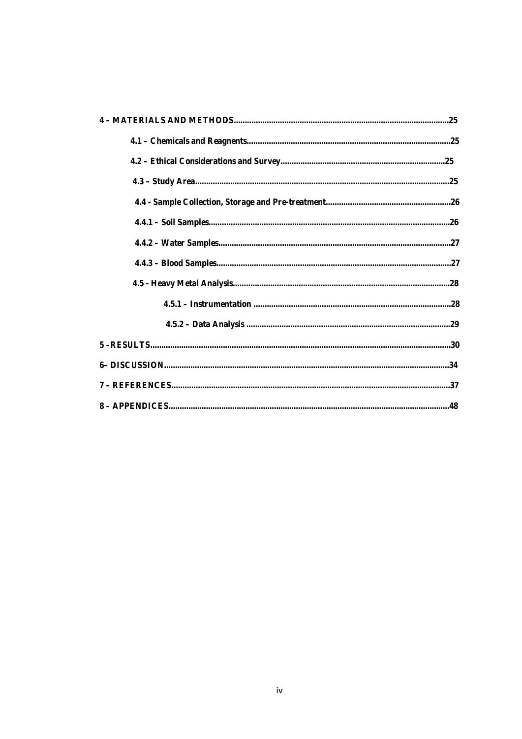**4 – MATERIALS AND METHODS.................................................................................................25**

**4.1 – Chemicals and Reagnents.............................................................................................25**

**4.2 – Ethical Considerations and Survey..........................................................................25**

**4.3 – Study Area...................................................................................................................25**

**4.4 - Sample Collection, Storage and Pre-treatment.........................................................26**

**4.4.1 – Soil Samples............................................................................................................26**

**4.4.2 – Water Samples........................................................................................................27**

**4.4.3 – Blood Samples.........................................................................................................27**

**4.5 - Heavy Metal Analysis..................................................................................................28**

**4.5.1 – Instrumentation ......................................................................................28**

**4.5.2 – Data Analysis ..........................................................................................29**

**5 –RESULTS.......................................................................................................................................30**

**6– DISCUSSION...............................................................................................................................34**

**7 – REFERENCES............................................................................................................................37**

**8 – APPENDICES.............................................................................................................................48**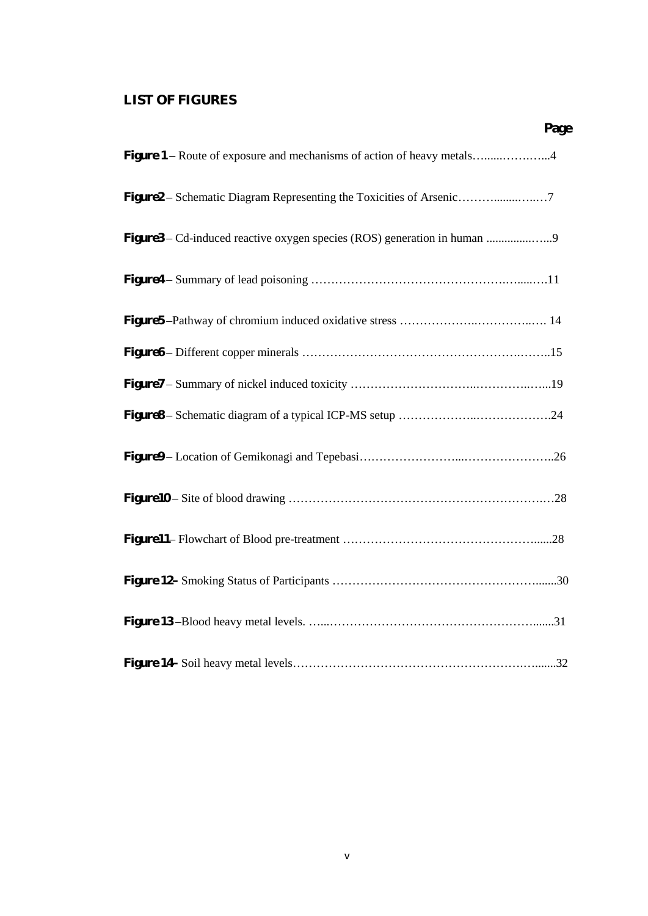## LIST OF FIGURES

| | Page |
|---|---|
| **Figure 1** – Route of exposure and mechanisms of action of heavy metals | 4 |
| **Figure2** – Schematic Diagram Representing the Toxicities of Arsenic | 7 |
| **Figure3** – Cd-induced reactive oxygen species (ROS) generation in human | 9 |
| **Figure4** – Summary of lead poisoning | 11 |
| **Figure5** –Pathway of chromium induced oxidative stress | 14 |
| **Figure6** – Different copper minerals | 15 |
| **Figure7** – Summary of nickel induced toxicity | 19 |
| **Figure8** – Schematic diagram of a typical ICP-MS setup | 24 |
| **Figure9** – Location of Gemikonagi and Tepebasi | 26 |
| **Figure10** – Site of blood drawing | 28 |
| **Figure11**– Flowchart of Blood pre-treatment | 28 |
| **Figure 12–** Smoking Status of Participants | 30 |
| **Figure 13** –Blood heavy metal levels. | 31 |
| **Figure 14–** Soil heavy metal levels | 32 |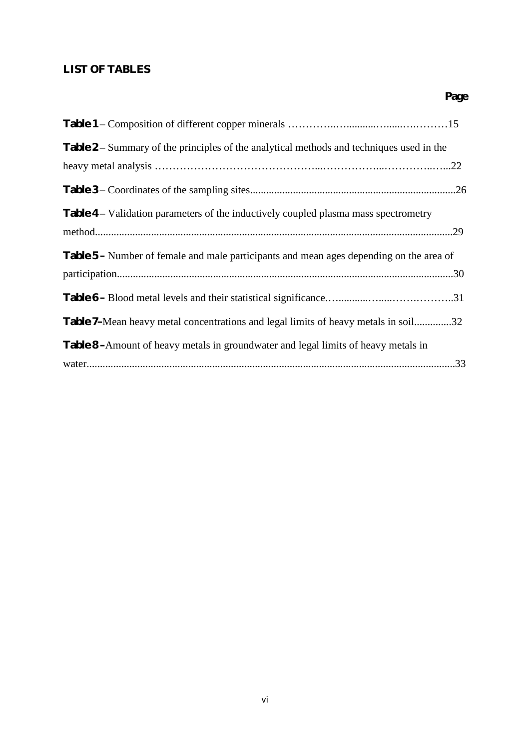## LIST OF TABLES

**Page**

**Table 1** – Composition of different copper minerals ……………..….........…......…..………15

**Table 2** – Summary of the principles of the analytical methods and techniques used in the heavy metal analysis ………………………………………...……………....…………..…...22

**Table 3** – Coordinates of the sampling sites............................................................................26

**Table 4** – Validation parameters of the inductively coupled plasma mass spectrometry method......................................................................................................................................29

**Table 5 –** Number of female and male participants and mean ages depending on the area of participation...............................................................................................................................30

**Table 6 –** Blood metal levels and their statistical significance.….........…......……….………..31

**Table 7–**Mean heavy metal concentrations and legal limits of heavy metals in soil.............32

**Table 8 –**Amount of heavy metals in groundwater and legal limits of heavy metals in water.........................................................................................................................................33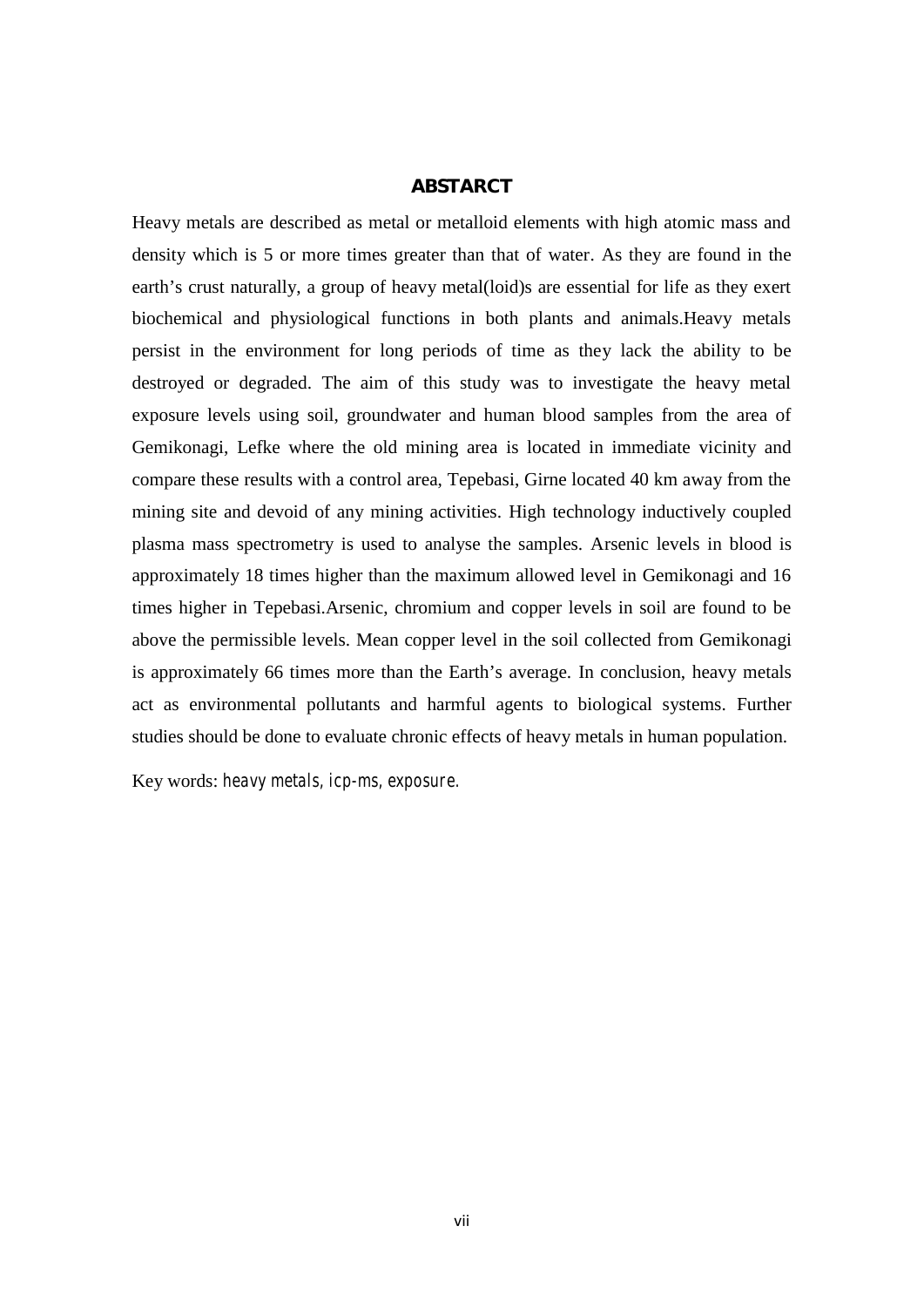## ABSTARCT

Heavy metals are described as metal or metalloid elements with high atomic mass and density which is 5 or more times greater than that of water. As they are found in the earth's crust naturally, a group of heavy metal(loid)s are essential for life as they exert biochemical and physiological functions in both plants and animals.Heavy metals persist in the environment for long periods of time as they lack the ability to be destroyed or degraded. The aim of this study was to investigate the heavy metal exposure levels using soil, groundwater and human blood samples from the area of Gemikonagi, Lefke where the old mining area is located in immediate vicinity and compare these results with a control area, Tepebasi, Girne located 40 km away from the mining site and devoid of any mining activities. High technology inductively coupled plasma mass spectrometry is used to analyse the samples. Arsenic levels in blood is approximately 18 times higher than the maximum allowed level in Gemikonagi and 16 times higher in Tepebasi.Arsenic, chromium and copper levels in soil are found to be above the permissible levels. Mean copper level in the soil collected from Gemikonagi is approximately 66 times more than the Earth's average. In conclusion, heavy metals act as environmental pollutants and harmful agents to biological systems. Further studies should be done to evaluate chronic effects of heavy metals in human population.

Key words: *heavy metals, icp-ms, exposure.*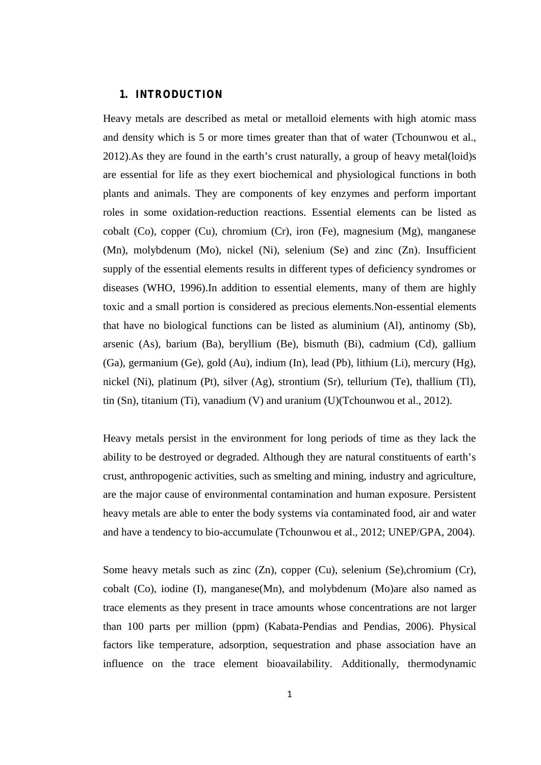## 1. INTRODUCTION

Heavy metals are described as metal or metalloid elements with high atomic mass and density which is 5 or more times greater than that of water (Tchounwou et al., 2012).As they are found in the earth's crust naturally, a group of heavy metal(loid)s are essential for life as they exert biochemical and physiological functions in both plants and animals. They are components of key enzymes and perform important roles in some oxidation-reduction reactions. Essential elements can be listed as cobalt (Co), copper (Cu), chromium (Cr), iron (Fe), magnesium (Mg), manganese (Mn), molybdenum (Mo), nickel (Ni), selenium (Se) and zinc (Zn). Insufficient supply of the essential elements results in different types of deficiency syndromes or diseases (WHO, 1996).In addition to essential elements, many of them are highly toxic and a small portion is considered as precious elements.Non-essential elements that have no biological functions can be listed as aluminium (Al), antinomy (Sb), arsenic (As), barium (Ba), beryllium (Be), bismuth (Bi), cadmium (Cd), gallium (Ga), germanium (Ge), gold (Au), indium (In), lead (Pb), lithium (Li), mercury (Hg), nickel (Ni), platinum (Pt), silver (Ag), strontium (Sr), tellurium (Te), thallium (Tl), tin (Sn), titanium (Ti), vanadium (V) and uranium (U)(Tchounwou et al., 2012).

Heavy metals persist in the environment for long periods of time as they lack the ability to be destroyed or degraded. Although they are natural constituents of earth's crust, anthropogenic activities, such as smelting and mining, industry and agriculture, are the major cause of environmental contamination and human exposure. Persistent heavy metals are able to enter the body systems via contaminated food, air and water and have a tendency to bio-accumulate (Tchounwou et al., 2012; UNEP/GPA, 2004).

Some heavy metals such as zinc (Zn), copper (Cu), selenium (Se),chromium (Cr), cobalt (Co), iodine (I), manganese(Mn), and molybdenum (Mo)are also named as trace elements as they present in trace amounts whose concentrations are not larger than 100 parts per million (ppm) (Kabata-Pendias and Pendias, 2006). Physical factors like temperature, adsorption, sequestration and phase association have an influence on the trace element bioavailability. Additionally, thermodynamic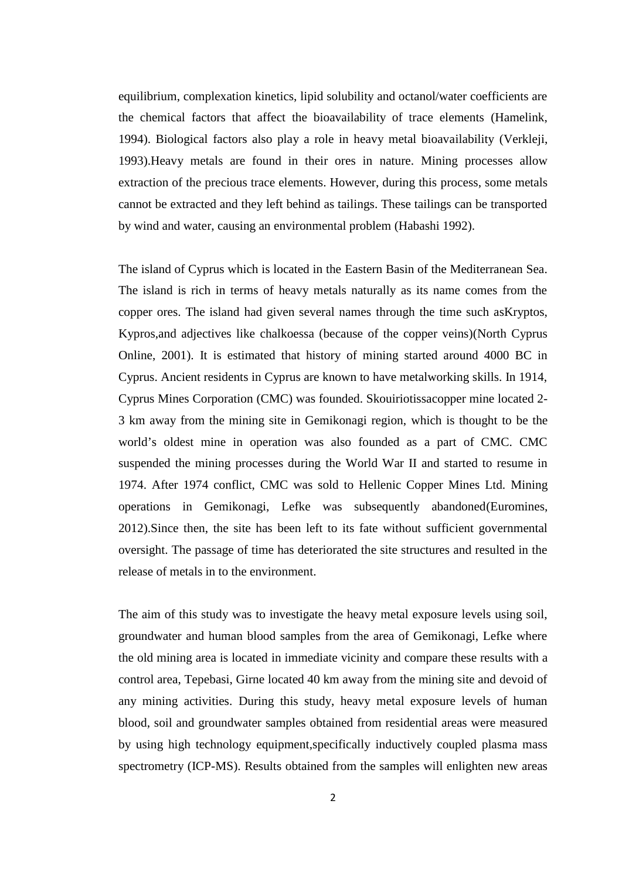equilibrium, complexation kinetics, lipid solubility and octanol/water coefficients are the chemical factors that affect the bioavailability of trace elements (Hamelink, 1994). Biological factors also play a role in heavy metal bioavailability (Verkleji, 1993).Heavy metals are found in their ores in nature. Mining processes allow extraction of the precious trace elements. However, during this process, some metals cannot be extracted and they left behind as tailings. These tailings can be transported by wind and water, causing an environmental problem (Habashi 1992).

The island of Cyprus which is located in the Eastern Basin of the Mediterranean Sea. The island is rich in terms of heavy metals naturally as its name comes from the copper ores. The island had given several names through the time such asKryptos, Kypros,and adjectives like chalkoessa (because of the copper veins)(North Cyprus Online, 2001). It is estimated that history of mining started around 4000 BC in Cyprus. Ancient residents in Cyprus are known to have metalworking skills. In 1914, Cyprus Mines Corporation (CMC) was founded. Skouiriotissacopper mine located 2-3 km away from the mining site in Gemikonagi region, which is thought to be the world's oldest mine in operation was also founded as a part of CMC. CMC suspended the mining processes during the World War II and started to resume in 1974. After 1974 conflict, CMC was sold to Hellenic Copper Mines Ltd. Mining operations in Gemikonagi, Lefke was subsequently abandoned(Euromines, 2012).Since then, the site has been left to its fate without sufficient governmental oversight. The passage of time has deteriorated the site structures and resulted in the release of metals in to the environment.

The aim of this study was to investigate the heavy metal exposure levels using soil, groundwater and human blood samples from the area of Gemikonagi, Lefke where the old mining area is located in immediate vicinity and compare these results with a control area, Tepebasi, Girne located 40 km away from the mining site and devoid of any mining activities. During this study, heavy metal exposure levels of human blood, soil and groundwater samples obtained from residential areas were measured by using high technology equipment,specifically inductively coupled plasma mass spectrometry (ICP-MS). Results obtained from the samples will enlighten new areas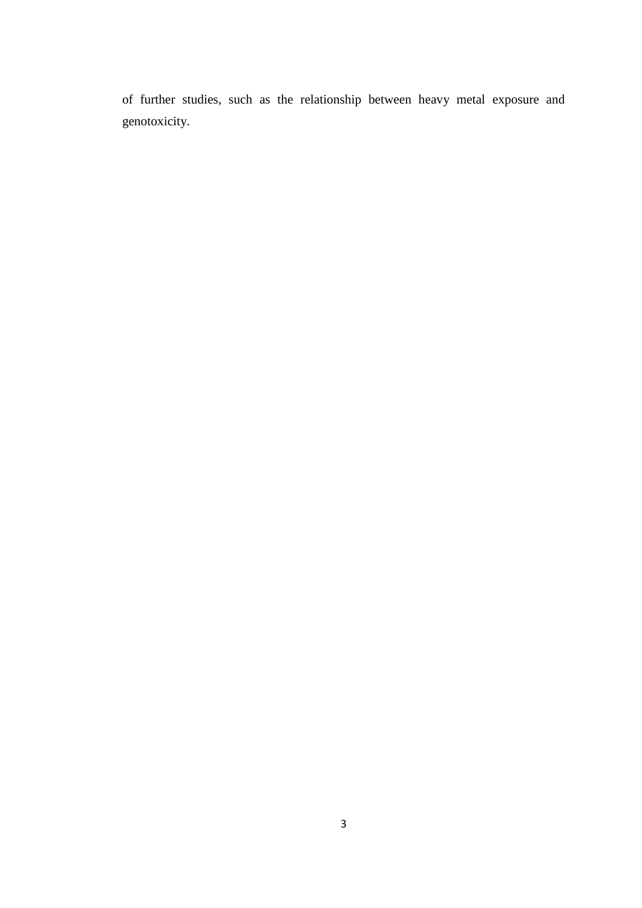of further studies, such as the relationship between heavy metal exposure and genotoxicity.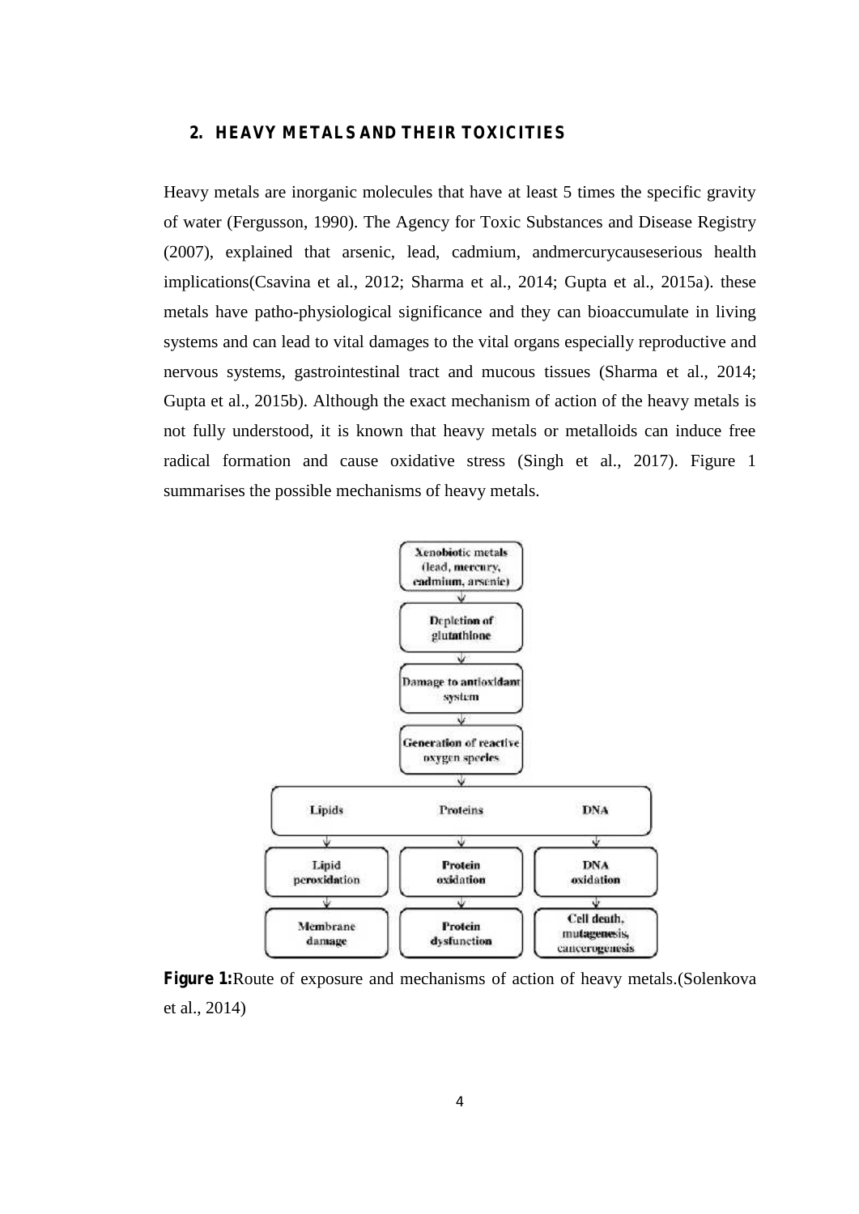## 2. HEAVY METALS AND THEIR TOXICITIES

Heavy metals are inorganic molecules that have at least 5 times the specific gravity of water (Fergusson, 1990). The Agency for Toxic Substances and Disease Registry (2007), explained that arsenic, lead, cadmium, andmercurycauseserious health implications(Csavina et al., 2012; Sharma et al., 2014; Gupta et al., 2015a). these metals have patho-physiological significance and they can bioaccumulate in living systems and can lead to vital damages to the vital organs especially reproductive and nervous systems, gastrointestinal tract and mucous tissues (Sharma et al., 2014; Gupta et al., 2015b). Although the exact mechanism of action of the heavy metals is not fully understood, it is known that heavy metals or metalloids can induce free radical formation and cause oxidative stress (Singh et al., 2017). Figure 1 summarises the possible mechanisms of heavy metals.

**Figure 1:** Route of exposure and mechanisms of action of heavy metals.(Solenkova et al., 2014)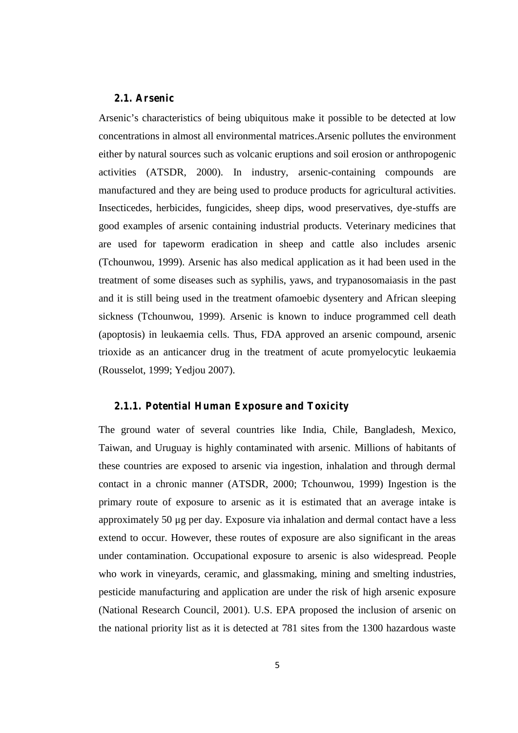### 2.1. Arsenic

Arsenic's characteristics of being ubiquitous make it possible to be detected at low concentrations in almost all environmental matrices.Arsenic pollutes the environment either by natural sources such as volcanic eruptions and soil erosion or anthropogenic activities (ATSDR, 2000). In industry, arsenic-containing compounds are manufactured and they are being used to produce products for agricultural activities. Insecticedes, herbicides, fungicides, sheep dips, wood preservatives, dye-stuffs are good examples of arsenic containing industrial products. Veterinary medicines that are used for tapeworm eradication in sheep and cattle also includes arsenic (Tchounwou, 1999). Arsenic has also medical application as it had been used in the treatment of some diseases such as syphilis, yaws, and trypanosomaiasis in the past and it is still being used in the treatment ofamoebic dysentery and African sleeping sickness (Tchounwou, 1999). Arsenic is known to induce programmed cell death (apoptosis) in leukaemia cells. Thus, FDA approved an arsenic compound, arsenic trioxide as an anticancer drug in the treatment of acute promyelocytic leukaemia (Rousselot, 1999; Yedjou 2007).

#### 2.1.1. Potential Human Exposure and Toxicity

The ground water of several countries like India, Chile, Bangladesh, Mexico, Taiwan, and Uruguay is highly contaminated with arsenic. Millions of habitants of these countries are exposed to arsenic via ingestion, inhalation and through dermal contact in a chronic manner (ATSDR, 2000; Tchounwou, 1999) Ingestion is the primary route of exposure to arsenic as it is estimated that an average intake is approximately 50 µg per day. Exposure via inhalation and dermal contact have a less extend to occur. However, these routes of exposure are also significant in the areas under contamination. Occupational exposure to arsenic is also widespread. People who work in vineyards, ceramic, and glassmaking, mining and smelting industries, pesticide manufacturing and application are under the risk of high arsenic exposure (National Research Council, 2001). U.S. EPA proposed the inclusion of arsenic on the national priority list as it is detected at 781 sites from the 1300 hazardous waste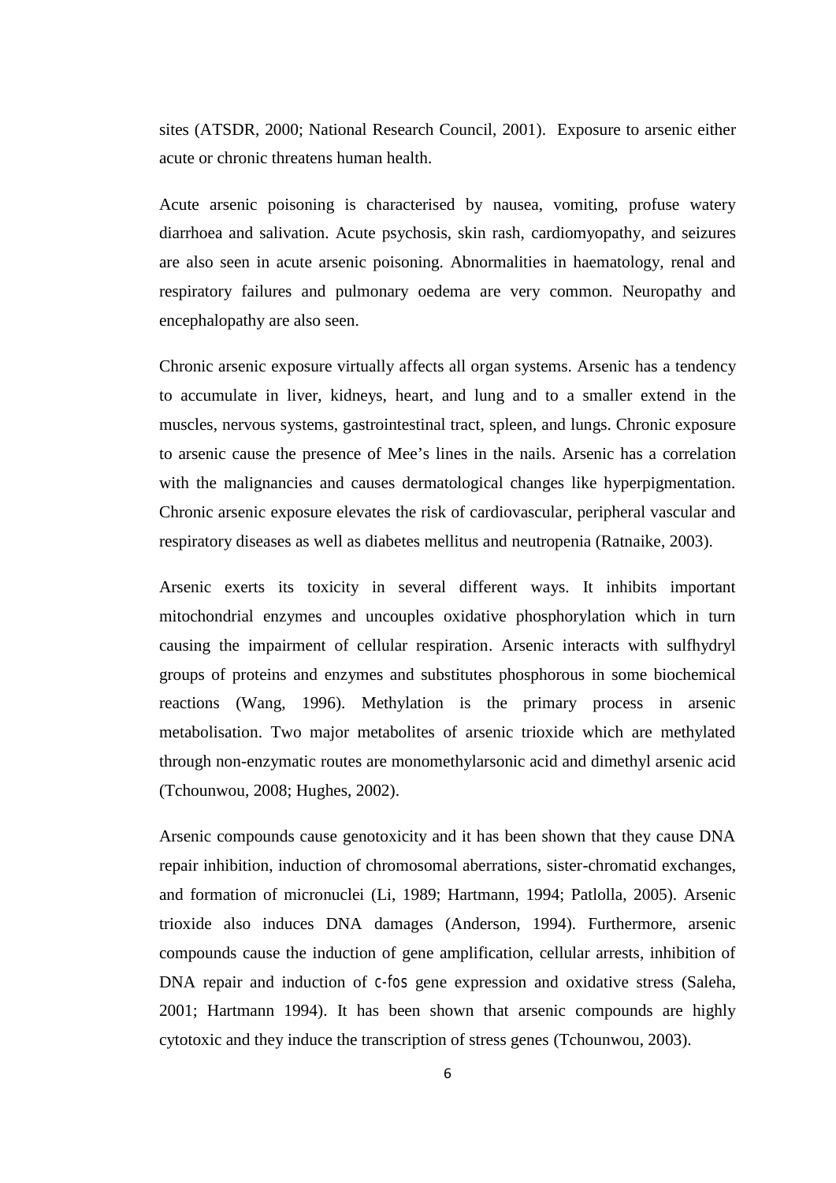sites (ATSDR, 2000; National Research Council, 2001). Exposure to arsenic either acute or chronic threatens human health.

Acute arsenic poisoning is characterised by nausea, vomiting, profuse watery diarrhoea and salivation. Acute psychosis, skin rash, cardiomyopathy, and seizures are also seen in acute arsenic poisoning. Abnormalities in haematology, renal and respiratory failures and pulmonary oedema are very common. Neuropathy and encephalopathy are also seen.

Chronic arsenic exposure virtually affects all organ systems. Arsenic has a tendency to accumulate in liver, kidneys, heart, and lung and to a smaller extend in the muscles, nervous systems, gastrointestinal tract, spleen, and lungs. Chronic exposure to arsenic cause the presence of Mee's lines in the nails. Arsenic has a correlation with the malignancies and causes dermatological changes like hyperpigmentation. Chronic arsenic exposure elevates the risk of cardiovascular, peripheral vascular and respiratory diseases as well as diabetes mellitus and neutropenia (Ratnaike, 2003).

Arsenic exerts its toxicity in several different ways. It inhibits important mitochondrial enzymes and uncouples oxidative phosphorylation which in turn causing the impairment of cellular respiration. Arsenic interacts with sulfhydryl groups of proteins and enzymes and substitutes phosphorous in some biochemical reactions (Wang, 1996). Methylation is the primary process in arsenic metabolisation. Two major metabolites of arsenic trioxide which are methylated through non-enzymatic routes are monomethylarsonic acid and dimethyl arsenic acid (Tchounwou, 2008; Hughes, 2002).

Arsenic compounds cause genotoxicity and it has been shown that they cause DNA repair inhibition, induction of chromosomal aberrations, sister-chromatid exchanges, and formation of micronuclei (Li, 1989; Hartmann, 1994; Patlolla, 2005). Arsenic trioxide also induces DNA damages (Anderson, 1994). Furthermore, arsenic compounds cause the induction of gene amplification, cellular arrests, inhibition of DNA repair and induction of c-fos gene expression and oxidative stress (Saleha, 2001; Hartmann 1994). It has been shown that arsenic compounds are highly cytotoxic and they induce the transcription of stress genes (Tchounwou, 2003).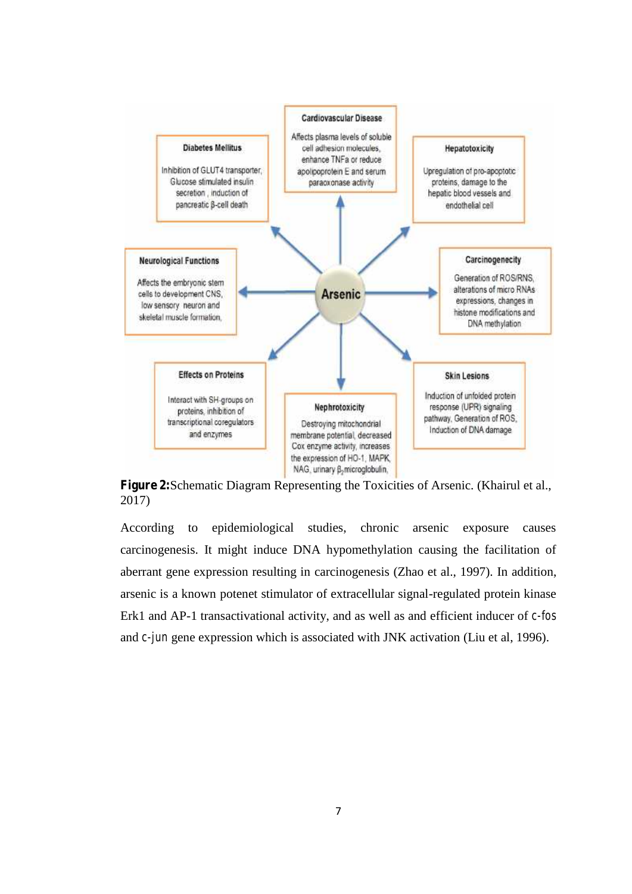**Arsenic**

**Cardiovascular Disease**
Affects plasma levels of soluble cell adhesion molecules, enhance TNFa or reduce apolipoprotein E and serum paraoxonase activity

**Hepatotoxicity**
Upregulation of pro-apoptotic proteins, damage to the hepatic blood vessels and endothelial cell

**Carcinogenecity**
Generation of ROS/RNS, alterations of micro RNAs expressions, changes in histone modifications and DNA methylation

**Skin Lesions**
Induction of unfolded protein response (UPR) signaling pathway, Generation of ROS, Induction of DNA damage

**Nephrotoxicity**
Destroying mitochondrial membrane potential, decreased Cox enzyme activity, increases the expression of HO-1, MAPK, NAG, urinary $\beta_2$-microglobulin,

**Effects on Proteins**
Interact with SH-groups on proteins, inhibition of transcriptional coregulators and enzymes

**Neurological Functions**
Affects the embryonic stem cells to development CNS, low sensory neuron and skeletal muscle formation,

**Diabetes Mellitus**
Inhibition of GLUT4 transporter, Glucose stimulated insulin secretion, induction of pancreatic β-cell death

**Figure 2:** Schematic Diagram Representing the Toxicities of Arsenic. (Khairul et al., 2017)

According to epidemiological studies, chronic arsenic exposure causes carcinogenesis. It might induce DNA hypomethylation causing the facilitation of aberrant gene expression resulting in carcinogenesis (Zhao et al., 1997). In addition, arsenic is a known potenet stimulator of extracellular signal-regulated protein kinase Erk1 and AP-1 transactivational activity, and as well as and efficient inducer of c-fos and c-jun gene expression which is associated with JNK activation (Liu et al, 1996).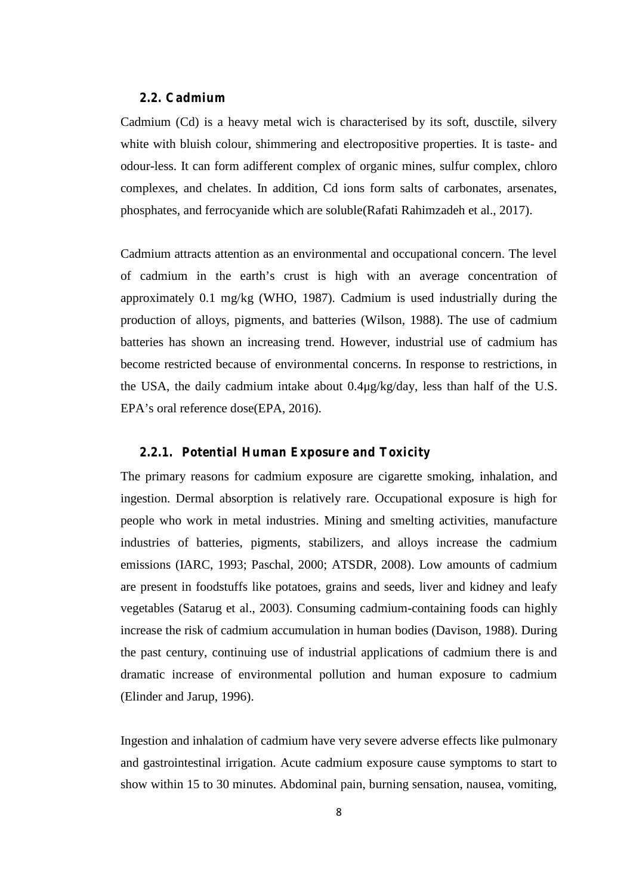## 2.2. Cadmium

Cadmium (Cd) is a heavy metal wich is characterised by its soft, dusctile, silvery white with bluish colour, shimmering and electropositive properties. It is taste- and odour-less. It can form adifferent complex of organic mines, sulfur complex, chloro complexes, and chelates. In addition, Cd ions form salts of carbonates, arsenates, phosphates, and ferrocyanide which are soluble(Rafati Rahimzadeh et al., 2017).

Cadmium attracts attention as an environmental and occupational concern. The level of cadmium in the earth's crust is high with an average concentration of approximately 0.1 mg/kg (WHO, 1987). Cadmium is used industrially during the production of alloys, pigments, and batteries (Wilson, 1988). The use of cadmium batteries has shown an increasing trend. However, industrial use of cadmium has become restricted because of environmental concerns. In response to restrictions, in the USA, the daily cadmium intake about 0.4μg/kg/day, less than half of the U.S. EPA's oral reference dose(EPA, 2016).

### 2.2.1. Potential Human Exposure and Toxicity

The primary reasons for cadmium exposure are cigarette smoking, inhalation, and ingestion. Dermal absorption is relatively rare. Occupational exposure is high for people who work in metal industries. Mining and smelting activities, manufacture industries of batteries, pigments, stabilizers, and alloys increase the cadmium emissions (IARC, 1993; Paschal, 2000; ATSDR, 2008). Low amounts of cadmium are present in foodstuffs like potatoes, grains and seeds, liver and kidney and leafy vegetables (Satarug et al., 2003). Consuming cadmium-containing foods can highly increase the risk of cadmium accumulation in human bodies (Davison, 1988). During the past century, continuing use of industrial applications of cadmium there is and dramatic increase of environmental pollution and human exposure to cadmium (Elinder and Jarup, 1996).

Ingestion and inhalation of cadmium have very severe adverse effects like pulmonary and gastrointestinal irrigation. Acute cadmium exposure cause symptoms to start to show within 15 to 30 minutes. Abdominal pain, burning sensation, nausea, vomiting,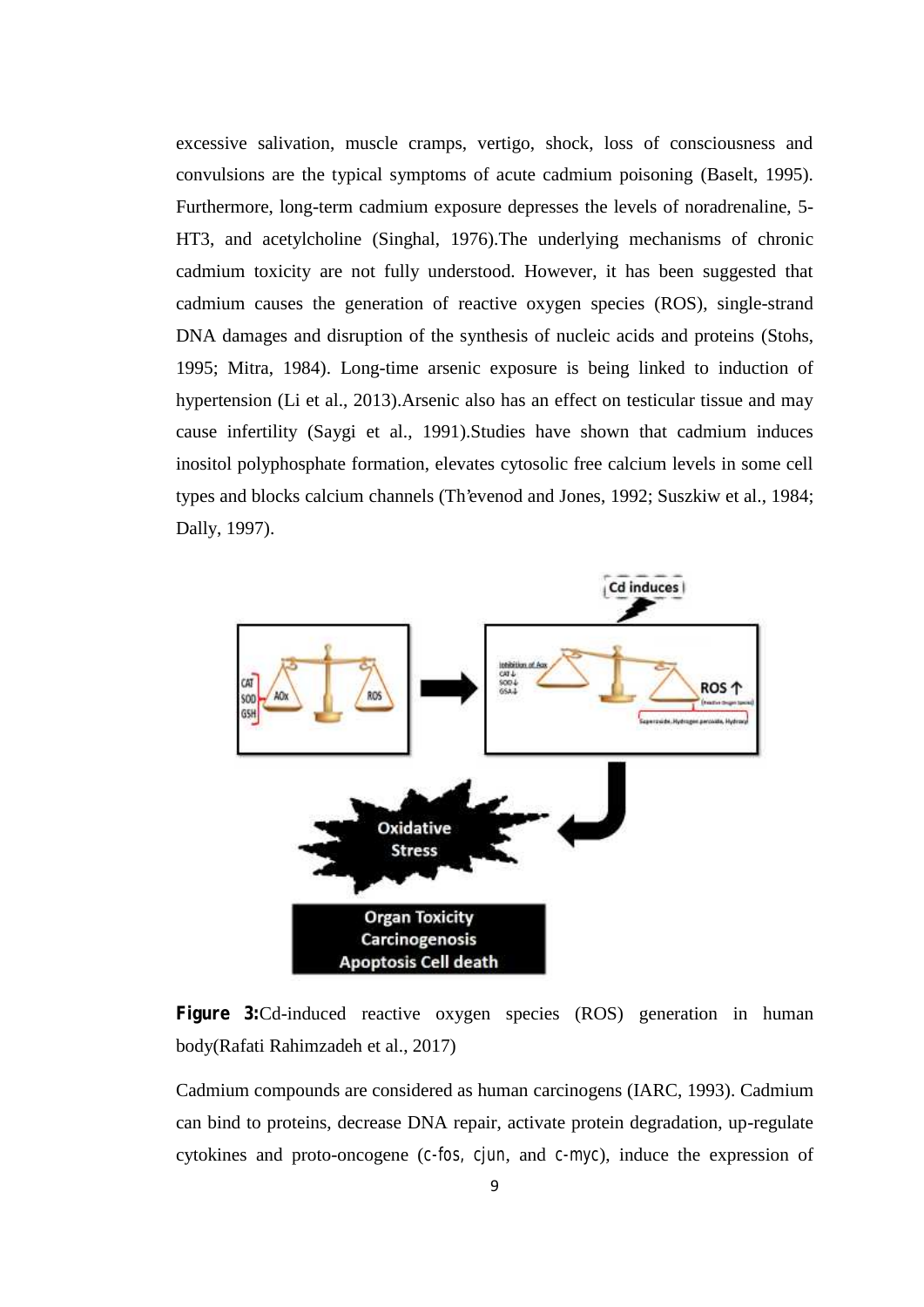excessive salivation, muscle cramps, vertigo, shock, loss of consciousness and convulsions are the typical symptoms of acute cadmium poisoning (Baselt, 1995). Furthermore, long-term cadmium exposure depresses the levels of noradrenaline, 5-HT3, and acetylcholine (Singhal, 1976).The underlying mechanisms of chronic cadmium toxicity are not fully understood. However, it has been suggested that cadmium causes the generation of reactive oxygen species (ROS), single-strand DNA damages and disruption of the synthesis of nucleic acids and proteins (Stohs, 1995; Mitra, 1984). Long-time arsenic exposure is being linked to induction of hypertension (Li et al., 2013).Arsenic also has an effect on testicular tissue and may cause infertility (Saygi et al., 1991).Studies have shown that cadmium induces inositol polyphosphate formation, elevates cytosolic free calcium levels in some cell types and blocks calcium channels (Th'evenod and Jones, 1992; Suszkiw et al., 1984; Dally, 1997).

**Figure 3:**Cd-induced reactive oxygen species (ROS) generation in human body(Rafati Rahimzadeh et al., 2017)

Cadmium compounds are considered as human carcinogens (IARC, 1993). Cadmium can bind to proteins, decrease DNA repair, activate protein degradation, up-regulate cytokines and proto-oncogene (c-fos, cjun, and c-myc), induce the expression of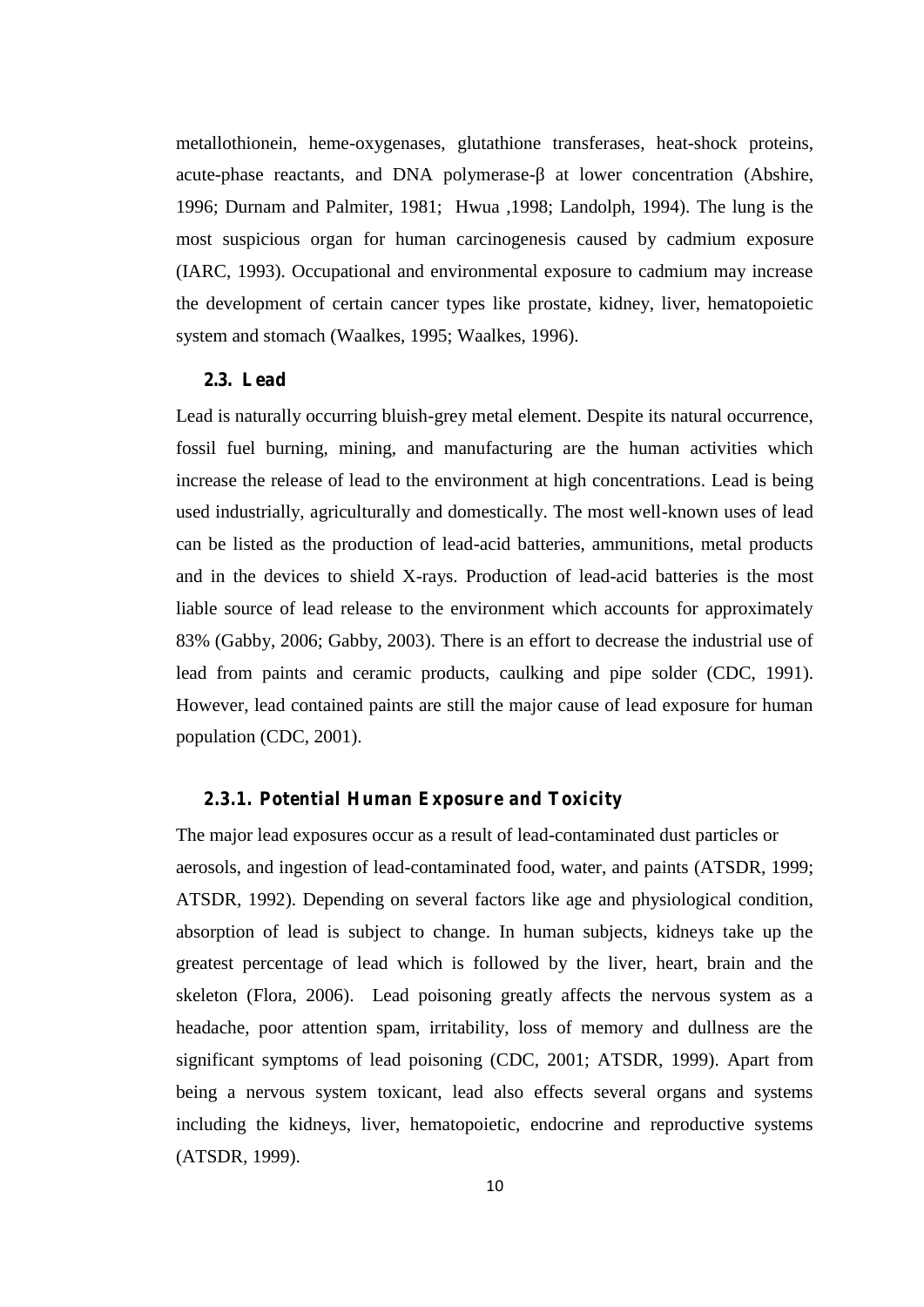metallothionein, heme-oxygenases, glutathione transferases, heat-shock proteins, acute-phase reactants, and DNA polymerase-β at lower concentration (Abshire, 1996; Durnam and Palmiter, 1981; Hwua ,1998; Landolph, 1994). The lung is the most suspicious organ for human carcinogenesis caused by cadmium exposure (IARC, 1993). Occupational and environmental exposure to cadmium may increase the development of certain cancer types like prostate, kidney, liver, hematopoietic system and stomach (Waalkes, 1995; Waalkes, 1996).

## 2.3. Lead

Lead is naturally occurring bluish-grey metal element. Despite its natural occurrence, fossil fuel burning, mining, and manufacturing are the human activities which increase the release of lead to the environment at high concentrations. Lead is being used industrially, agriculturally and domestically. The most well-known uses of lead can be listed as the production of lead-acid batteries, ammunitions, metal products and in the devices to shield X-rays. Production of lead-acid batteries is the most liable source of lead release to the environment which accounts for approximately 83% (Gabby, 2006; Gabby, 2003). There is an effort to decrease the industrial use of lead from paints and ceramic products, caulking and pipe solder (CDC, 1991). However, lead contained paints are still the major cause of lead exposure for human population (CDC, 2001).

### 2.3.1. Potential Human Exposure and Toxicity

The major lead exposures occur as a result of lead-contaminated dust particles or aerosols, and ingestion of lead-contaminated food, water, and paints (ATSDR, 1999; ATSDR, 1992). Depending on several factors like age and physiological condition, absorption of lead is subject to change. In human subjects, kidneys take up the greatest percentage of lead which is followed by the liver, heart, brain and the skeleton (Flora, 2006). Lead poisoning greatly affects the nervous system as a headache, poor attention spam, irritability, loss of memory and dullness are the significant symptoms of lead poisoning (CDC, 2001; ATSDR, 1999). Apart from being a nervous system toxicant, lead also effects several organs and systems including the kidneys, liver, hematopoietic, endocrine and reproductive systems (ATSDR, 1999).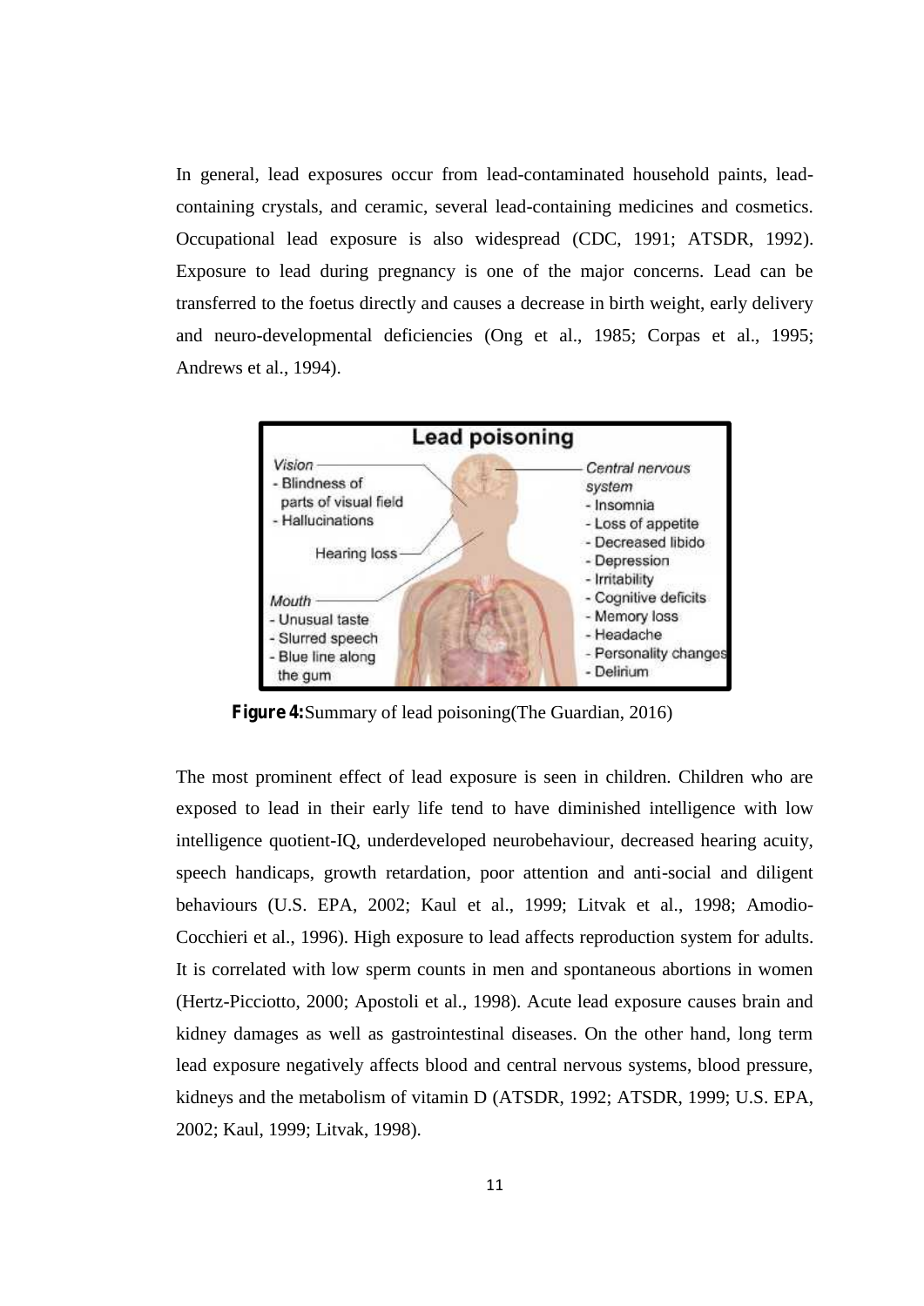In general, lead exposures occur from lead-contaminated household paints, lead-containing crystals, and ceramic, several lead-containing medicines and cosmetics. Occupational lead exposure is also widespread (CDC, 1991; ATSDR, 1992). Exposure to lead during pregnancy is one of the major concerns. Lead can be transferred to the foetus directly and causes a decrease in birth weight, early delivery and neuro-developmental deficiencies (Ong et al., 1985; Corpas et al., 1995; Andrews et al., 1994).

**Figure 4:** Summary of lead poisoning(The Guardian, 2016)

The most prominent effect of lead exposure is seen in children. Children who are exposed to lead in their early life tend to have diminished intelligence with low intelligence quotient-IQ, underdeveloped neurobehaviour, decreased hearing acuity, speech handicaps, growth retardation, poor attention and anti-social and diligent behaviours (U.S. EPA, 2002; Kaul et al., 1999; Litvak et al., 1998; Amodio-Cocchieri et al., 1996). High exposure to lead affects reproduction system for adults. It is correlated with low sperm counts in men and spontaneous abortions in women (Hertz-Picciotto, 2000; Apostoli et al., 1998). Acute lead exposure causes brain and kidney damages as well as gastrointestinal diseases. On the other hand, long term lead exposure negatively affects blood and central nervous systems, blood pressure, kidneys and the metabolism of vitamin D (ATSDR, 1992; ATSDR, 1999; U.S. EPA, 2002; Kaul, 1999; Litvak, 1998).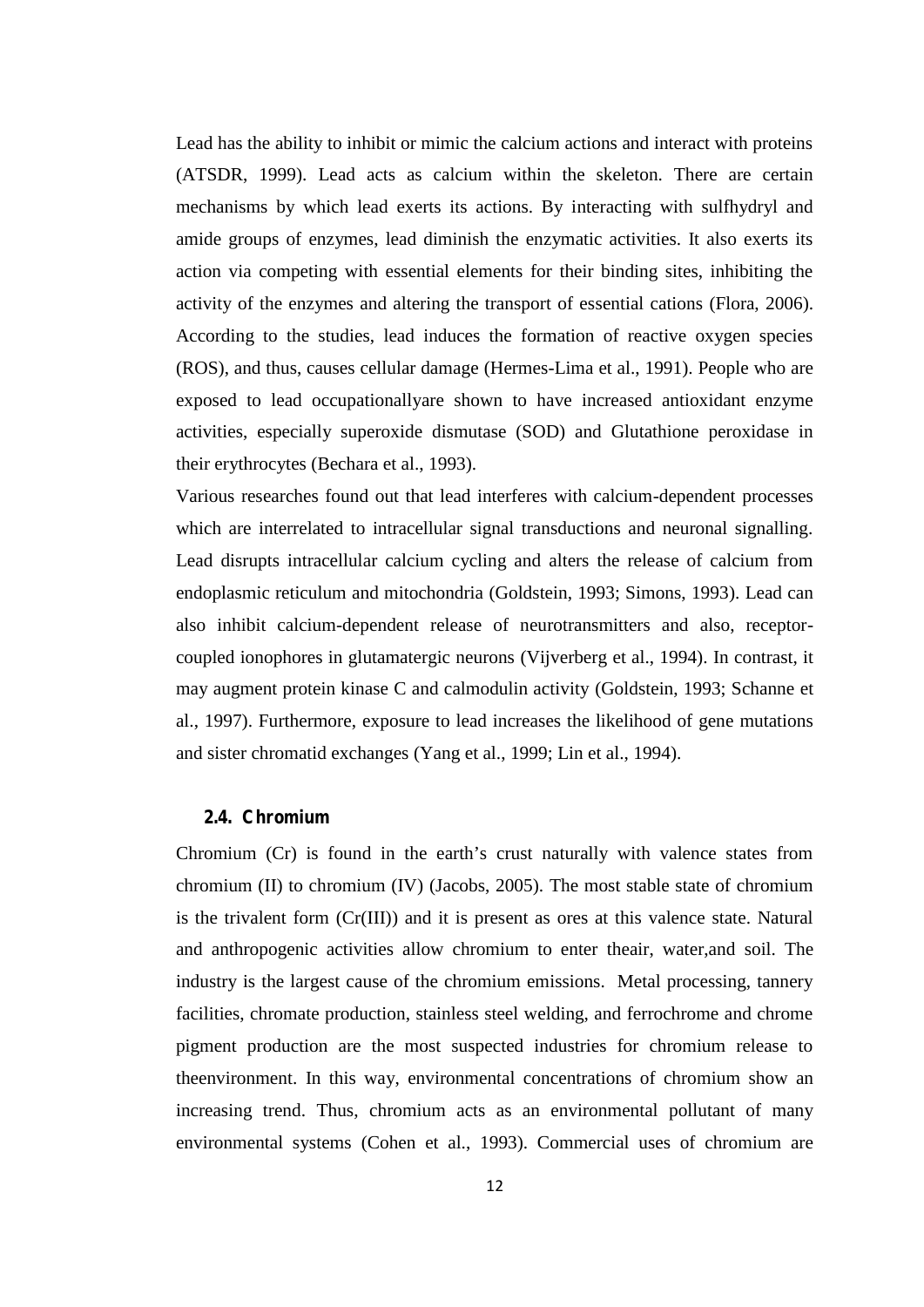Lead has the ability to inhibit or mimic the calcium actions and interact with proteins (ATSDR, 1999). Lead acts as calcium within the skeleton. There are certain mechanisms by which lead exerts its actions. By interacting with sulfhydryl and amide groups of enzymes, lead diminish the enzymatic activities. It also exerts its action via competing with essential elements for their binding sites, inhibiting the activity of the enzymes and altering the transport of essential cations (Flora, 2006). According to the studies, lead induces the formation of reactive oxygen species (ROS), and thus, causes cellular damage (Hermes-Lima et al., 1991). People who are exposed to lead occupationallyare shown to have increased antioxidant enzyme activities, especially superoxide dismutase (SOD) and Glutathione peroxidase in their erythrocytes (Bechara et al., 1993).

Various researches found out that lead interferes with calcium-dependent processes which are interrelated to intracellular signal transductions and neuronal signalling. Lead disrupts intracellular calcium cycling and alters the release of calcium from endoplasmic reticulum and mitochondria (Goldstein, 1993; Simons, 1993). Lead can also inhibit calcium-dependent release of neurotransmitters and also, receptor-coupled ionophores in glutamatergic neurons (Vijverberg et al., 1994). In contrast, it may augment protein kinase C and calmodulin activity (Goldstein, 1993; Schanne et al., 1997). Furthermore, exposure to lead increases the likelihood of gene mutations and sister chromatid exchanges (Yang et al., 1999; Lin et al., 1994).

## 2.4. Chromium

Chromium (Cr) is found in the earth's crust naturally with valence states from chromium (II) to chromium (IV) (Jacobs, 2005). The most stable state of chromium is the trivalent form (Cr(III)) and it is present as ores at this valence state. Natural and anthropogenic activities allow chromium to enter theair, water,and soil. The industry is the largest cause of the chromium emissions. Metal processing, tannery facilities, chromate production, stainless steel welding, and ferrochrome and chrome pigment production are the most suspected industries for chromium release to theenvironment. In this way, environmental concentrations of chromium show an increasing trend. Thus, chromium acts as an environmental pollutant of many environmental systems (Cohen et al., 1993). Commercial uses of chromium are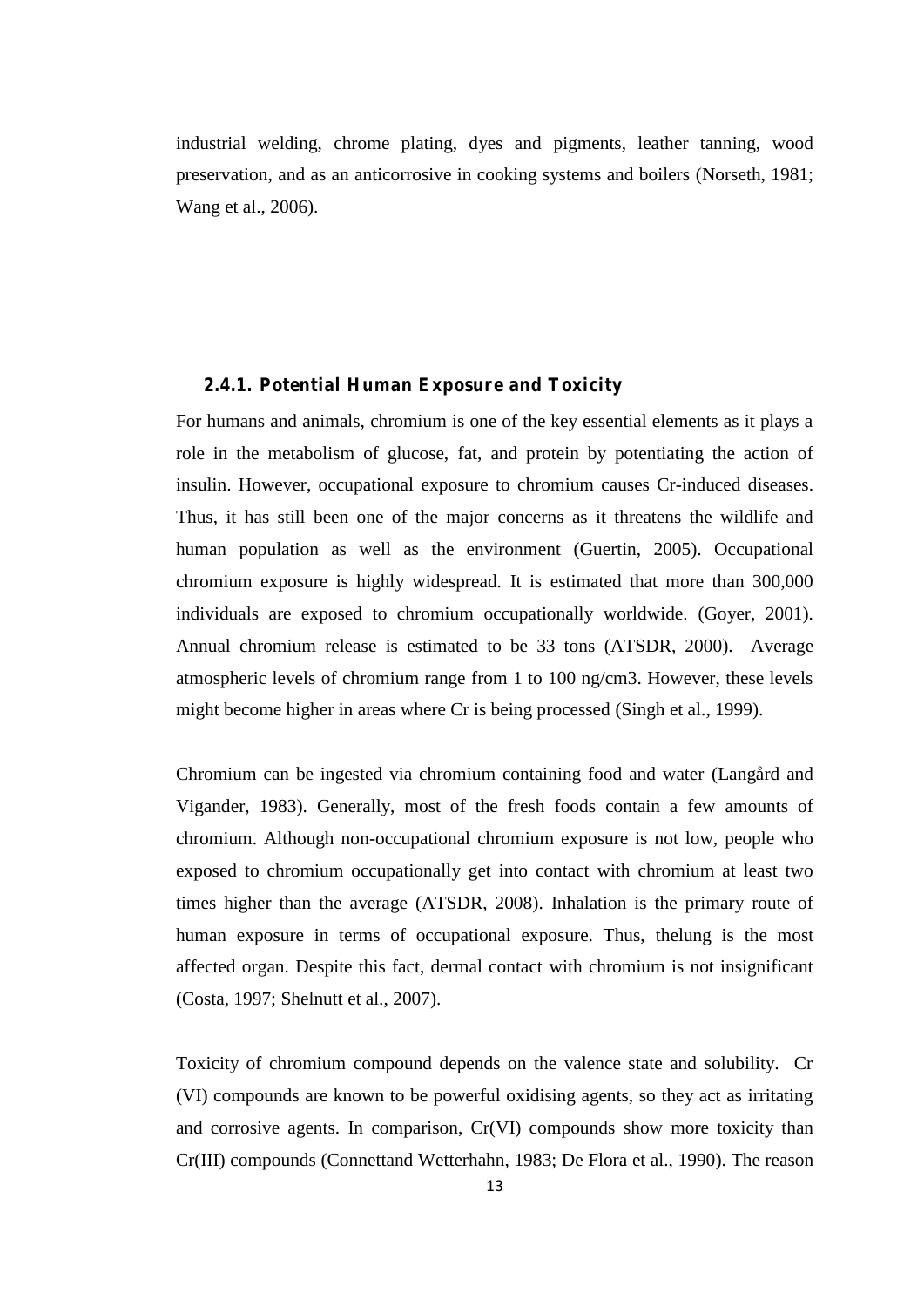industrial welding, chrome plating, dyes and pigments, leather tanning, wood preservation, and as an anticorrosive in cooking systems and boilers (Norseth, 1981; Wang et al., 2006).

### 2.4.1. Potential Human Exposure and Toxicity

For humans and animals, chromium is one of the key essential elements as it plays a role in the metabolism of glucose, fat, and protein by potentiating the action of insulin. However, occupational exposure to chromium causes Cr-induced diseases. Thus, it has still been one of the major concerns as it threatens the wildlife and human population as well as the environment (Guertin, 2005). Occupational chromium exposure is highly widespread. It is estimated that more than 300,000 individuals are exposed to chromium occupationally worldwide. (Goyer, 2001). Annual chromium release is estimated to be 33 tons (ATSDR, 2000). Average atmospheric levels of chromium range from 1 to 100 ng/cm3. However, these levels might become higher in areas where Cr is being processed (Singh et al., 1999).

Chromium can be ingested via chromium containing food and water (Langård and Vigander, 1983). Generally, most of the fresh foods contain a few amounts of chromium. Although non-occupational chromium exposure is not low, people who exposed to chromium occupationally get into contact with chromium at least two times higher than the average (ATSDR, 2008). Inhalation is the primary route of human exposure in terms of occupational exposure. Thus, thelung is the most affected organ. Despite this fact, dermal contact with chromium is not insignificant (Costa, 1997; Shelnutt et al., 2007).

Toxicity of chromium compound depends on the valence state and solubility. Cr (VI) compounds are known to be powerful oxidising agents, so they act as irritating and corrosive agents. In comparison, Cr(VI) compounds show more toxicity than Cr(III) compounds (Connettand Wetterhahn, 1983; De Flora et al., 1990). The reason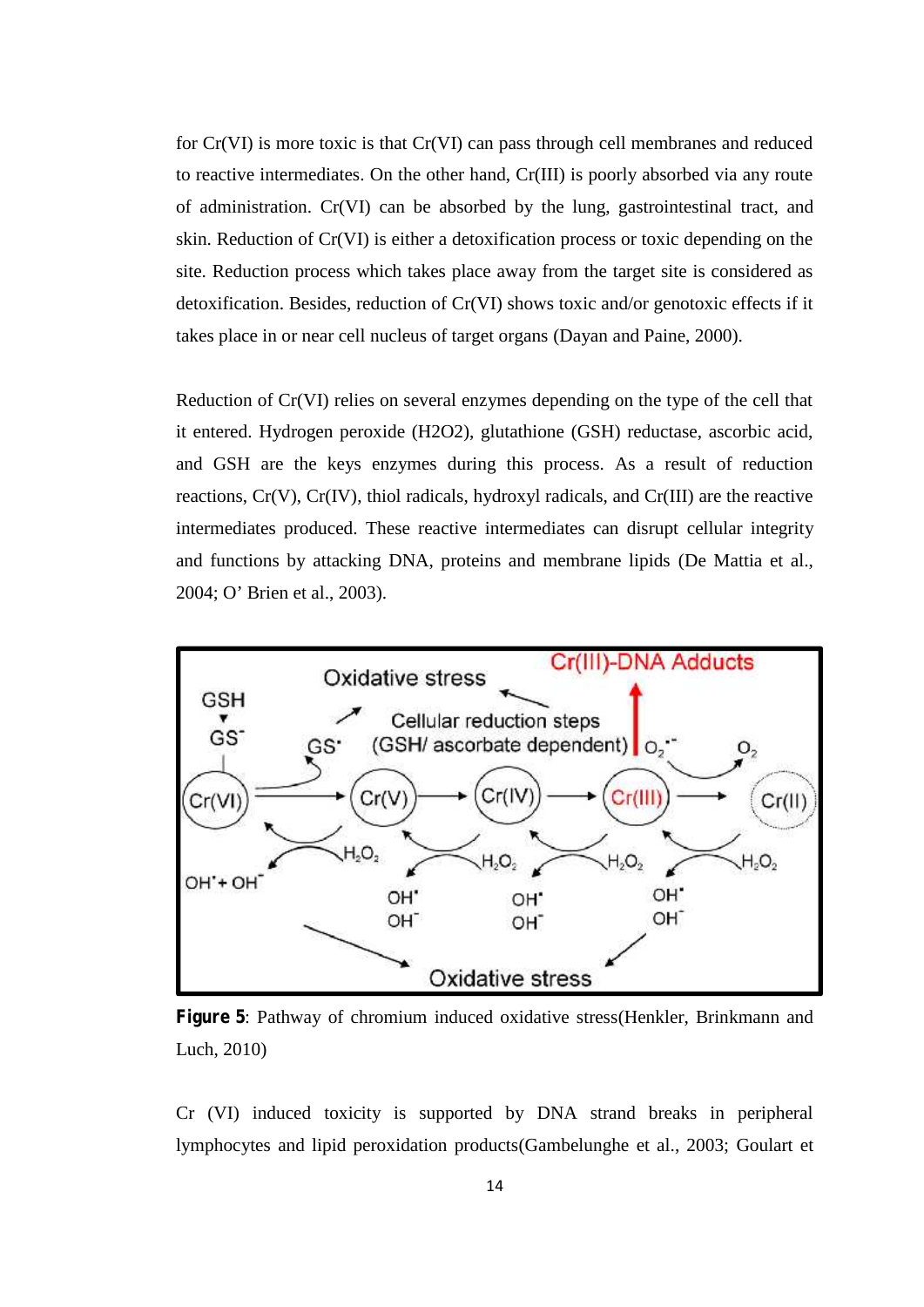for Cr(VI) is more toxic is that Cr(VI) can pass through cell membranes and reduced to reactive intermediates. On the other hand, Cr(III) is poorly absorbed via any route of administration. Cr(VI) can be absorbed by the lung, gastrointestinal tract, and skin. Reduction of Cr(VI) is either a detoxification process or toxic depending on the site. Reduction process which takes place away from the target site is considered as detoxification. Besides, reduction of Cr(VI) shows toxic and/or genotoxic effects if it takes place in or near cell nucleus of target organs (Dayan and Paine, 2000).

Reduction of Cr(VI) relies on several enzymes depending on the type of the cell that it entered. Hydrogen peroxide (H2O2), glutathione (GSH) reductase, ascorbic acid, and GSH are the keys enzymes during this process. As a result of reduction reactions, Cr(V), Cr(IV), thiol radicals, hydroxyl radicals, and Cr(III) are the reactive intermediates produced. These reactive intermediates can disrupt cellular integrity and functions by attacking DNA, proteins and membrane lipids (De Mattia et al., 2004; O' Brien et al., 2003).

**Figure 5**: Pathway of chromium induced oxidative stress(Henkler, Brinkmann and Luch, 2010)

Cr (VI) induced toxicity is supported by DNA strand breaks in peripheral lymphocytes and lipid peroxidation products(Gambelunghe et al., 2003; Goulart et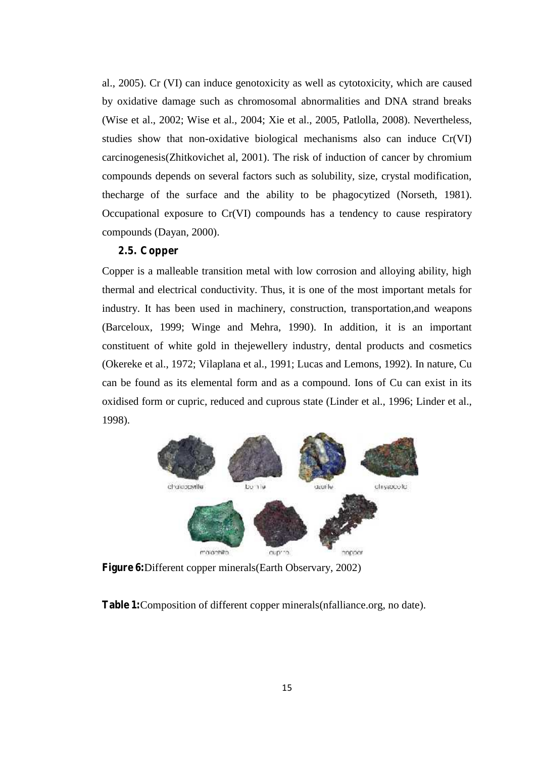al., 2005). Cr (VI) can induce genotoxicity as well as cytotoxicity, which are caused by oxidative damage such as chromosomal abnormalities and DNA strand breaks (Wise et al., 2002; Wise et al., 2004; Xie et al., 2005, Patlolla, 2008). Nevertheless, studies show that non-oxidative biological mechanisms also can induce Cr(VI) carcinogenesis(Zhitkovichet al, 2001). The risk of induction of cancer by chromium compounds depends on several factors such as solubility, size, crystal modification, thecharge of the surface and the ability to be phagocytized (Norseth, 1981). Occupational exposure to Cr(VI) compounds has a tendency to cause respiratory compounds (Dayan, 2000).

### 2.5. Copper

Copper is a malleable transition metal with low corrosion and alloying ability, high thermal and electrical conductivity. Thus, it is one of the most important metals for industry. It has been used in machinery, construction, transportation,and weapons (Barceloux, 1999; Winge and Mehra, 1990). In addition, it is an important constituent of white gold in thejewellery industry, dental products and cosmetics (Okereke et al., 1972; Vilaplana et al., 1991; Lucas and Lemons, 1992). In nature, Cu can be found as its elemental form and as a compound. Ions of Cu can exist in its oxidised form or cupric, reduced and cuprous state (Linder et al., 1996; Linder et al., 1998).

**Figure 6:** Different copper minerals(Earth Observary, 2002)

**Table 1:** Composition of different copper minerals(nfalliance.org, no date).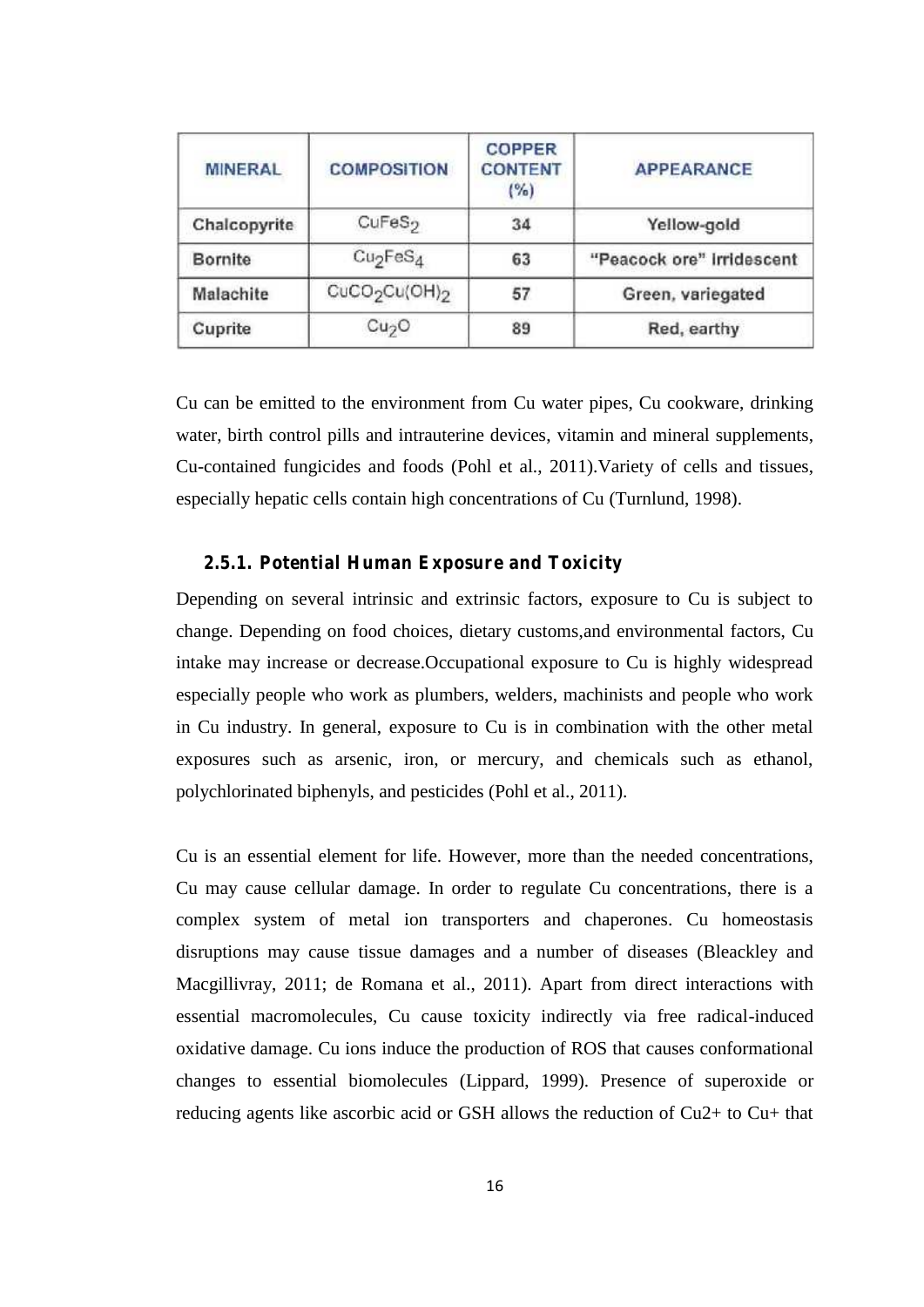| MINERAL | COMPOSITION | COPPER CONTENT (%) | APPEARANCE |
|---|---|---|---|
| Chalcopyrite | $CuFeS_2$ | 34 | Yellow-gold |
| Bornite | $Cu_2FeS_4$ | 63 | "Peacock ore" Irridescent |
| Malachite | $CuCO_2Cu(OH)_2$ | 57 | Green, variegated |
| Cuprite | $Cu_2O$ | 89 | Red, earthy |

Cu can be emitted to the environment from Cu water pipes, Cu cookware, drinking water, birth control pills and intrauterine devices, vitamin and mineral supplements, Cu-contained fungicides and foods (Pohl et al., 2011).Variety of cells and tissues, especially hepatic cells contain high concentrations of Cu (Turnlund, 1998).

### 2.5.1. Potential Human Exposure and Toxicity

Depending on several intrinsic and extrinsic factors, exposure to Cu is subject to change. Depending on food choices, dietary customs,and environmental factors, Cu intake may increase or decrease.Occupational exposure to Cu is highly widespread especially people who work as plumbers, welders, machinists and people who work in Cu industry. In general, exposure to Cu is in combination with the other metal exposures such as arsenic, iron, or mercury, and chemicals such as ethanol, polychlorinated biphenyls, and pesticides (Pohl et al., 2011).

Cu is an essential element for life. However, more than the needed concentrations, Cu may cause cellular damage. In order to regulate Cu concentrations, there is a complex system of metal ion transporters and chaperones. Cu homeostasis disruptions may cause tissue damages and a number of diseases (Bleackley and Macgillivray, 2011; de Romana et al., 2011). Apart from direct interactions with essential macromolecules, Cu cause toxicity indirectly via free radical-induced oxidative damage. Cu ions induce the production of ROS that causes conformational changes to essential biomolecules (Lippard, 1999). Presence of superoxide or reducing agents like ascorbic acid or GSH allows the reduction of $Cu^{2+}$ to $Cu^{+}$ that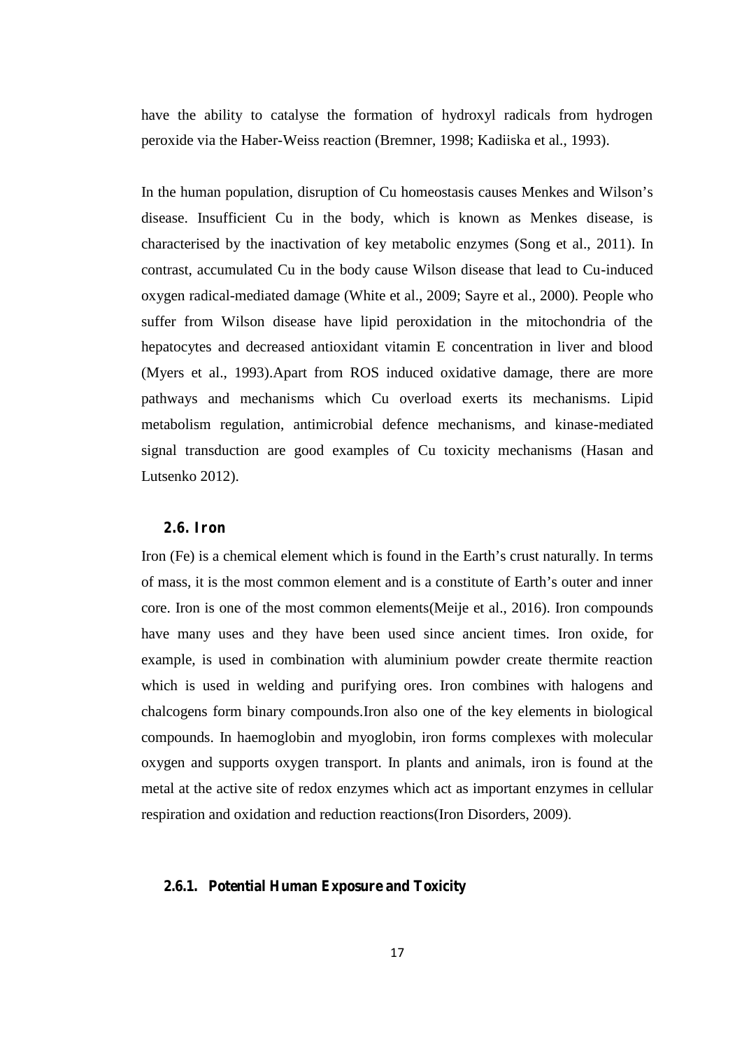have the ability to catalyse the formation of hydroxyl radicals from hydrogen peroxide via the Haber-Weiss reaction (Bremner, 1998; Kadiiska et al., 1993).

In the human population, disruption of Cu homeostasis causes Menkes and Wilson's disease. Insufficient Cu in the body, which is known as Menkes disease, is characterised by the inactivation of key metabolic enzymes (Song et al., 2011). In contrast, accumulated Cu in the body cause Wilson disease that lead to Cu-induced oxygen radical-mediated damage (White et al., 2009; Sayre et al., 2000). People who suffer from Wilson disease have lipid peroxidation in the mitochondria of the hepatocytes and decreased antioxidant vitamin E concentration in liver and blood (Myers et al., 1993).Apart from ROS induced oxidative damage, there are more pathways and mechanisms which Cu overload exerts its mechanisms. Lipid metabolism regulation, antimicrobial defence mechanisms, and kinase-mediated signal transduction are good examples of Cu toxicity mechanisms (Hasan and Lutsenko 2012).

## 2.6. Iron

Iron (Fe) is a chemical element which is found in the Earth's crust naturally. In terms of mass, it is the most common element and is a constitute of Earth's outer and inner core. Iron is one of the most common elements(Meije et al., 2016). Iron compounds have many uses and they have been used since ancient times. Iron oxide, for example, is used in combination with aluminium powder create thermite reaction which is used in welding and purifying ores. Iron combines with halogens and chalcogens form binary compounds.Iron also one of the key elements in biological compounds. In haemoglobin and myoglobin, iron forms complexes with molecular oxygen and supports oxygen transport. In plants and animals, iron is found at the metal at the active site of redox enzymes which act as important enzymes in cellular respiration and oxidation and reduction reactions(Iron Disorders, 2009).

### 2.6.1. Potential Human Exposure and Toxicity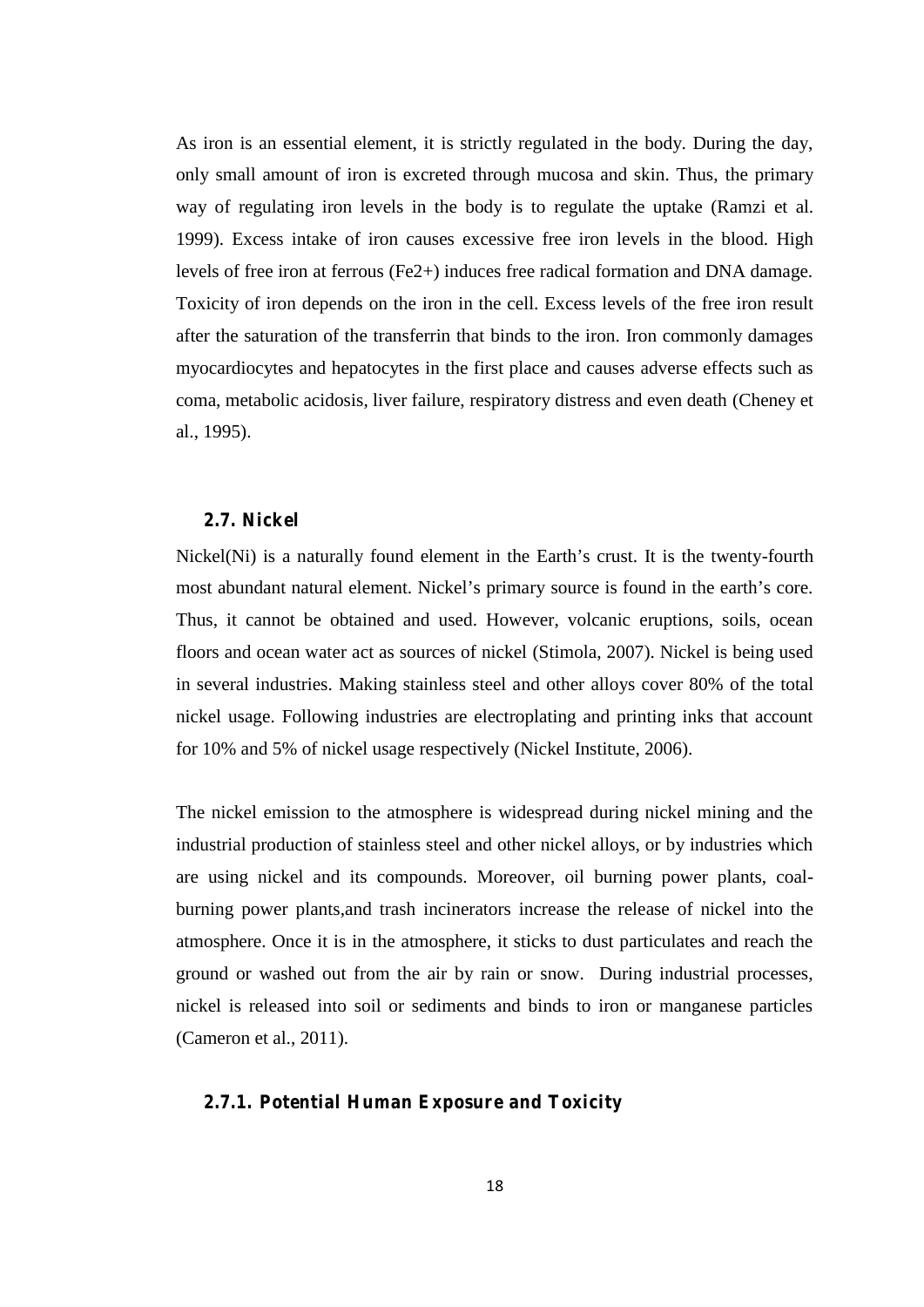As iron is an essential element, it is strictly regulated in the body. During the day, only small amount of iron is excreted through mucosa and skin. Thus, the primary way of regulating iron levels in the body is to regulate the uptake (Ramzi et al. 1999). Excess intake of iron causes excessive free iron levels in the blood. High levels of free iron at ferrous ($Fe^{2+}$) induces free radical formation and DNA damage. Toxicity of iron depends on the iron in the cell. Excess levels of the free iron result after the saturation of the transferrin that binds to the iron. Iron commonly damages myocardiocytes and hepatocytes in the first place and causes adverse effects such as coma, metabolic acidosis, liver failure, respiratory distress and even death (Cheney et al., 1995).

## 2.7. Nickel

Nickel(Ni) is a naturally found element in the Earth's crust. It is the twenty-fourth most abundant natural element. Nickel's primary source is found in the earth's core. Thus, it cannot be obtained and used. However, volcanic eruptions, soils, ocean floors and ocean water act as sources of nickel (Stimola, 2007). Nickel is being used in several industries. Making stainless steel and other alloys cover 80% of the total nickel usage. Following industries are electroplating and printing inks that account for 10% and 5% of nickel usage respectively (Nickel Institute, 2006).

The nickel emission to the atmosphere is widespread during nickel mining and the industrial production of stainless steel and other nickel alloys, or by industries which are using nickel and its compounds. Moreover, oil burning power plants, coal-burning power plants,and trash incinerators increase the release of nickel into the atmosphere. Once it is in the atmosphere, it sticks to dust particulates and reach the ground or washed out from the air by rain or snow. During industrial processes, nickel is released into soil or sediments and binds to iron or manganese particles (Cameron et al., 2011).

### 2.7.1. Potential Human Exposure and Toxicity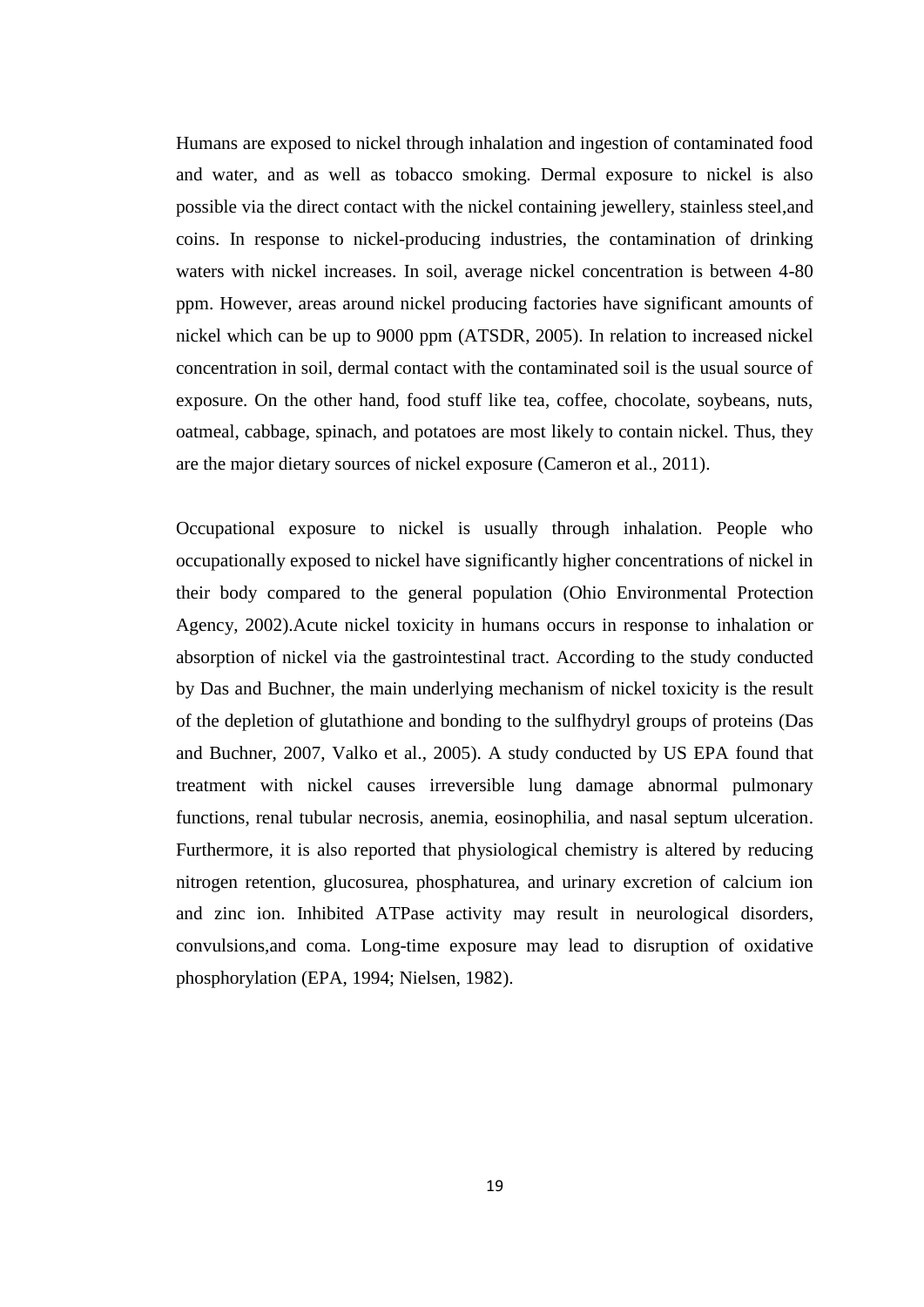Humans are exposed to nickel through inhalation and ingestion of contaminated food and water, and as well as tobacco smoking. Dermal exposure to nickel is also possible via the direct contact with the nickel containing jewellery, stainless steel,and coins. In response to nickel-producing industries, the contamination of drinking waters with nickel increases. In soil, average nickel concentration is between 4-80 ppm. However, areas around nickel producing factories have significant amounts of nickel which can be up to 9000 ppm (ATSDR, 2005). In relation to increased nickel concentration in soil, dermal contact with the contaminated soil is the usual source of exposure. On the other hand, food stuff like tea, coffee, chocolate, soybeans, nuts, oatmeal, cabbage, spinach, and potatoes are most likely to contain nickel. Thus, they are the major dietary sources of nickel exposure (Cameron et al., 2011).

Occupational exposure to nickel is usually through inhalation. People who occupationally exposed to nickel have significantly higher concentrations of nickel in their body compared to the general population (Ohio Environmental Protection Agency, 2002).Acute nickel toxicity in humans occurs in response to inhalation or absorption of nickel via the gastrointestinal tract. According to the study conducted by Das and Buchner, the main underlying mechanism of nickel toxicity is the result of the depletion of glutathione and bonding to the sulfhydryl groups of proteins (Das and Buchner, 2007, Valko et al., 2005). A study conducted by US EPA found that treatment with nickel causes irreversible lung damage abnormal pulmonary functions, renal tubular necrosis, anemia, eosinophilia, and nasal septum ulceration. Furthermore, it is also reported that physiological chemistry is altered by reducing nitrogen retention, glucosurea, phosphaturea, and urinary excretion of calcium ion and zinc ion. Inhibited ATPase activity may result in neurological disorders, convulsions,and coma. Long-time exposure may lead to disruption of oxidative phosphorylation (EPA, 1994; Nielsen, 1982).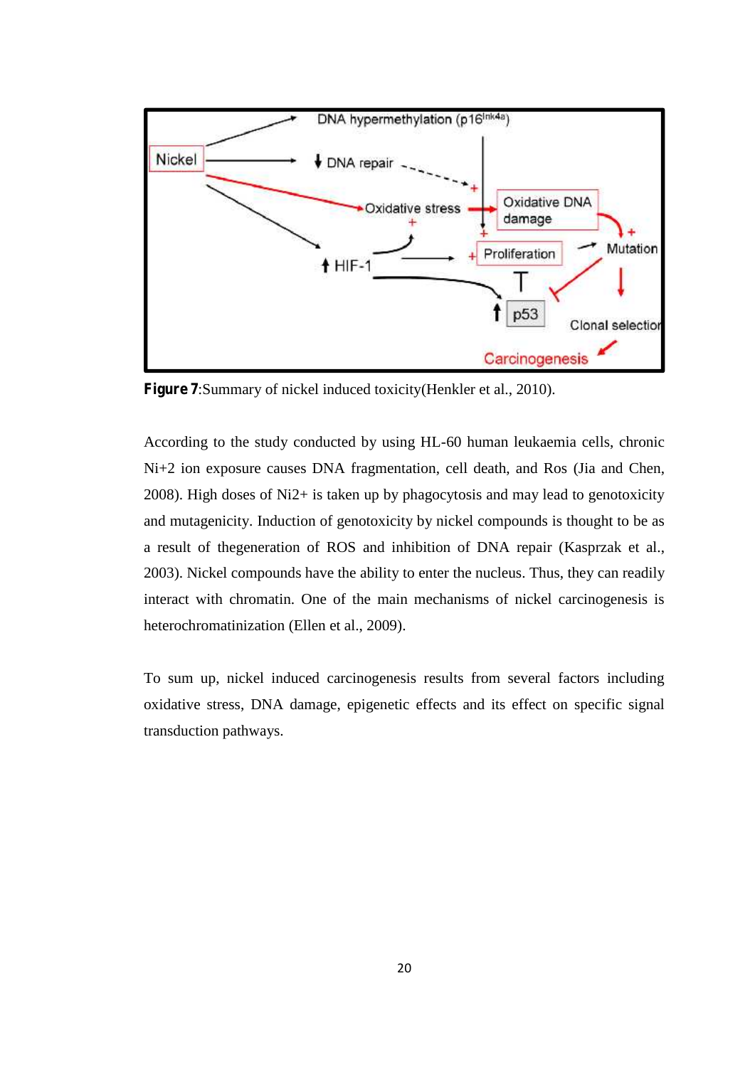**Figure 7**:Summary of nickel induced toxicity(Henkler et al., 2010).

According to the study conducted by using HL-60 human leukaemia cells, chronic Ni+2 ion exposure causes DNA fragmentation, cell death, and Ros (Jia and Chen, 2008). High doses of $Ni^{2+}$ is taken up by phagocytosis and may lead to genotoxicity and mutagenicity. Induction of genotoxicity by nickel compounds is thought to be as a result of thegeneration of ROS and inhibition of DNA repair (Kasprzak et al., 2003). Nickel compounds have the ability to enter the nucleus. Thus, they can readily interact with chromatin. One of the main mechanisms of nickel carcinogenesis is heterochromatinization (Ellen et al., 2009).

To sum up, nickel induced carcinogenesis results from several factors including oxidative stress, DNA damage, epigenetic effects and its effect on specific signal transduction pathways.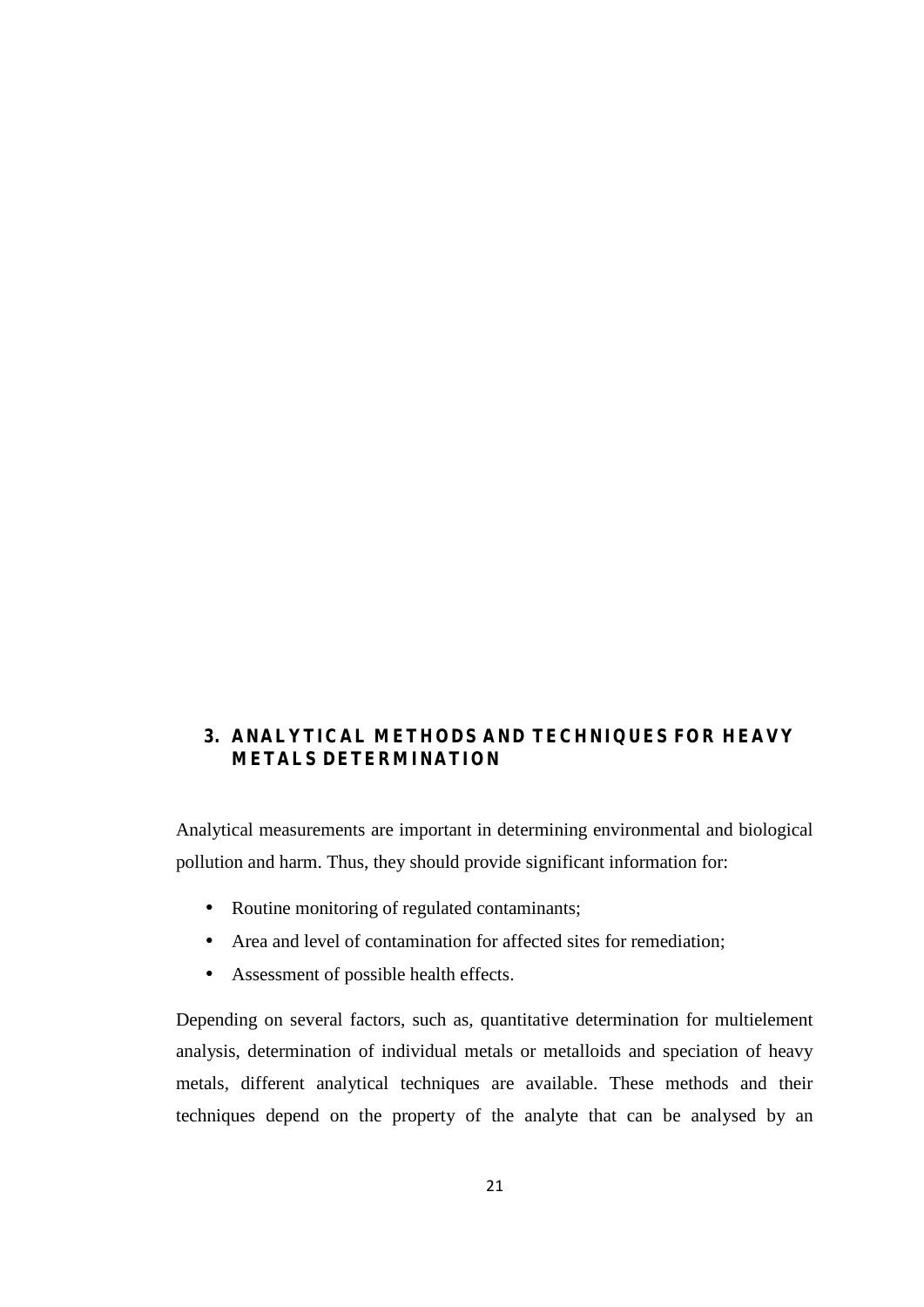# 3. ANALYTICAL METHODS AND TECHNIQUES FOR HEAVY METALS DETERMINATION

Analytical measurements are important in determining environmental and biological pollution and harm. Thus, they should provide significant information for:

- Routine monitoring of regulated contaminants;
- Area and level of contamination for affected sites for remediation;
- Assessment of possible health effects.

Depending on several factors, such as, quantitative determination for multielement analysis, determination of individual metals or metalloids and speciation of heavy metals, different analytical techniques are available. These methods and their techniques depend on the property of the analyte that can be analysed by an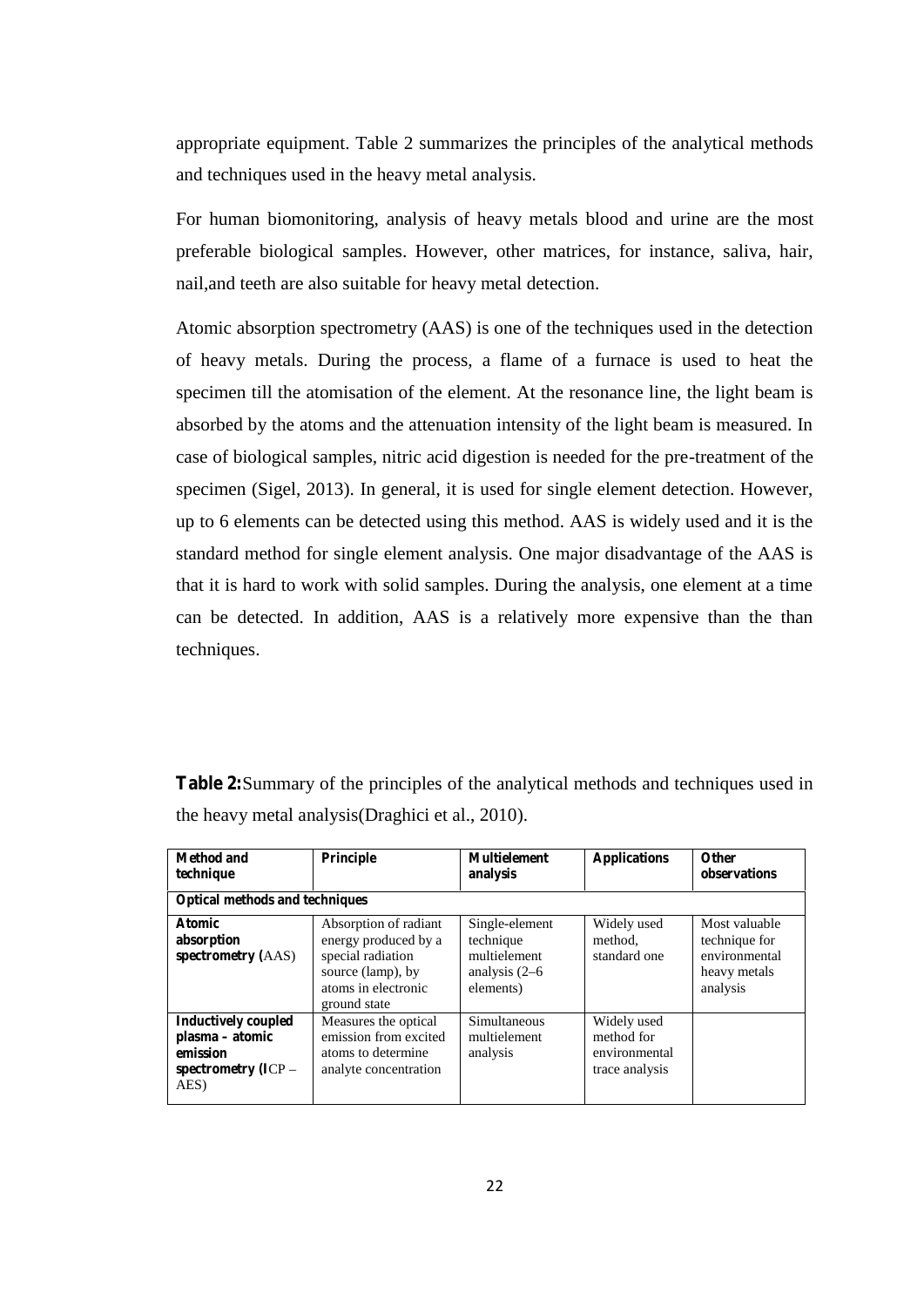appropriate equipment. Table 2 summarizes the principles of the analytical methods and techniques used in the heavy metal analysis.

For human biomonitoring, analysis of heavy metals blood and urine are the most preferable biological samples. However, other matrices, for instance, saliva, hair, nail,and teeth are also suitable for heavy metal detection.

Atomic absorption spectrometry (AAS) is one of the techniques used in the detection of heavy metals. During the process, a flame of a furnace is used to heat the specimen till the atomisation of the element. At the resonance line, the light beam is absorbed by the atoms and the attenuation intensity of the light beam is measured. In case of biological samples, nitric acid digestion is needed for the pre-treatment of the specimen (Sigel, 2013). In general, it is used for single element detection. However, up to 6 elements can be detected using this method. AAS is widely used and it is the standard method for single element analysis. One major disadvantage of the AAS is that it is hard to work with solid samples. During the analysis, one element at a time can be detected. In addition, AAS is a relatively more expensive than the than techniques.

**Table 2:** Summary of the principles of the analytical methods and techniques used in the heavy metal analysis(Draghici et al., 2010).

| **Method and technique** | **Principle** | **Multielement analysis** | **Applications** | **Other observations** |
|---|---|---|---|---|
| **Optical methods and techniques** | | | | |
| **Atomic absorption spectrometry (**AAS) | Absorption of radiant energy produced by a special radiation source (lamp), by atoms in electronic ground state | Single-element technique multielement analysis (2–6 elements) | Widely used method, standard one | Most valuable technique for environmental heavy metals analysis |
| **Inductively coupled plasma – atomic emission spectrometry (I**CP – AES) | Measures the optical emission from excited atoms to determine analyte concentration | Simultaneous multielement analysis | Widely used method for environmental trace analysis | |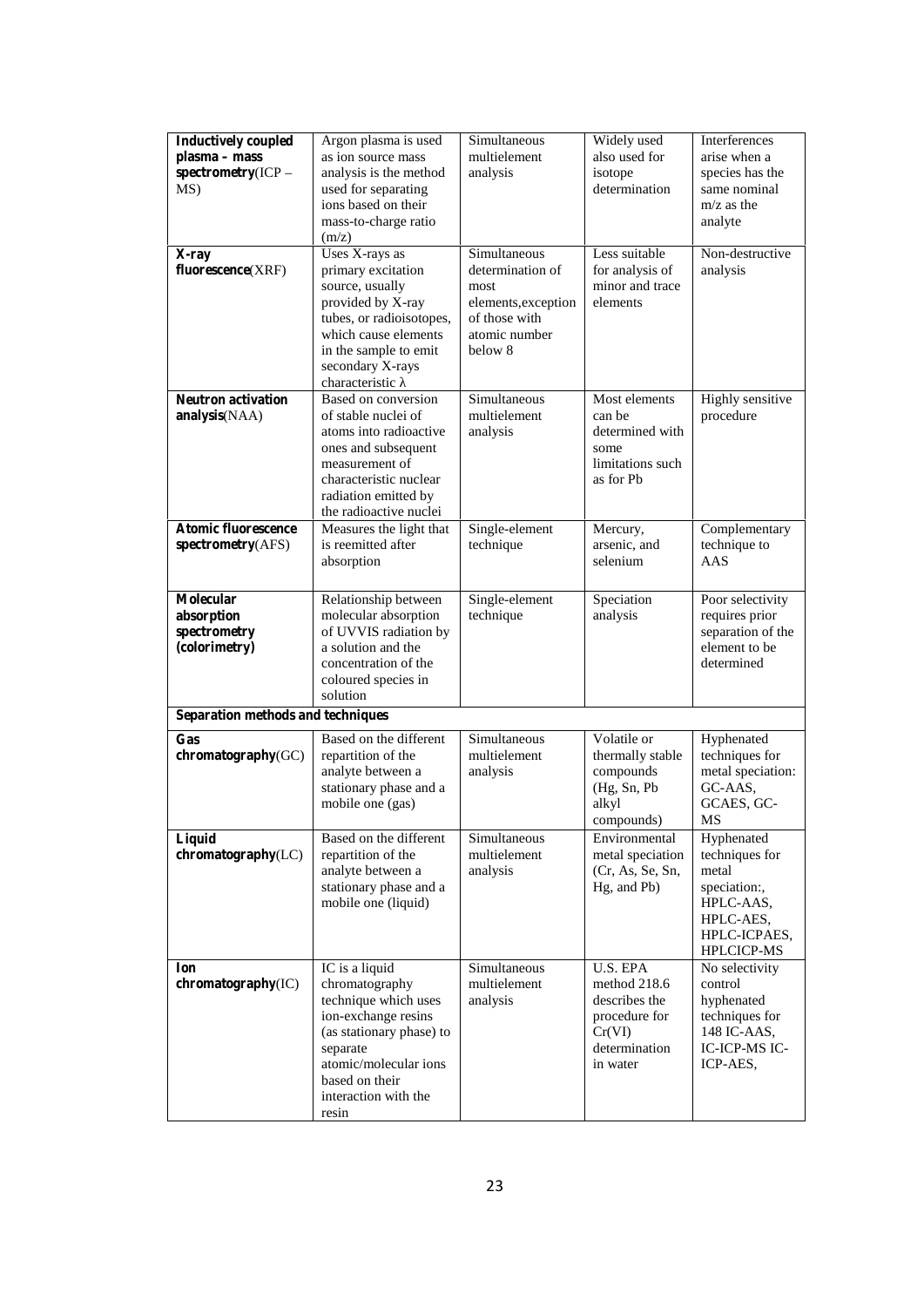| **Inductively coupled plasma – mass spectrometry**(ICP – MS) | Argon plasma is used as ion source mass analysis is the method used for separating ions based on their mass-to-charge ratio (m/z) | Simultaneous multielement analysis | Widely used also used for isotope determination | Interferences arise when a species has the same nominal m/z as the analyte |
|---|---|---|---|---|
| **X-ray fluorescence**(XRF) | Uses X-rays as primary excitation source, usually provided by X-ray tubes, or radioisotopes, which cause elements in the sample to emit secondary X-rays characteristic λ | Simultaneous determination of most elements,exception of those with atomic number below 8 | Less suitable for analysis of minor and trace elements | Non-destructive analysis |
| **Neutron activation analysis**(NAA) | Based on conversion of stable nuclei of atoms into radioactive ones and subsequent measurement of characteristic nuclear radiation emitted by the radioactive nuclei | Simultaneous multielement analysis | Most elements can be determined with some limitations such as for Pb | Highly sensitive procedure |
| **Atomic fluorescence spectrometry**(AFS) | Measures the light that is reemitted after absorption | Single-element technique | Mercury, arsenic, and selenium | Complementary technique to AAS |
| **Molecular absorption spectrometry (colorimetry)** | Relationship between molecular absorption of UVVIS radiation by a solution and the concentration of the coloured species in solution | Single-element technique | Speciation analysis | Poor selectivity requires prior separation of the element to be determined |
| **Separation methods and techniques** | | | | |
| **Gas chromatography**(GC) | Based on the different repartition of the analyte between a stationary phase and a mobile one (gas) | Simultaneous multielement analysis | Volatile or thermally stable compounds (Hg, Sn, Pb alkyl compounds) | Hyphenated techniques for metal speciation: GC-AAS, GCAES, GC-MS |
| **Liquid chromatography**(LC) | Based on the different repartition of the analyte between a stationary phase and a mobile one (liquid) | Simultaneous multielement analysis | Environmental metal speciation (Cr, As, Se, Sn, Hg, and Pb) | Hyphenated techniques for metal speciation:, HPLC-AAS, HPLC-AES, HPLC-ICPAES, HPLCICP-MS |
| **Ion chromatography**(IC) | IC is a liquid chromatography technique which uses ion-exchange resins (as stationary phase) to separate atomic/molecular ions based on their interaction with the resin | Simultaneous multielement analysis | U.S. EPA method 218.6 describes the procedure for Cr(VI) determination in water | No selectivity control hyphenated techniques for 148 IC-AAS, IC-ICP-MS IC-ICP-AES, |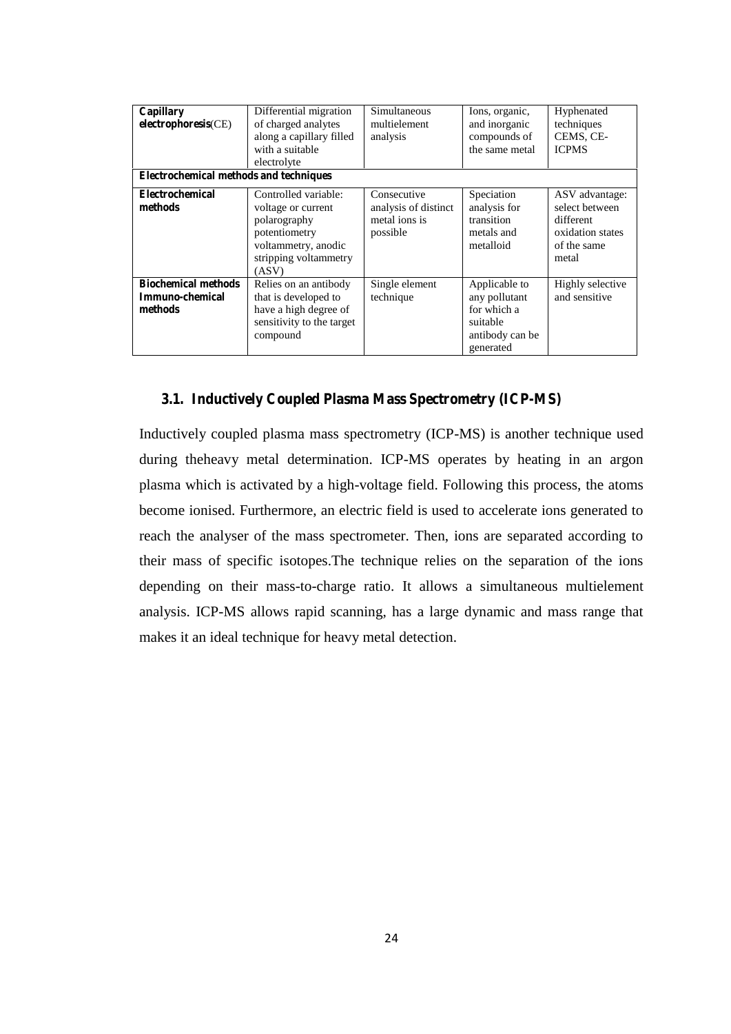| **Capillary electrophoresis**(CE) | Differential migration of charged analytes along a capillary filled with a suitable electrolyte | Simultaneous multielement analysis | Ions, organic, and inorganic compounds of the same metal | Hyphenated techniques CEMS, CE-ICPMS |
|---|---|---|---|---|
| **Electrochemical methods and techniques** | | | | |
| **Electrochemical methods** | Controlled variable: voltage or current polarography potentiometry voltammetry, anodic stripping voltammetry (ASV) | Consecutive analysis of distinct metal ions is possible | Speciation analysis for transition metals and metalloid | ASV advantage: select between different oxidation states of the same metal |
| **Biochemical methods Immuno-chemical methods** | Relies on an antibody that is developed to have a high degree of sensitivity to the target compound | Single element technique | Applicable to any pollutant for which a suitable antibody can be generated | Highly selective and sensitive |

### 3.1. Inductively Coupled Plasma Mass Spectrometry (ICP-MS)

Inductively coupled plasma mass spectrometry (ICP-MS) is another technique used during theheavy metal determination. ICP-MS operates by heating in an argon plasma which is activated by a high-voltage field. Following this process, the atoms become ionised. Furthermore, an electric field is used to accelerate ions generated to reach the analyser of the mass spectrometer. Then, ions are separated according to their mass of specific isotopes.The technique relies on the separation of the ions depending on their mass-to-charge ratio. It allows a simultaneous multielement analysis. ICP-MS allows rapid scanning, has a large dynamic and mass range that makes it an ideal technique for heavy metal detection.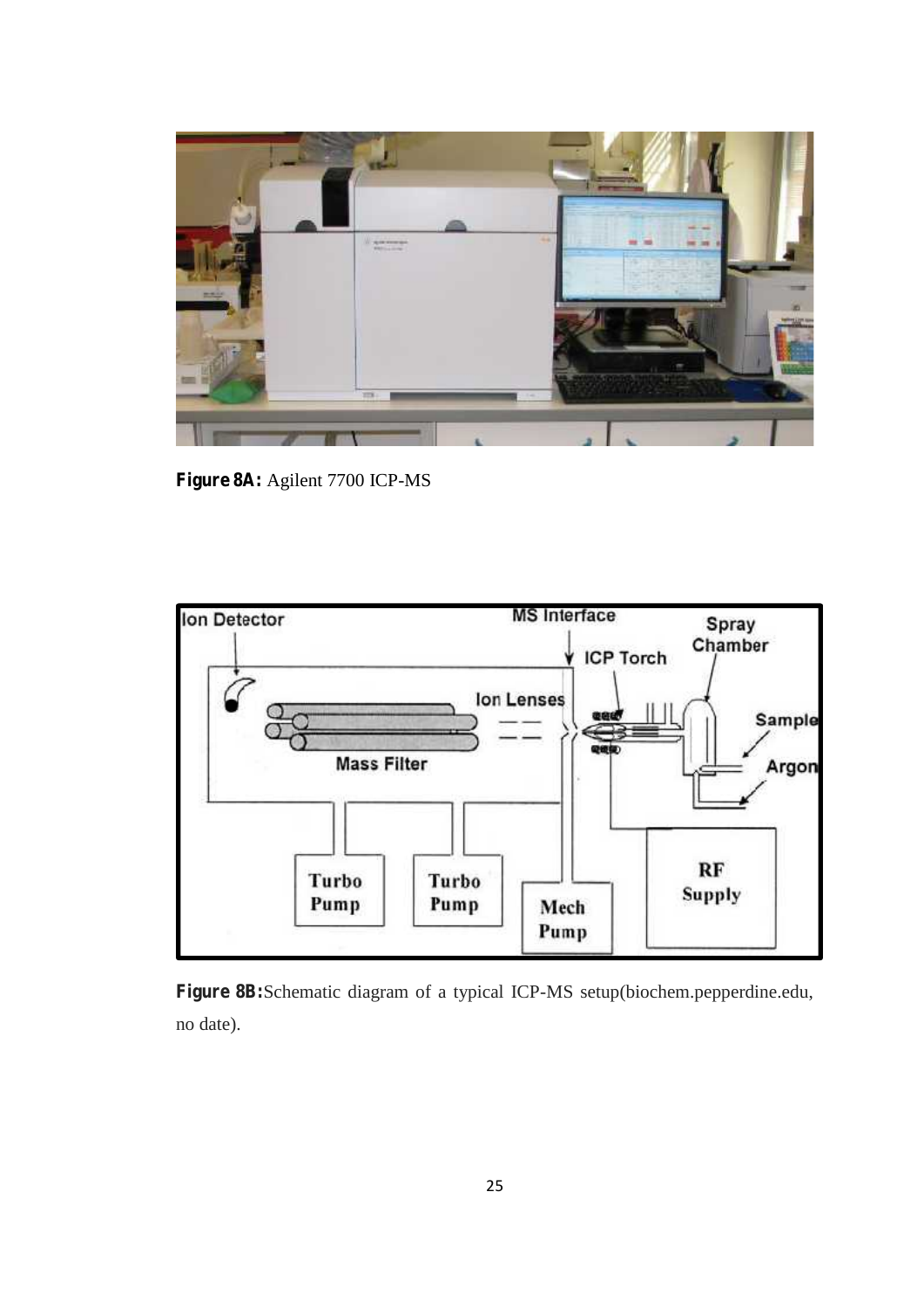**Figure 8A:** Agilent 7700 ICP-MS

**Figure 8B:** Schematic diagram of a typical ICP-MS setup(biochem.pepperdine.edu, no date).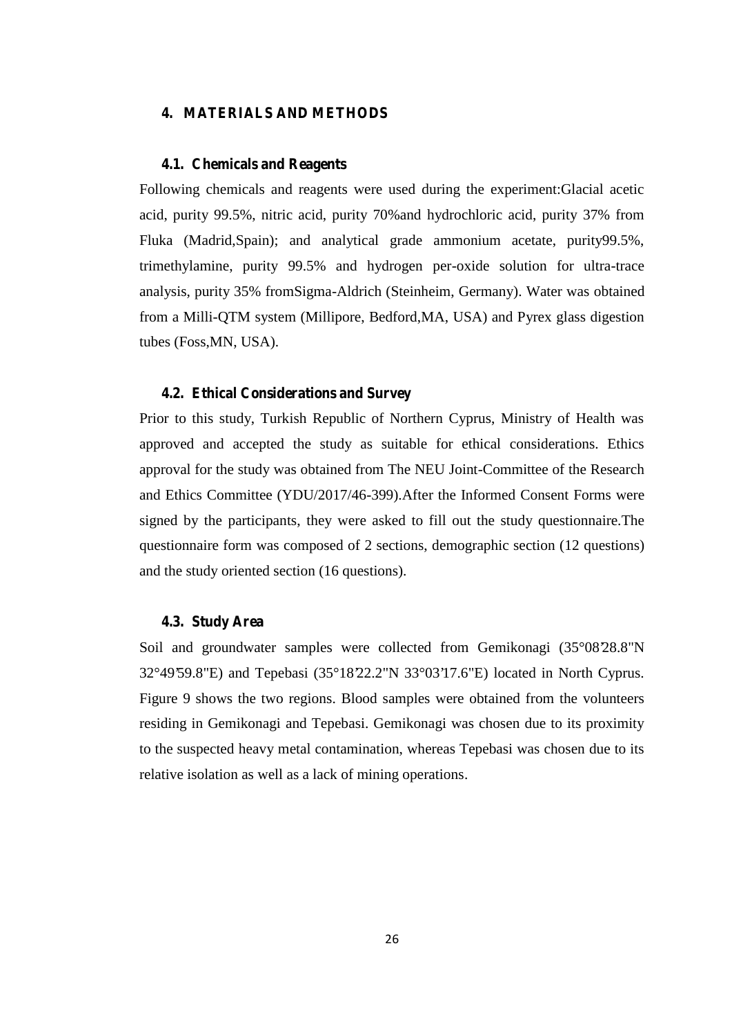# 4. MATERIALS AND METHODS

## 4.1. Chemicals and Reagents

Following chemicals and reagents were used during the experiment:Glacial acetic acid, purity 99.5%, nitric acid, purity 70%and hydrochloric acid, purity 37% from Fluka (Madrid,Spain); and analytical grade ammonium acetate, purity99.5%, trimethylamine, purity 99.5% and hydrogen per-oxide solution for ultra-trace analysis, purity 35% fromSigma-Aldrich (Steinheim, Germany). Water was obtained from a Milli-QTM system (Millipore, Bedford,MA, USA) and Pyrex glass digestion tubes (Foss,MN, USA).

## 4.2. Ethical Considerations and Survey

Prior to this study, Turkish Republic of Northern Cyprus, Ministry of Health was approved and accepted the study as suitable for ethical considerations. Ethics approval for the study was obtained from The NEU Joint-Committee of the Research and Ethics Committee (YDU/2017/46-399).After the Informed Consent Forms were signed by the participants, they were asked to fill out the study questionnaire.The questionnaire form was composed of 2 sections, demographic section (12 questions) and the study oriented section (16 questions).

## 4.3. Study Area

Soil and groundwater samples were collected from Gemikonagi (35°08'28.8"N 32°49'59.8"E) and Tepebasi (35°18'22.2"N 33°03'17.6"E) located in North Cyprus. Figure 9 shows the two regions. Blood samples were obtained from the volunteers residing in Gemikonagi and Tepebasi. Gemikonagi was chosen due to its proximity to the suspected heavy metal contamination, whereas Tepebasi was chosen due to its relative isolation as well as a lack of mining operations.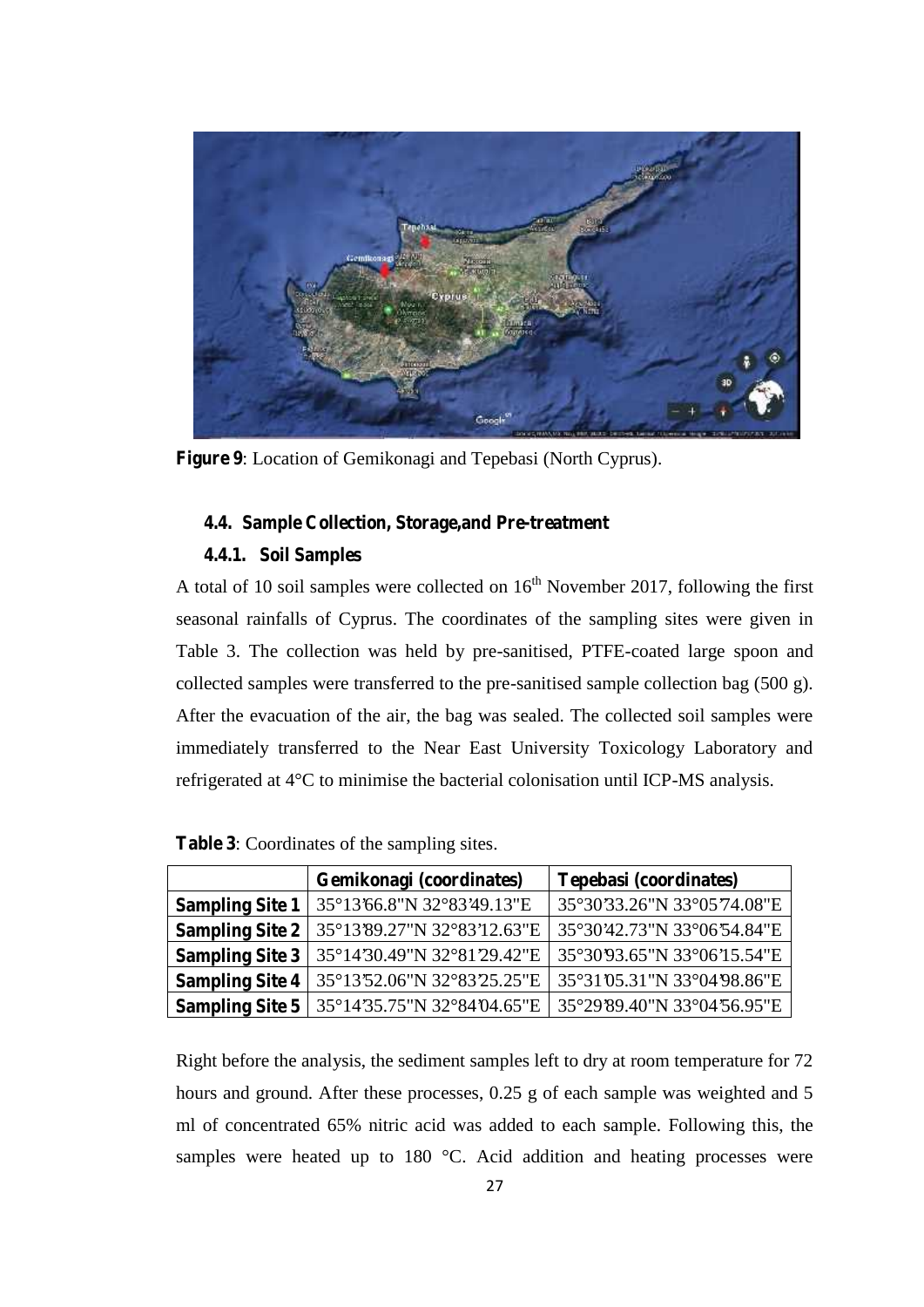**Figure 9**: Location of Gemikonagi and Tepebasi (North Cyprus).

### 4.4. Sample Collection, Storage,and Pre-treatment

#### 4.4.1. Soil Samples

A total of 10 soil samples were collected on 16th November 2017, following the first seasonal rainfalls of Cyprus. The coordinates of the sampling sites were given in Table 3. The collection was held by pre-sanitised, PTFE-coated large spoon and collected samples were transferred to the pre-sanitised sample collection bag (500 g). After the evacuation of the air, the bag was sealed. The collected soil samples were immediately transferred to the Near East University Toxicology Laboratory and refrigerated at 4°C to minimise the bacterial colonisation until ICP-MS analysis.

**Table 3**: Coordinates of the sampling sites.

| | Gemikonagi (coordinates) | Tepebasi (coordinates) |
|---|---|---|
| **Sampling Site 1** | 35°13'66.8"N 32°83'49.13"E | 35°30'33.26"N 33°05'74.08"E |
| **Sampling Site 2** | 35°13'89.27"N 32°83'12.63"E | 35°30'42.73"N 33°06'54.84"E |
| **Sampling Site 3** | 35°14'30.49"N 32°81'29.42"E | 35°30'93.65"N 33°06'15.54"E |
| **Sampling Site 4** | 35°13'52.06"N 32°83'25.25"E | 35°31'05.31"N 33°04'98.86"E |
| **Sampling Site 5** | 35°14'35.75"N 32°84'04.65"E | 35°29'89.40"N 33°04'56.95"E |

Right before the analysis, the sediment samples left to dry at room temperature for 72 hours and ground. After these processes, 0.25 g of each sample was weighted and 5 ml of concentrated 65% nitric acid was added to each sample. Following this, the samples were heated up to 180 °C. Acid addition and heating processes were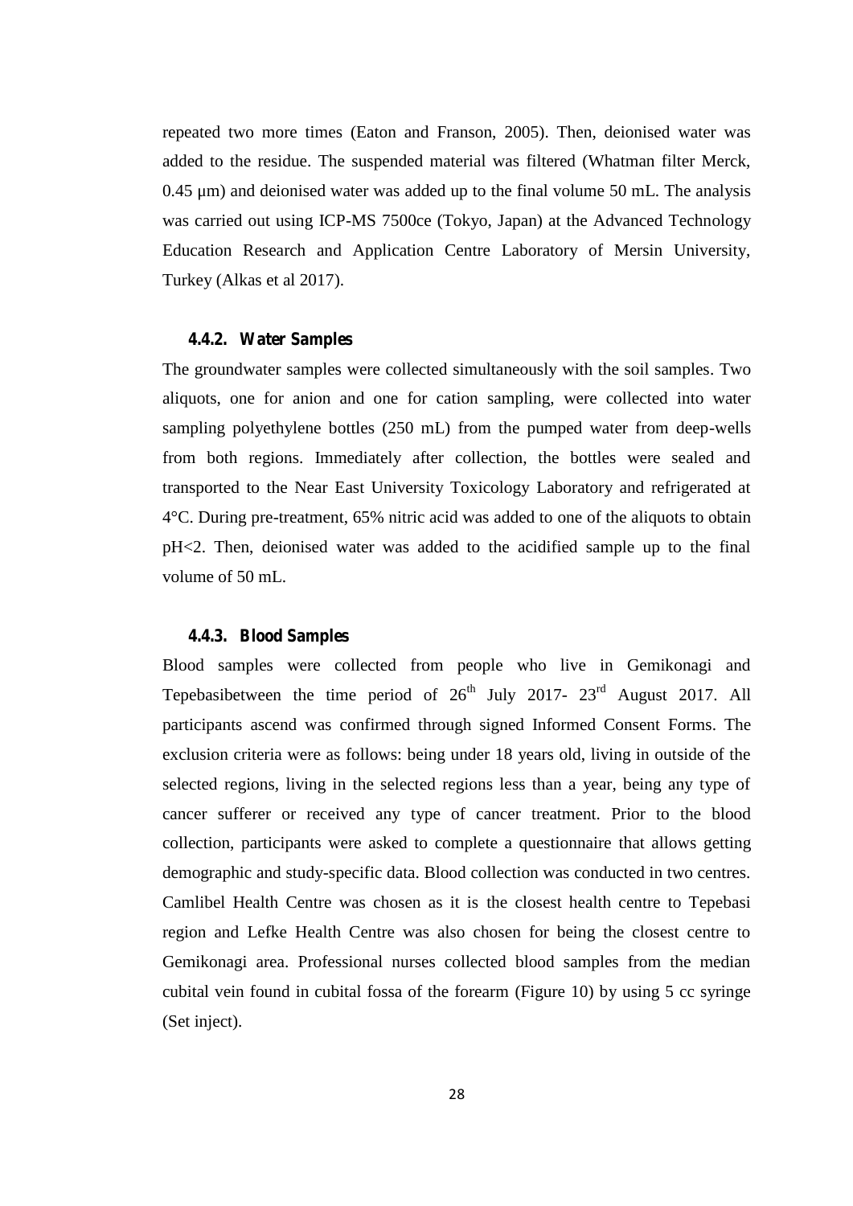repeated two more times (Eaton and Franson, 2005). Then, deionised water was added to the residue. The suspended material was filtered (Whatman filter Merck, 0.45 μm) and deionised water was added up to the final volume 50 mL. The analysis was carried out using ICP-MS 7500ce (Tokyo, Japan) at the Advanced Technology Education Research and Application Centre Laboratory of Mersin University, Turkey (Alkas et al 2017).

### 4.4.2. Water Samples

The groundwater samples were collected simultaneously with the soil samples. Two aliquots, one for anion and one for cation sampling, were collected into water sampling polyethylene bottles (250 mL) from the pumped water from deep-wells from both regions. Immediately after collection, the bottles were sealed and transported to the Near East University Toxicology Laboratory and refrigerated at 4°C. During pre-treatment, 65% nitric acid was added to one of the aliquots to obtain pH<2. Then, deionised water was added to the acidified sample up to the final volume of 50 mL.

### 4.4.3. Blood Samples

Blood samples were collected from people who live in Gemikonagi and Tepebasibetween the time period of 26$^{th}$ July 2017- 23$^{rd}$ August 2017. All participants ascend was confirmed through signed Informed Consent Forms. The exclusion criteria were as follows: being under 18 years old, living in outside of the selected regions, living in the selected regions less than a year, being any type of cancer sufferer or received any type of cancer treatment. Prior to the blood collection, participants were asked to complete a questionnaire that allows getting demographic and study-specific data. Blood collection was conducted in two centres. Camlibel Health Centre was chosen as it is the closest health centre to Tepebasi region and Lefke Health Centre was also chosen for being the closest centre to Gemikonagi area. Professional nurses collected blood samples from the median cubital vein found in cubital fossa of the forearm (Figure 10) by using 5 cc syringe (Set inject).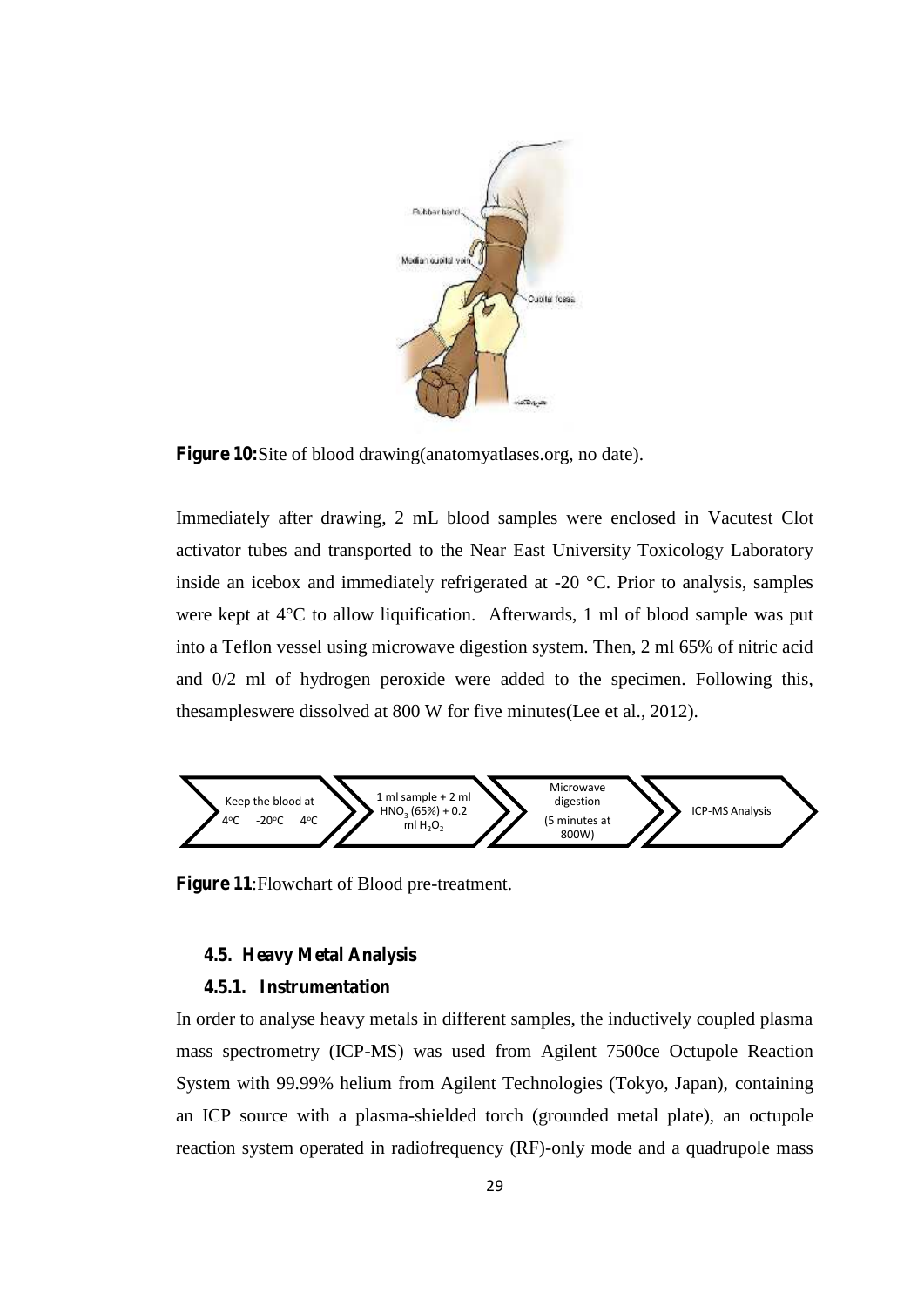**Figure 10:**Site of blood drawing(anatomyatlases.org, no date).

Immediately after drawing, 2 mL blood samples were enclosed in Vacutest Clot activator tubes and transported to the Near East University Toxicology Laboratory inside an icebox and immediately refrigerated at -20 °C. Prior to analysis, samples were kept at 4°C to allow liquification. Afterwards, 1 ml of blood sample was put into a Teflon vessel using microwave digestion system. Then, 2 ml 65% of nitric acid and 0/2 ml of hydrogen peroxide were added to the specimen. Following this, thesampleswere dissolved at 800 W for five minutes(Lee et al., 2012).

Keep the blood at 4°C -20°C 4°C → 1 ml sample + 2 ml $HNO_3$ (65%) + 0.2 ml $H_2O_2$ → Microwave digestion (5 minutes at 800W) → ICP-MS Analysis

**Figure 11**:Flowchart of Blood pre-treatment.

### 4.5. Heavy Metal Analysis

#### 4.5.1. Instrumentation

In order to analyse heavy metals in different samples, the inductively coupled plasma mass spectrometry (ICP-MS) was used from Agilent 7500ce Octupole Reaction System with 99.99% helium from Agilent Technologies (Tokyo, Japan), containing an ICP source with a plasma-shielded torch (grounded metal plate), an octupole reaction system operated in radiofrequency (RF)-only mode and a quadrupole mass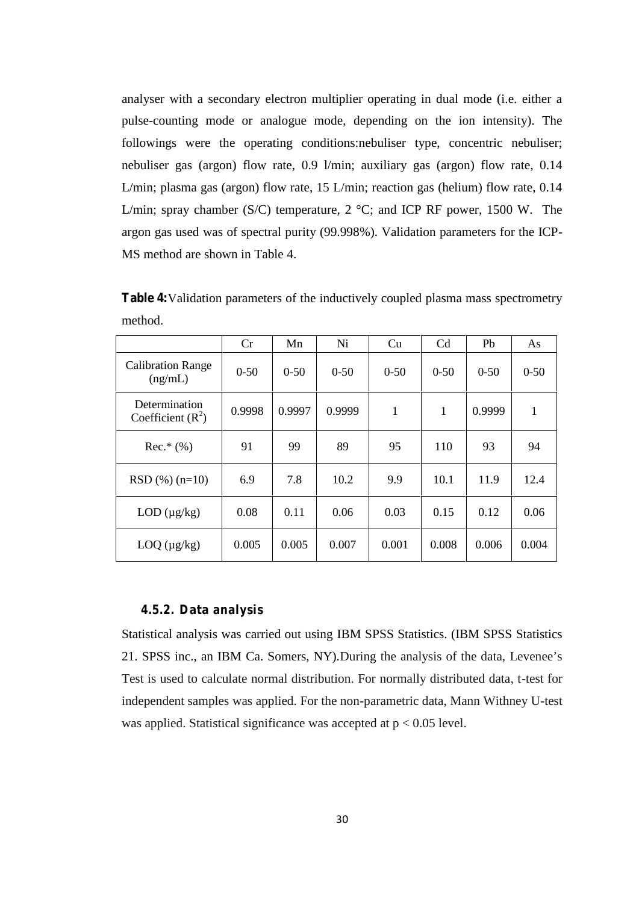analyser with a secondary electron multiplier operating in dual mode (i.e. either a pulse-counting mode or analogue mode, depending on the ion intensity). The followings were the operating conditions:nebuliser type, concentric nebuliser; nebuliser gas (argon) flow rate, 0.9 l/min; auxiliary gas (argon) flow rate, 0.14 L/min; plasma gas (argon) flow rate, 15 L/min; reaction gas (helium) flow rate, 0.14 L/min; spray chamber (S/C) temperature, 2 °C; and ICP RF power, 1500 W. The argon gas used was of spectral purity (99.998%). Validation parameters for the ICP-MS method are shown in Table 4.

**Table 4:** Validation parameters of the inductively coupled plasma mass spectrometry method.

| | Cr | Mn | Ni | Cu | Cd | Pb | As |
|---|---|---|---|---|---|---|---|
| Calibration Range (ng/mL) | 0-50 | 0-50 | 0-50 | 0-50 | 0-50 | 0-50 | 0-50 |
| Determination Coefficient ($R^2$) | 0.9998 | 0.9997 | 0.9999 | 1 | 1 | 0.9999 | 1 |
| Rec.* (%) | 91 | 99 | 89 | 95 | 110 | 93 | 94 |
| RSD (%) (n=10) | 6.9 | 7.8 | 10.2 | 9.9 | 10.1 | 11.9 | 12.4 |
| LOD (µg/kg) | 0.08 | 0.11 | 0.06 | 0.03 | 0.15 | 0.12 | 0.06 |
| LOQ (µg/kg) | 0.005 | 0.005 | 0.007 | 0.001 | 0.008 | 0.006 | 0.004 |

### 4.5.2. Data analysis

Statistical analysis was carried out using IBM SPSS Statistics. (IBM SPSS Statistics 21. SPSS inc., an IBM Ca. Somers, NY).During the analysis of the data, Levenee's Test is used to calculate normal distribution. For normally distributed data, t-test for independent samples was applied. For the non-parametric data, Mann Withney U-test was applied. Statistical significance was accepted at $p < 0.05$ level.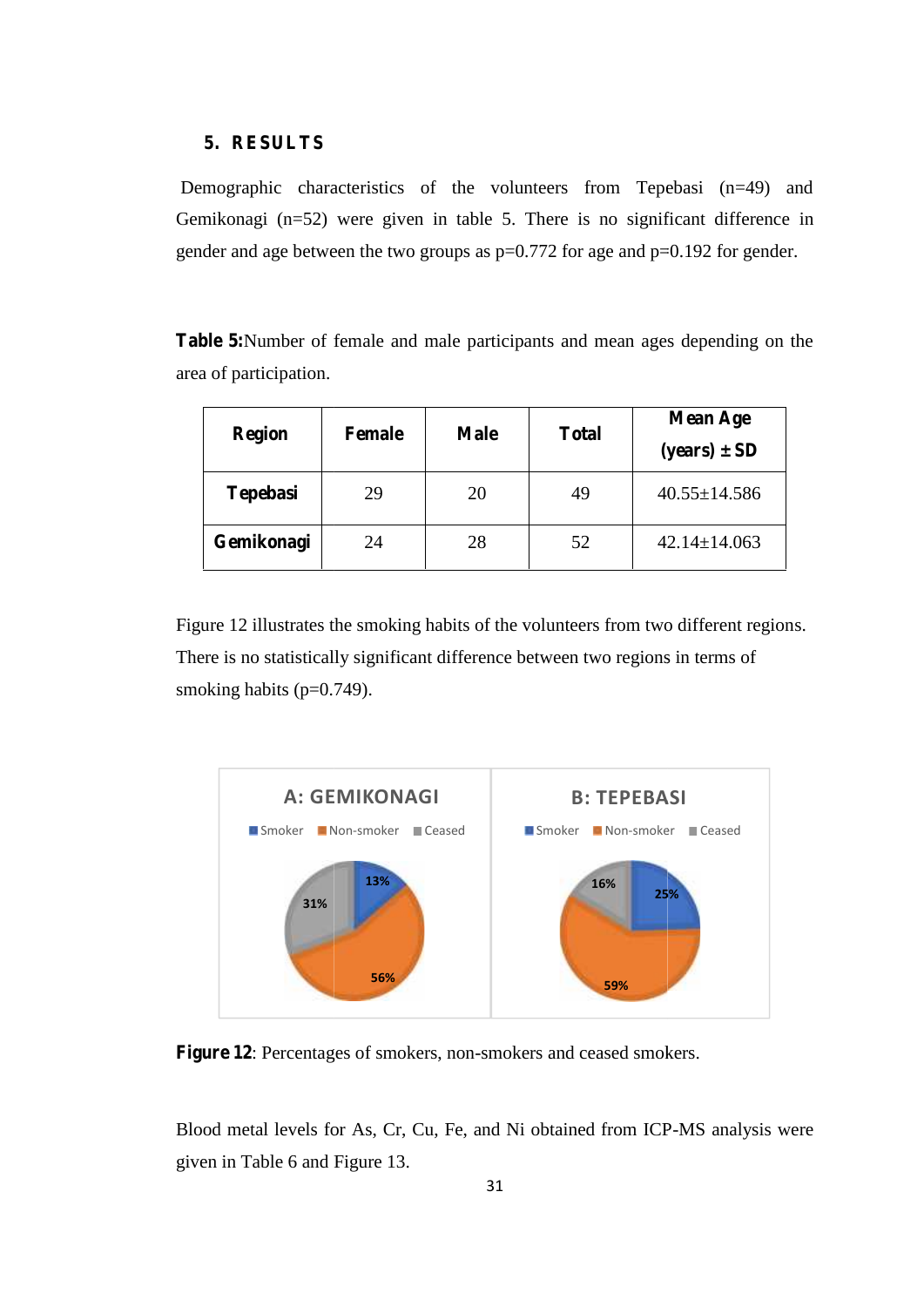## 5. RESULTS

Demographic characteristics of the volunteers from Tepebasi (n=49) and Gemikonagi (n=52) were given in table 5. There is no significant difference in gender and age between the two groups as p=0.772 for age and p=0.192 for gender.

**Table 5:** Number of female and male participants and mean ages depending on the area of participation.

| Region | Female | Male | Total | Mean Age (years) ± SD |
|---|---|---|---|---|
| **Tepebasi** | 29 | 20 | 49 | 40.55±14.586 |
| **Gemikonagi** | 24 | 28 | 52 | 42.14±14.063 |

Figure 12 illustrates the smoking habits of the volunteers from two different regions. There is no statistically significant difference between two regions in terms of smoking habits (p=0.749).

**Figure 12**: Percentages of smokers, non-smokers and ceased smokers.

Blood metal levels for As, Cr, Cu, Fe, and Ni obtained from ICP-MS analysis were given in Table 6 and Figure 13.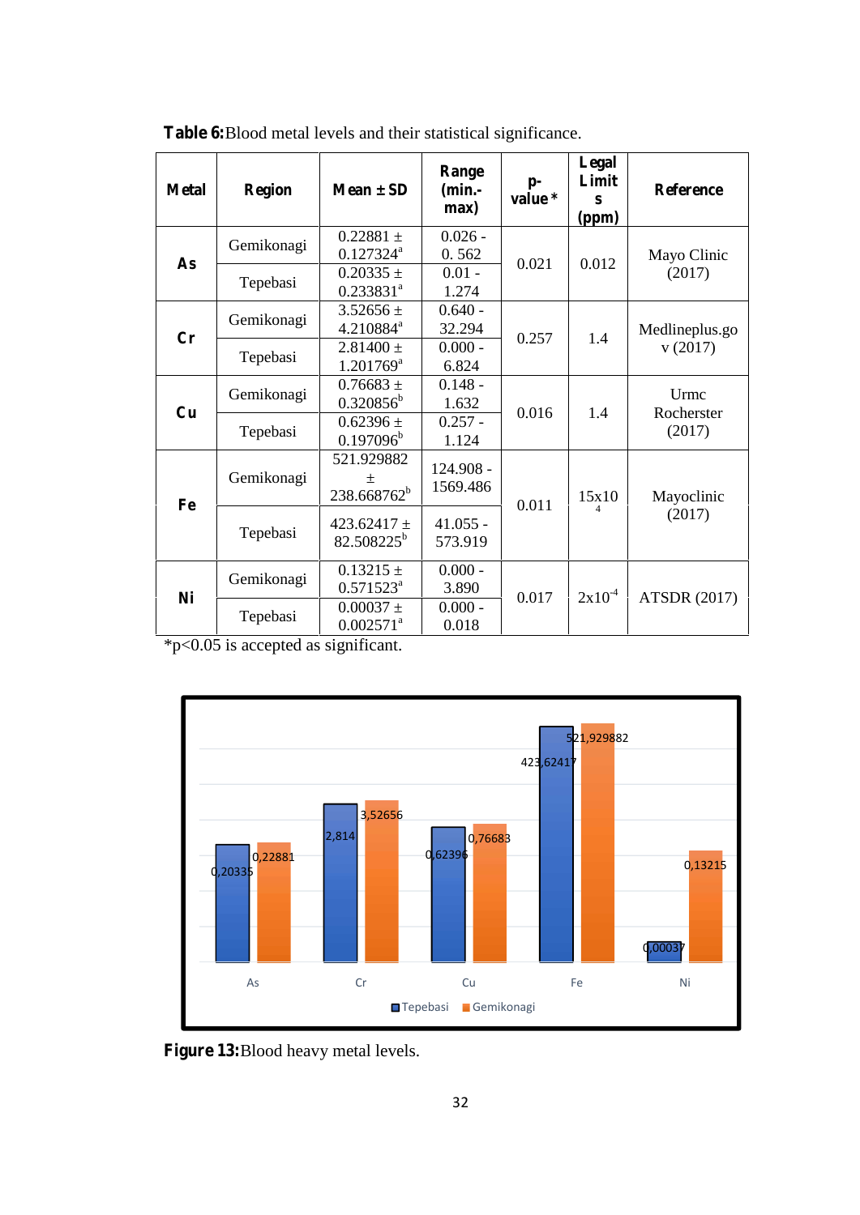**Table 6:** Blood metal levels and their statistical significance.

| Metal | Region | Mean ± SD | Range (min.-max) | p-value* | Legal Limits (ppm) | Reference |
|---|---|---|---|---|---|---|
| **As** | Gemikonagi | 0.22881 ± 0.127324[a] | 0.026 - 0. 562 | 0.021 | 0.012 | Mayo Clinic (2017) |
| | Tepebasi | 0.20335 ± 0.233831[a] | 0.01 - 1.274 | | | |
| **Cr** | Gemikonagi | 3.52656 ± 4.210884[a] | 0.640 - 32.294 | 0.257 | 1.4 | Medlineplus.gov (2017) |
| | Tepebasi | 2.81400 ± 1.201769[a] | 0.000 - 6.824 | | | |
| **Cu** | Gemikonagi | 0.76683 ± 0.320856[b] | 0.148 - 1.632 | 0.016 | 1.4 | Urmc Rocherster (2017) |
| | Tepebasi | 0.62396 ± 0.197096[b] | 0.257 - 1.124 | | | |
| **Fe** | Gemikonagi | 521.929882 ± 238.668762[b] | 124.908 - 1569.486 | 0.011 | $15x10^4$ | Mayoclinic (2017) |
| | Tepebasi | 423.62417 ± 82.508225[b] | 41.055 - 573.919 | | | |
| **Ni** | Gemikonagi | 0.13215 ± 0.571523[a] | 0.000 - 3.890 | 0.017 | $2x10^{-4}$ | ATSDR (2017) |
| | Tepebasi | 0.00037 ± 0.002571[a] | 0.000 - 0.018 | | | |

*$p<0.05$ is accepted as significant.

**Figure 13:** Blood heavy metal levels.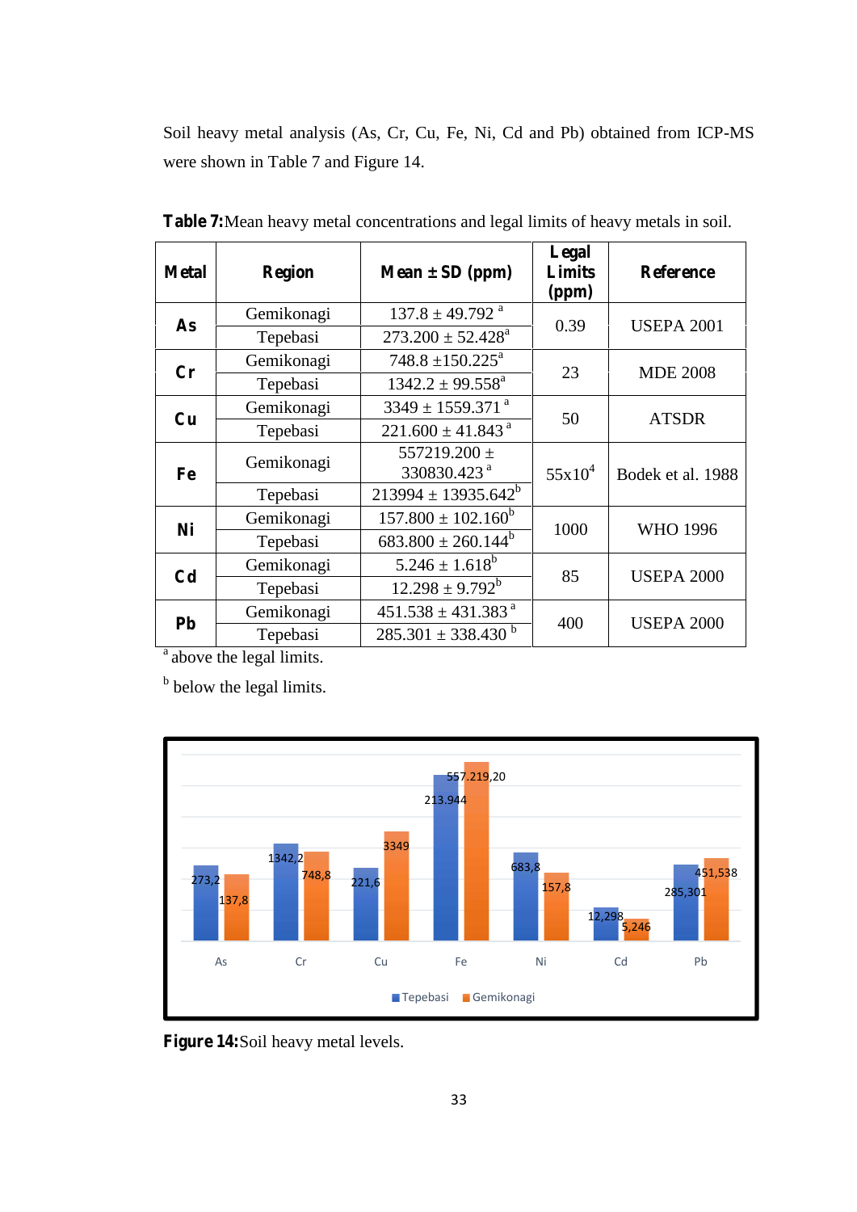Soil heavy metal analysis (As, Cr, Cu, Fe, Ni, Cd and Pb) obtained from ICP-MS were shown in Table 7 and Figure 14.

**Table 7:** Mean heavy metal concentrations and legal limits of heavy metals in soil.

| Metal | Region | Mean ± SD (ppm) | Legal Limits (ppm) | Reference |
|---|---|---|---|---|
| **As** | Gemikonagi | 137.8 ± 49.792 [a] | 0.39 | USEPA 2001 |
| | Tepebasi | 273.200 ± 52.428[a] | | |
| **Cr** | Gemikonagi | 748.8 ±150.225[a] | 23 | MDE 2008 |
| | Tepebasi | 1342.2 ± 99.558[a] | | |
| **Cu** | Gemikonagi | 3349 ± 1559.371 [a] | 50 | ATSDR |
| | Tepebasi | 221.600 ± 41.843 [a] | | |
| **Fe** | Gemikonagi | 557219.200 ± 330830.423 [a] | $55x10^4$ | Bodek et al. 1988 |
| | Tepebasi | 213994 ± 13935.642[b] | | |
| **Ni** | Gemikonagi | 157.800 ± 102.160[b] | 1000 | WHO 1996 |
| | Tepebasi | 683.800 ± 260.144[b] | | |
| **Cd** | Gemikonagi | 5.246 ± 1.618[b] | 85 | USEPA 2000 |
| | Tepebasi | 12.298 ± 9.792[b] | | |
| **Pb** | Gemikonagi | 451.538 ± 431.383 [a] | 400 | USEPA 2000 |
| | Tepebasi | 285.301 ± 338.430 [b] | | |

[a] above the legal limits.

[b] below the legal limits.

**Figure 14:** Soil heavy metal levels.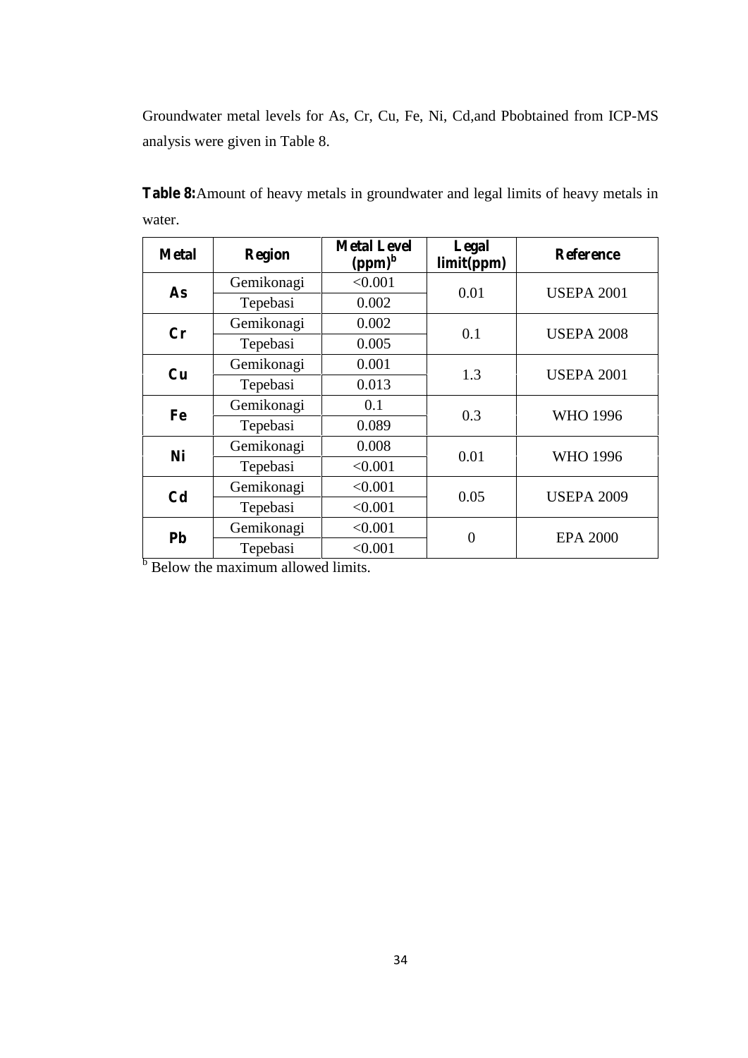Groundwater metal levels for As, Cr, Cu, Fe, Ni, Cd,and Pbobtained from ICP-MS analysis were given in Table 8.

**Table 8:** Amount of heavy metals in groundwater and legal limits of heavy metals in water.

| Metal | Region | Metal Level (ppm)[b] | Legal limit(ppm) | Reference |
|---|---|---|---|---|
| **As** | Gemikonagi | <0.001 | 0.01 | USEPA 2001 |
| | Tepebasi | 0.002 | | |
| **Cr** | Gemikonagi | 0.002 | 0.1 | USEPA 2008 |
| | Tepebasi | 0.005 | | |
| **Cu** | Gemikonagi | 0.001 | 1.3 | USEPA 2001 |
| | Tepebasi | 0.013 | | |
| **Fe** | Gemikonagi | 0.1 | 0.3 | WHO 1996 |
| | Tepebasi | 0.089 | | |
| **Ni** | Gemikonagi | 0.008 | 0.01 | WHO 1996 |
| | Tepebasi | <0.001 | | |
| **Cd** | Gemikonagi | <0.001 | 0.05 | USEPA 2009 |
| | Tepebasi | <0.001 | | |
| **Pb** | Gemikonagi | <0.001 | 0 | EPA 2000 |
| | Tepebasi | <0.001 | | |

[b] Below the maximum allowed limits.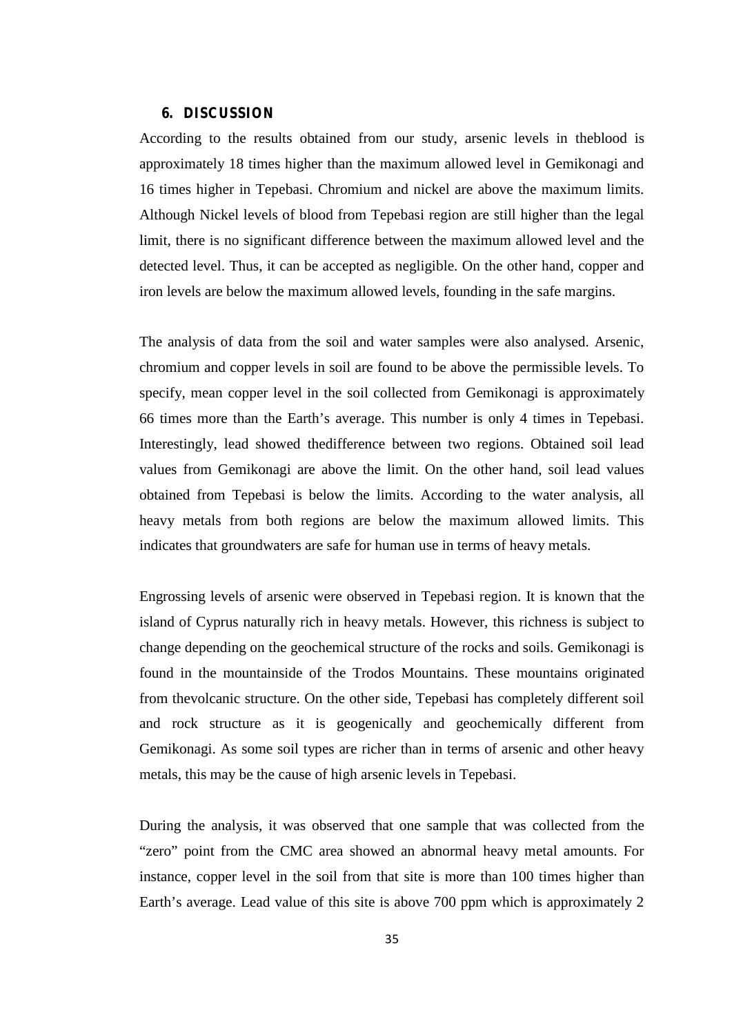## 6. DISCUSSION

According to the results obtained from our study, arsenic levels in theblood is approximately 18 times higher than the maximum allowed level in Gemikonagi and 16 times higher in Tepebasi. Chromium and nickel are above the maximum limits. Although Nickel levels of blood from Tepebasi region are still higher than the legal limit, there is no significant difference between the maximum allowed level and the detected level. Thus, it can be accepted as negligible. On the other hand, copper and iron levels are below the maximum allowed levels, founding in the safe margins.

The analysis of data from the soil and water samples were also analysed. Arsenic, chromium and copper levels in soil are found to be above the permissible levels. To specify, mean copper level in the soil collected from Gemikonagi is approximately 66 times more than the Earth's average. This number is only 4 times in Tepebasi. Interestingly, lead showed thedifference between two regions. Obtained soil lead values from Gemikonagi are above the limit. On the other hand, soil lead values obtained from Tepebasi is below the limits. According to the water analysis, all heavy metals from both regions are below the maximum allowed limits. This indicates that groundwaters are safe for human use in terms of heavy metals.

Engrossing levels of arsenic were observed in Tepebasi region. It is known that the island of Cyprus naturally rich in heavy metals. However, this richness is subject to change depending on the geochemical structure of the rocks and soils. Gemikonagi is found in the mountainside of the Trodos Mountains. These mountains originated from thevolcanic structure. On the other side, Tepebasi has completely different soil and rock structure as it is geogenically and geochemically different from Gemikonagi. As some soil types are richer than in terms of arsenic and other heavy metals, this may be the cause of high arsenic levels in Tepebasi.

During the analysis, it was observed that one sample that was collected from the "zero" point from the CMC area showed an abnormal heavy metal amounts. For instance, copper level in the soil from that site is more than 100 times higher than Earth's average. Lead value of this site is above 700 ppm which is approximately 2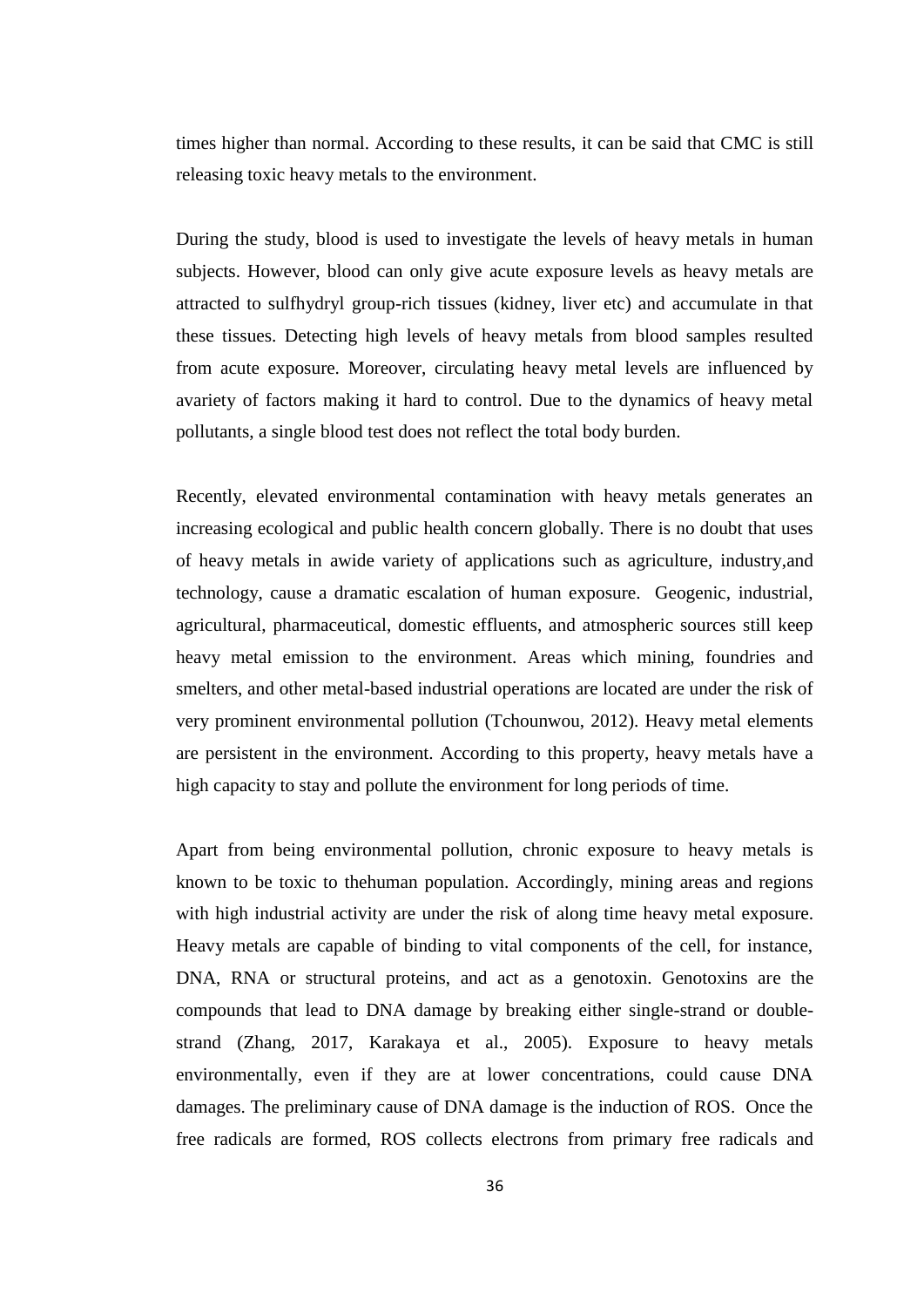times higher than normal. According to these results, it can be said that CMC is still releasing toxic heavy metals to the environment.

During the study, blood is used to investigate the levels of heavy metals in human subjects. However, blood can only give acute exposure levels as heavy metals are attracted to sulfhydryl group-rich tissues (kidney, liver etc) and accumulate in that these tissues. Detecting high levels of heavy metals from blood samples resulted from acute exposure. Moreover, circulating heavy metal levels are influenced by avariety of factors making it hard to control. Due to the dynamics of heavy metal pollutants, a single blood test does not reflect the total body burden.

Recently, elevated environmental contamination with heavy metals generates an increasing ecological and public health concern globally. There is no doubt that uses of heavy metals in awide variety of applications such as agriculture, industry,and technology, cause a dramatic escalation of human exposure. Geogenic, industrial, agricultural, pharmaceutical, domestic effluents, and atmospheric sources still keep heavy metal emission to the environment. Areas which mining, foundries and smelters, and other metal-based industrial operations are located are under the risk of very prominent environmental pollution (Tchounwou, 2012). Heavy metal elements are persistent in the environment. According to this property, heavy metals have a high capacity to stay and pollute the environment for long periods of time.

Apart from being environmental pollution, chronic exposure to heavy metals is known to be toxic to thehuman population. Accordingly, mining areas and regions with high industrial activity are under the risk of along time heavy metal exposure. Heavy metals are capable of binding to vital components of the cell, for instance, DNA, RNA or structural proteins, and act as a genotoxin. Genotoxins are the compounds that lead to DNA damage by breaking either single-strand or double-strand (Zhang, 2017, Karakaya et al., 2005). Exposure to heavy metals environmentally, even if they are at lower concentrations, could cause DNA damages. The preliminary cause of DNA damage is the induction of ROS. Once the free radicals are formed, ROS collects electrons from primary free radicals and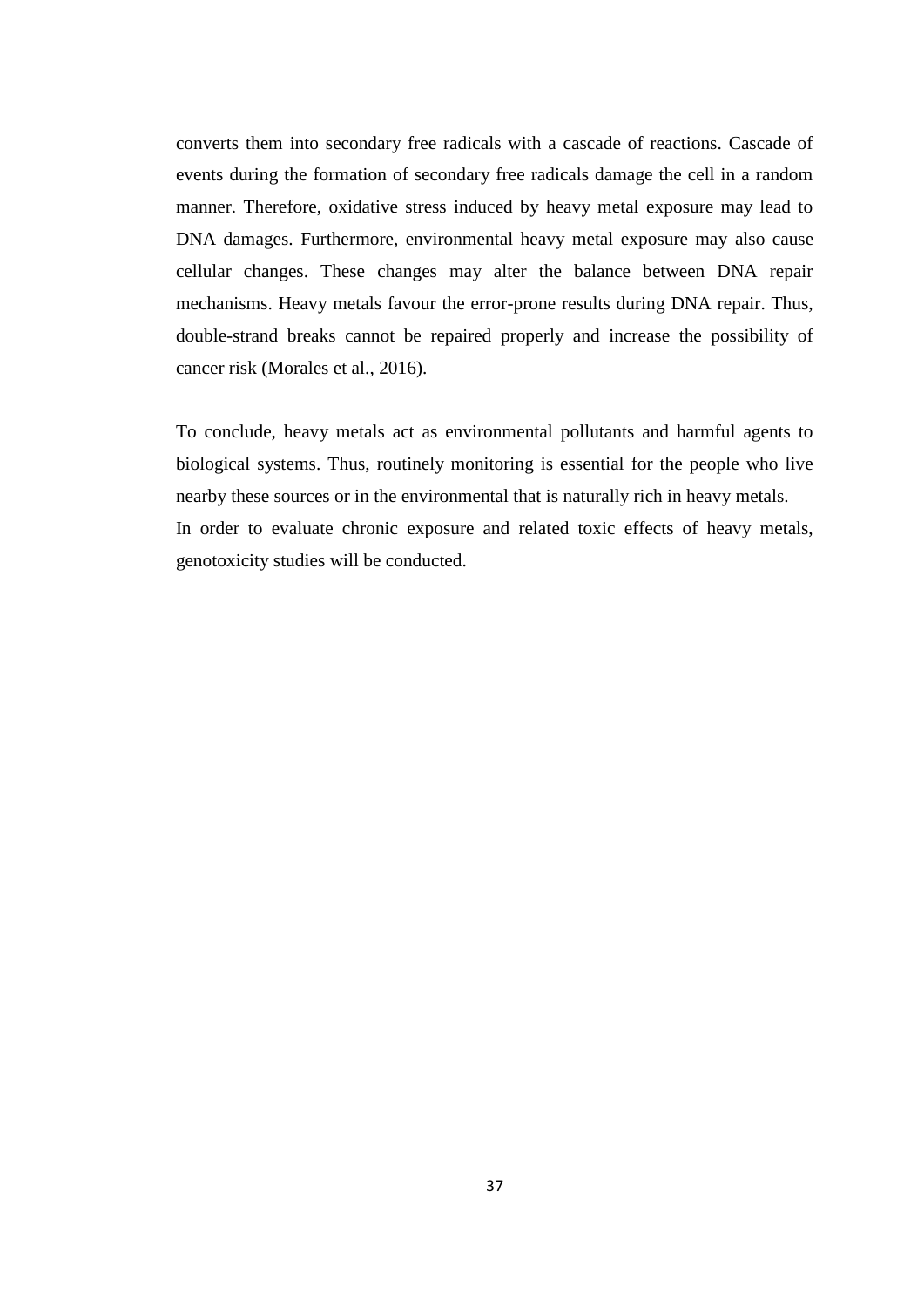converts them into secondary free radicals with a cascade of reactions. Cascade of events during the formation of secondary free radicals damage the cell in a random manner. Therefore, oxidative stress induced by heavy metal exposure may lead to DNA damages. Furthermore, environmental heavy metal exposure may also cause cellular changes. These changes may alter the balance between DNA repair mechanisms. Heavy metals favour the error-prone results during DNA repair. Thus, double-strand breaks cannot be repaired properly and increase the possibility of cancer risk (Morales et al., 2016).

To conclude, heavy metals act as environmental pollutants and harmful agents to biological systems. Thus, routinely monitoring is essential for the people who live nearby these sources or in the environmental that is naturally rich in heavy metals.
In order to evaluate chronic exposure and related toxic effects of heavy metals, genotoxicity studies will be conducted.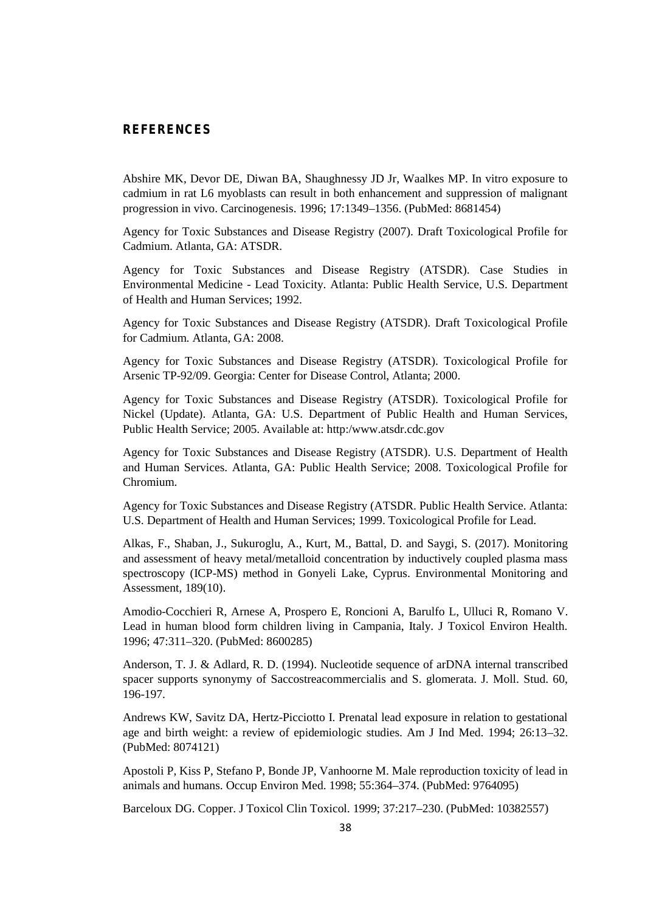## REFERENCES

Abshire MK, Devor DE, Diwan BA, Shaughnessy JD Jr, Waalkes MP. In vitro exposure to cadmium in rat L6 myoblasts can result in both enhancement and suppression of malignant progression in vivo. Carcinogenesis. 1996; 17:1349–1356. (PubMed: 8681454)

Agency for Toxic Substances and Disease Registry (2007). Draft Toxicological Profile for Cadmium. Atlanta, GA: ATSDR.

Agency for Toxic Substances and Disease Registry (ATSDR). Case Studies in Environmental Medicine - Lead Toxicity. Atlanta: Public Health Service, U.S. Department of Health and Human Services; 1992.

Agency for Toxic Substances and Disease Registry (ATSDR). Draft Toxicological Profile for Cadmium. Atlanta, GA: 2008.

Agency for Toxic Substances and Disease Registry (ATSDR). Toxicological Profile for Arsenic TP-92/09. Georgia: Center for Disease Control, Atlanta; 2000.

Agency for Toxic Substances and Disease Registry (ATSDR). Toxicological Profile for Nickel (Update). Atlanta, GA: U.S. Department of Public Health and Human Services, Public Health Service; 2005. Available at: http:/www.atsdr.cdc.gov

Agency for Toxic Substances and Disease Registry (ATSDR). U.S. Department of Health and Human Services. Atlanta, GA: Public Health Service; 2008. Toxicological Profile for Chromium.

Agency for Toxic Substances and Disease Registry (ATSDR. Public Health Service. Atlanta: U.S. Department of Health and Human Services; 1999. Toxicological Profile for Lead.

Alkas, F., Shaban, J., Sukuroglu, A., Kurt, M., Battal, D. and Saygi, S. (2017). Monitoring and assessment of heavy metal/metalloid concentration by inductively coupled plasma mass spectroscopy (ICP-MS) method in Gonyeli Lake, Cyprus. Environmental Monitoring and Assessment, 189(10).

Amodio-Cocchieri R, Arnese A, Prospero E, Roncioni A, Barulfo L, Ulluci R, Romano V. Lead in human blood form children living in Campania, Italy. J Toxicol Environ Health. 1996; 47:311–320. (PubMed: 8600285)

Anderson, T. J. & Adlard, R. D. (1994). Nucleotide sequence of arDNA internal transcribed spacer supports synonymy of Saccostreacommercialis and S. glomerata. J. Moll. Stud. 60, 196-197.

Andrews KW, Savitz DA, Hertz-Picciotto I. Prenatal lead exposure in relation to gestational age and birth weight: a review of epidemiologic studies. Am J Ind Med. 1994; 26:13–32. (PubMed: 8074121)

Apostoli P, Kiss P, Stefano P, Bonde JP, Vanhoorne M. Male reproduction toxicity of lead in animals and humans. Occup Environ Med. 1998; 55:364–374. (PubMed: 9764095)

Barceloux DG. Copper. J Toxicol Clin Toxicol. 1999; 37:217–230. (PubMed: 10382557)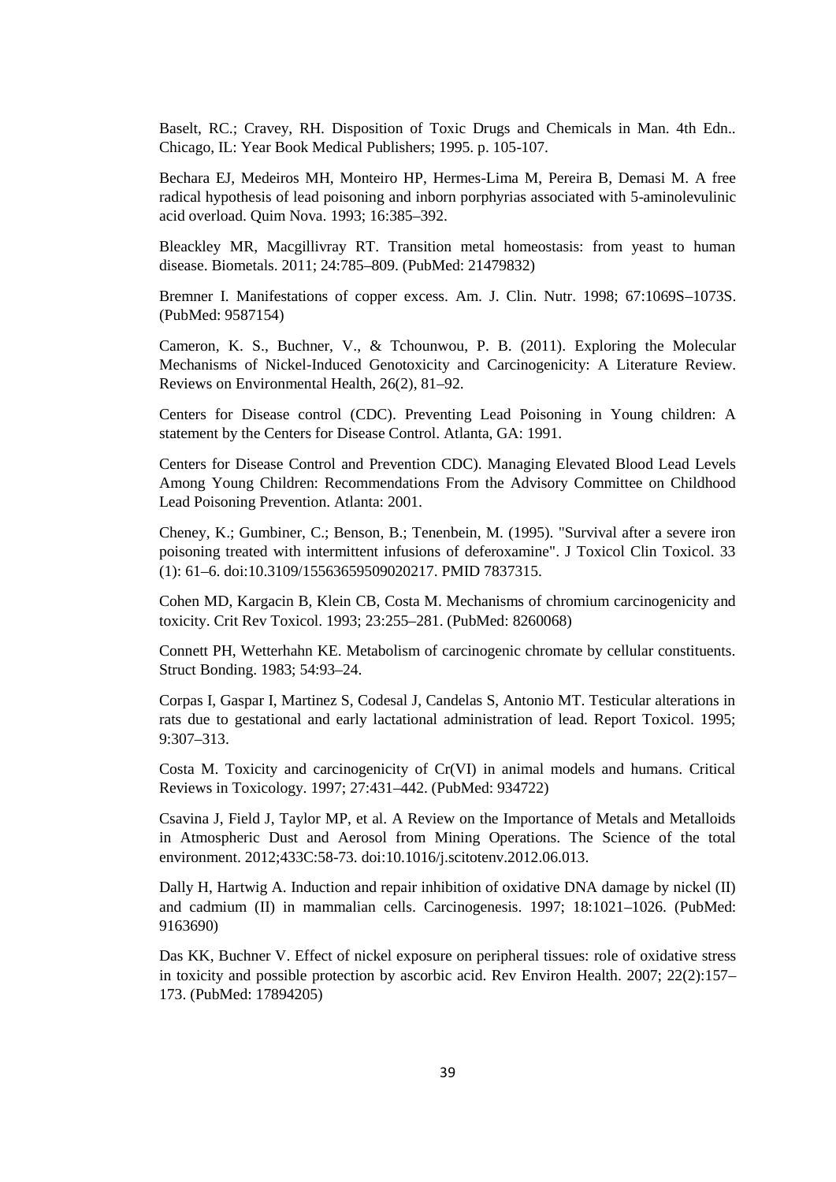Baselt, RC.; Cravey, RH. Disposition of Toxic Drugs and Chemicals in Man. 4th Edn.. Chicago, IL: Year Book Medical Publishers; 1995. p. 105-107.

Bechara EJ, Medeiros MH, Monteiro HP, Hermes-Lima M, Pereira B, Demasi M. A free radical hypothesis of lead poisoning and inborn porphyrias associated with 5-aminolevulinic acid overload. Quim Nova. 1993; 16:385–392.

Bleackley MR, Macgillivray RT. Transition metal homeostasis: from yeast to human disease. Biometals. 2011; 24:785–809. (PubMed: 21479832)

Bremner I. Manifestations of copper excess. Am. J. Clin. Nutr. 1998; 67:1069S–1073S. (PubMed: 9587154)

Cameron, K. S., Buchner, V., & Tchounwou, P. B. (2011). Exploring the Molecular Mechanisms of Nickel-Induced Genotoxicity and Carcinogenicity: A Literature Review. Reviews on Environmental Health, 26(2), 81–92.

Centers for Disease control (CDC). Preventing Lead Poisoning in Young children: A statement by the Centers for Disease Control. Atlanta, GA: 1991.

Centers for Disease Control and Prevention CDC). Managing Elevated Blood Lead Levels Among Young Children: Recommendations From the Advisory Committee on Childhood Lead Poisoning Prevention. Atlanta: 2001.

Cheney, K.; Gumbiner, C.; Benson, B.; Tenenbein, M. (1995). "Survival after a severe iron poisoning treated with intermittent infusions of deferoxamine". J Toxicol Clin Toxicol. 33 (1): 61–6. doi:10.3109/15563659509020217. PMID 7837315.

Cohen MD, Kargacin B, Klein CB, Costa M. Mechanisms of chromium carcinogenicity and toxicity. Crit Rev Toxicol. 1993; 23:255–281. (PubMed: 8260068)

Connett PH, Wetterhahn KE. Metabolism of carcinogenic chromate by cellular constituents. Struct Bonding. 1983; 54:93–24.

Corpas I, Gaspar I, Martinez S, Codesal J, Candelas S, Antonio MT. Testicular alterations in rats due to gestational and early lactational administration of lead. Report Toxicol. 1995; 9:307–313.

Costa M. Toxicity and carcinogenicity of Cr(VI) in animal models and humans. Critical Reviews in Toxicology. 1997; 27:431–442. (PubMed: 934722)

Csavina J, Field J, Taylor MP, et al. A Review on the Importance of Metals and Metalloids in Atmospheric Dust and Aerosol from Mining Operations. The Science of the total environment. 2012;433C:58-73. doi:10.1016/j.scitotenv.2012.06.013.

Dally H, Hartwig A. Induction and repair inhibition of oxidative DNA damage by nickel (II) and cadmium (II) in mammalian cells. Carcinogenesis. 1997; 18:1021–1026. (PubMed: 9163690)

Das KK, Buchner V. Effect of nickel exposure on peripheral tissues: role of oxidative stress in toxicity and possible protection by ascorbic acid. Rev Environ Health. 2007; 22(2):157–173. (PubMed: 17894205)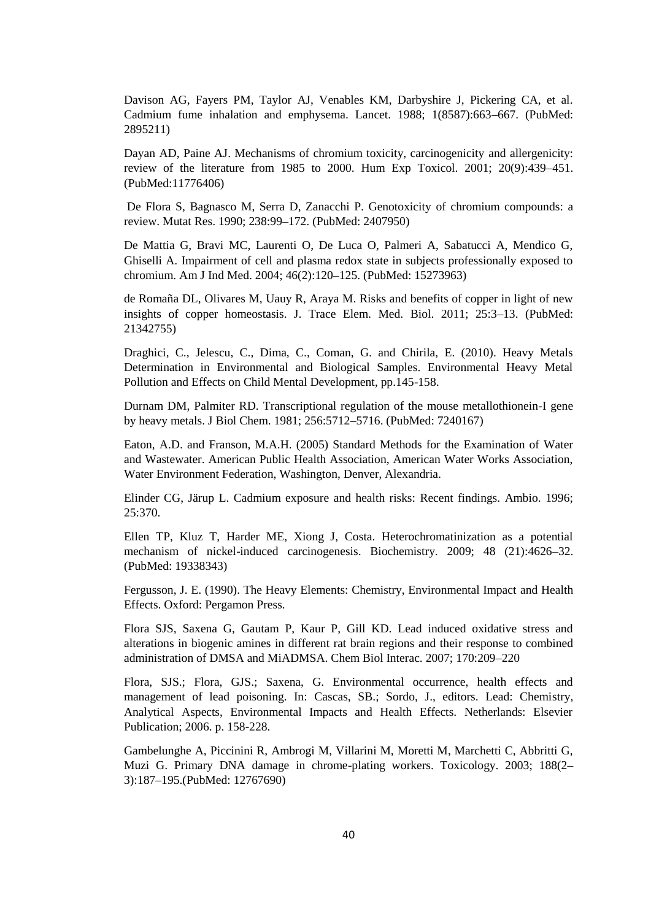Davison AG, Fayers PM, Taylor AJ, Venables KM, Darbyshire J, Pickering CA, et al. Cadmium fume inhalation and emphysema. Lancet. 1988; 1(8587):663–667. (PubMed: 2895211)

Dayan AD, Paine AJ. Mechanisms of chromium toxicity, carcinogenicity and allergenicity: review of the literature from 1985 to 2000. Hum Exp Toxicol. 2001; 20(9):439–451. (PubMed:11776406)

De Flora S, Bagnasco M, Serra D, Zanacchi P. Genotoxicity of chromium compounds: a review. Mutat Res. 1990; 238:99–172. (PubMed: 2407950)

De Mattia G, Bravi MC, Laurenti O, De Luca O, Palmeri A, Sabatucci A, Mendico G, Ghiselli A. Impairment of cell and plasma redox state in subjects professionally exposed to chromium. Am J Ind Med. 2004; 46(2):120–125. (PubMed: 15273963)

de Romaña DL, Olivares M, Uauy R, Araya M. Risks and benefits of copper in light of new insights of copper homeostasis. J. Trace Elem. Med. Biol. 2011; 25:3–13. (PubMed: 21342755)

Draghici, C., Jelescu, C., Dima, C., Coman, G. and Chirila, E. (2010). Heavy Metals Determination in Environmental and Biological Samples. Environmental Heavy Metal Pollution and Effects on Child Mental Development, pp.145-158.

Durnam DM, Palmiter RD. Transcriptional regulation of the mouse metallothionein-I gene by heavy metals. J Biol Chem. 1981; 256:5712–5716. (PubMed: 7240167)

Eaton, A.D. and Franson, M.A.H. (2005) Standard Methods for the Examination of Water and Wastewater. American Public Health Association, American Water Works Association, Water Environment Federation, Washington, Denver, Alexandria.

Elinder CG, Järup L. Cadmium exposure and health risks: Recent findings. Ambio. 1996; 25:370.

Ellen TP, Kluz T, Harder ME, Xiong J, Costa. Heterochromatinization as a potential mechanism of nickel-induced carcinogenesis. Biochemistry. 2009; 48 (21):4626–32. (PubMed: 19338343)

Fergusson, J. E. (1990). The Heavy Elements: Chemistry, Environmental Impact and Health Effects. Oxford: Pergamon Press.

Flora SJS, Saxena G, Gautam P, Kaur P, Gill KD. Lead induced oxidative stress and alterations in biogenic amines in different rat brain regions and their response to combined administration of DMSA and MiADMSA. Chem Biol Interac. 2007; 170:209–220

Flora, SJS.; Flora, GJS.; Saxena, G. Environmental occurrence, health effects and management of lead poisoning. In: Cascas, SB.; Sordo, J., editors. Lead: Chemistry, Analytical Aspects, Environmental Impacts and Health Effects. Netherlands: Elsevier Publication; 2006. p. 158-228.

Gambelunghe A, Piccinini R, Ambrogi M, Villarini M, Moretti M, Marchetti C, Abbritti G, Muzi G. Primary DNA damage in chrome-plating workers. Toxicology. 2003; 188(2–3):187–195.(PubMed: 12767690)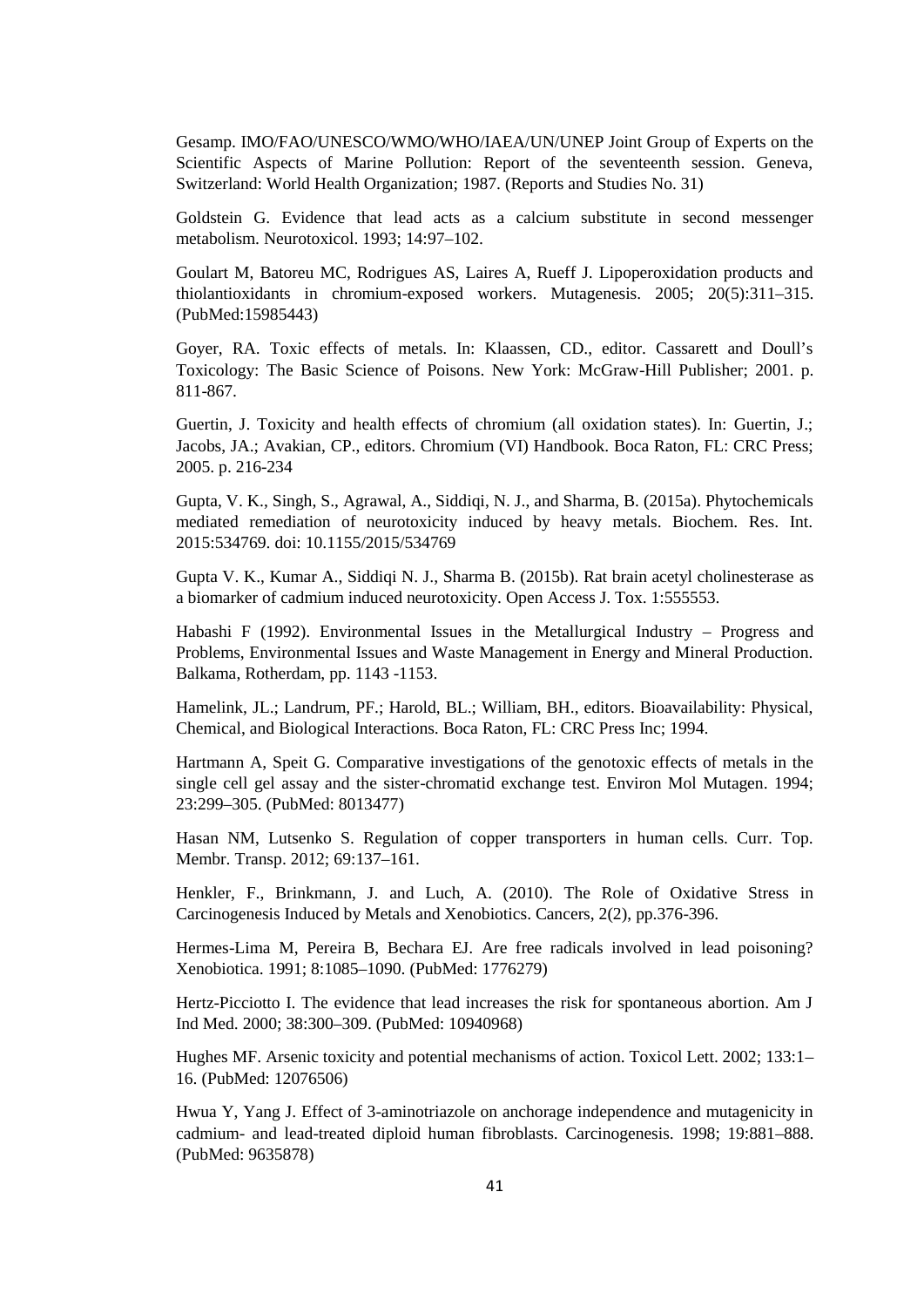Gesamp. IMO/FAO/UNESCO/WMO/WHO/IAEA/UN/UNEP Joint Group of Experts on the Scientific Aspects of Marine Pollution: Report of the seventeenth session. Geneva, Switzerland: World Health Organization; 1987. (Reports and Studies No. 31)

Goldstein G. Evidence that lead acts as a calcium substitute in second messenger metabolism. Neurotoxicol. 1993; 14:97–102.

Goulart M, Batoreu MC, Rodrigues AS, Laires A, Rueff J. Lipoperoxidation products and thiolantioxidants in chromium-exposed workers. Mutagenesis. 2005; 20(5):311–315. (PubMed:15985443)

Goyer, RA. Toxic effects of metals. In: Klaassen, CD., editor. Cassarett and Doull's Toxicology: The Basic Science of Poisons. New York: McGraw-Hill Publisher; 2001. p. 811-867.

Guertin, J. Toxicity and health effects of chromium (all oxidation states). In: Guertin, J.; Jacobs, JA.; Avakian, CP., editors. Chromium (VI) Handbook. Boca Raton, FL: CRC Press; 2005. p. 216-234

Gupta, V. K., Singh, S., Agrawal, A., Siddiqi, N. J., and Sharma, B. (2015a). Phytochemicals mediated remediation of neurotoxicity induced by heavy metals. Biochem. Res. Int. 2015:534769. doi: 10.1155/2015/534769

Gupta V. K., Kumar A., Siddiqi N. J., Sharma B. (2015b). Rat brain acetyl cholinesterase as a biomarker of cadmium induced neurotoxicity. Open Access J. Tox. 1:555553.

Habashi F (1992). Environmental Issues in the Metallurgical Industry – Progress and Problems, Environmental Issues and Waste Management in Energy and Mineral Production. Balkama, Rotherdam, pp. 1143 -1153.

Hamelink, JL.; Landrum, PF.; Harold, BL.; William, BH., editors. Bioavailability: Physical, Chemical, and Biological Interactions. Boca Raton, FL: CRC Press Inc; 1994.

Hartmann A, Speit G. Comparative investigations of the genotoxic effects of metals in the single cell gel assay and the sister-chromatid exchange test. Environ Mol Mutagen. 1994; 23:299–305. (PubMed: 8013477)

Hasan NM, Lutsenko S. Regulation of copper transporters in human cells. Curr. Top. Membr. Transp. 2012; 69:137–161.

Henkler, F., Brinkmann, J. and Luch, A. (2010). The Role of Oxidative Stress in Carcinogenesis Induced by Metals and Xenobiotics. Cancers, 2(2), pp.376-396.

Hermes-Lima M, Pereira B, Bechara EJ. Are free radicals involved in lead poisoning? Xenobiotica. 1991; 8:1085–1090. (PubMed: 1776279)

Hertz-Picciotto I. The evidence that lead increases the risk for spontaneous abortion. Am J Ind Med. 2000; 38:300–309. (PubMed: 10940968)

Hughes MF. Arsenic toxicity and potential mechanisms of action. Toxicol Lett. 2002; 133:1–16. (PubMed: 12076506)

Hwua Y, Yang J. Effect of 3-aminotriazole on anchorage independence and mutagenicity in cadmium- and lead-treated diploid human fibroblasts. Carcinogenesis. 1998; 19:881–888. (PubMed: 9635878)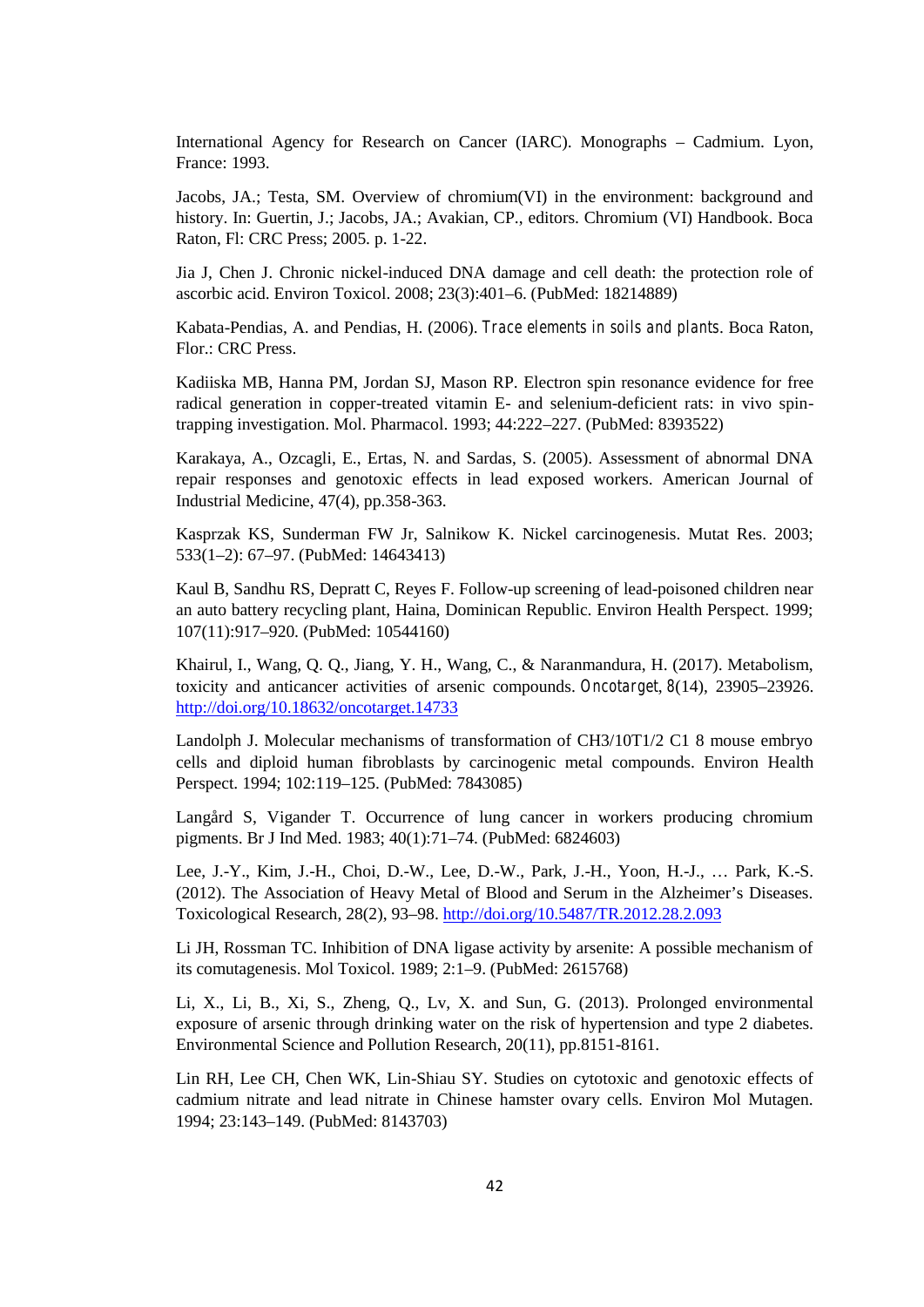International Agency for Research on Cancer (IARC). Monographs – Cadmium. Lyon, France: 1993.

Jacobs, JA.; Testa, SM. Overview of chromium(VI) in the environment: background and history. In: Guertin, J.; Jacobs, JA.; Avakian, CP., editors. Chromium (VI) Handbook. Boca Raton, Fl: CRC Press; 2005. p. 1-22.

Jia J, Chen J. Chronic nickel-induced DNA damage and cell death: the protection role of ascorbic acid. Environ Toxicol. 2008; 23(3):401–6. (PubMed: 18214889)

Kabata-Pendias, A. and Pendias, H. (2006). *Trace elements in soils and plants*. Boca Raton, Flor.: CRC Press.

Kadiiska MB, Hanna PM, Jordan SJ, Mason RP. Electron spin resonance evidence for free radical generation in copper-treated vitamin E- and selenium-deficient rats: in vivo spin-trapping investigation. Mol. Pharmacol. 1993; 44:222–227. (PubMed: 8393522)

Karakaya, A., Ozcagli, E., Ertas, N. and Sardas, S. (2005). Assessment of abnormal DNA repair responses and genotoxic effects in lead exposed workers. American Journal of Industrial Medicine, 47(4), pp.358-363.

Kasprzak KS, Sunderman FW Jr, Salnikow K. Nickel carcinogenesis. Mutat Res. 2003; 533(1–2): 67–97. (PubMed: 14643413)

Kaul B, Sandhu RS, Depratt C, Reyes F. Follow-up screening of lead-poisoned children near an auto battery recycling plant, Haina, Dominican Republic. Environ Health Perspect. 1999; 107(11):917–920. (PubMed: 10544160)

Khairul, I., Wang, Q. Q., Jiang, Y. H., Wang, C., & Naranmandura, H. (2017). Metabolism, toxicity and anticancer activities of arsenic compounds. *Oncotarget*, *8*(14), 23905–23926. http://doi.org/10.18632/oncotarget.14733

Landolph J. Molecular mechanisms of transformation of CH3/10T1/2 C1 8 mouse embryo cells and diploid human fibroblasts by carcinogenic metal compounds. Environ Health Perspect. 1994; 102:119–125. (PubMed: 7843085)

Langård S, Vigander T. Occurrence of lung cancer in workers producing chromium pigments. Br J Ind Med. 1983; 40(1):71–74. (PubMed: 6824603)

Lee, J.-Y., Kim, J.-H., Choi, D.-W., Lee, D.-W., Park, J.-H., Yoon, H.-J., … Park, K.-S. (2012). The Association of Heavy Metal of Blood and Serum in the Alzheimer's Diseases. Toxicological Research, 28(2), 93–98. http://doi.org/10.5487/TR.2012.28.2.093

Li JH, Rossman TC. Inhibition of DNA ligase activity by arsenite: A possible mechanism of its comutagenesis. Mol Toxicol. 1989; 2:1–9. (PubMed: 2615768)

Li, X., Li, B., Xi, S., Zheng, Q., Lv, X. and Sun, G. (2013). Prolonged environmental exposure of arsenic through drinking water on the risk of hypertension and type 2 diabetes. Environmental Science and Pollution Research, 20(11), pp.8151-8161.

Lin RH, Lee CH, Chen WK, Lin-Shiau SY. Studies on cytotoxic and genotoxic effects of cadmium nitrate and lead nitrate in Chinese hamster ovary cells. Environ Mol Mutagen. 1994; 23:143–149. (PubMed: 8143703)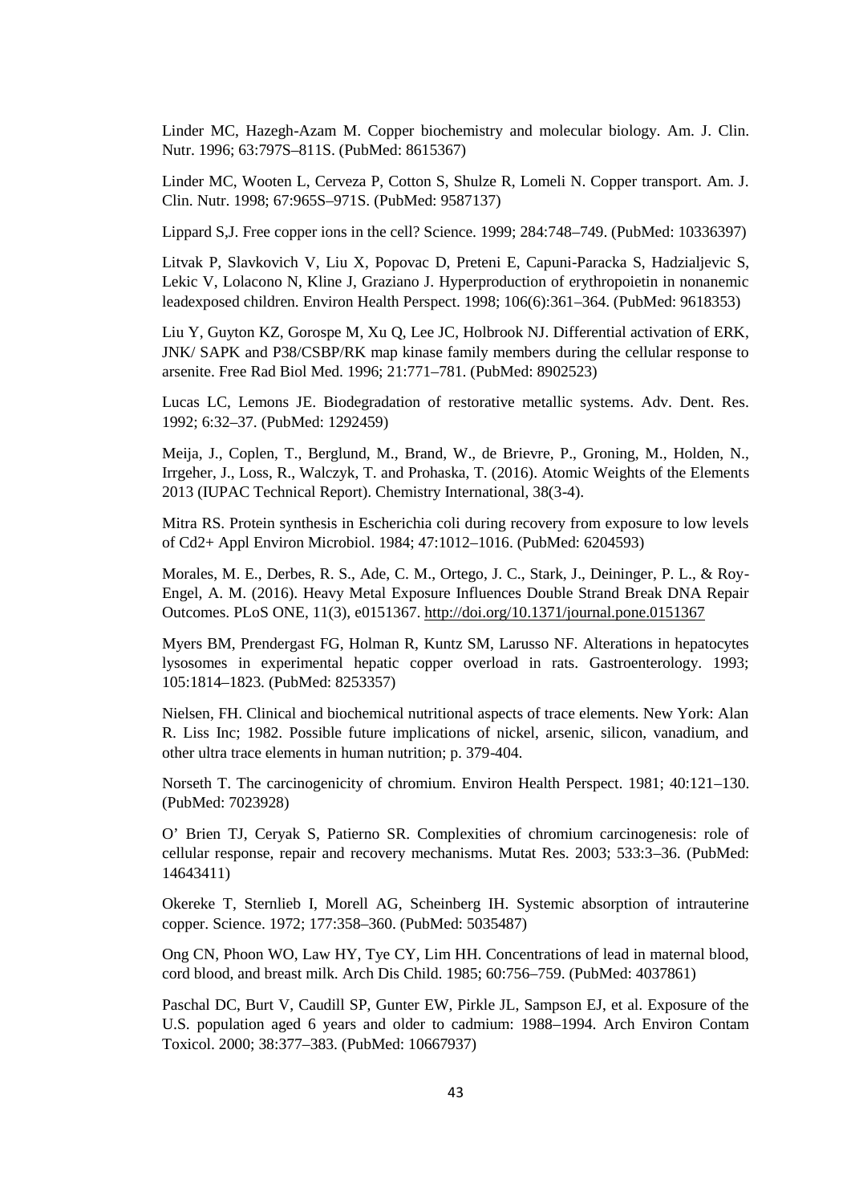Linder MC, Hazegh-Azam M. Copper biochemistry and molecular biology. Am. J. Clin. Nutr. 1996; 63:797S–811S. (PubMed: 8615367)

Linder MC, Wooten L, Cerveza P, Cotton S, Shulze R, Lomeli N. Copper transport. Am. J. Clin. Nutr. 1998; 67:965S–971S. (PubMed: 9587137)

Lippard S,J. Free copper ions in the cell? Science. 1999; 284:748–749. (PubMed: 10336397)

Litvak P, Slavkovich V, Liu X, Popovac D, Preteni E, Capuni-Paracka S, Hadzialjevic S, Lekic V, Lolacono N, Kline J, Graziano J. Hyperproduction of erythropoietin in nonanemic leadexposed children. Environ Health Perspect. 1998; 106(6):361–364. (PubMed: 9618353)

Liu Y, Guyton KZ, Gorospe M, Xu Q, Lee JC, Holbrook NJ. Differential activation of ERK, JNK/ SAPK and P38/CSBP/RK map kinase family members during the cellular response to arsenite. Free Rad Biol Med. 1996; 21:771–781. (PubMed: 8902523)

Lucas LC, Lemons JE. Biodegradation of restorative metallic systems. Adv. Dent. Res. 1992; 6:32–37. (PubMed: 1292459)

Meija, J., Coplen, T., Berglund, M., Brand, W., de Brievre, P., Groning, M., Holden, N., Irrgeher, J., Loss, R., Walczyk, T. and Prohaska, T. (2016). Atomic Weights of the Elements 2013 (IUPAC Technical Report). Chemistry International, 38(3-4).

Mitra RS. Protein synthesis in Escherichia coli during recovery from exposure to low levels of Cd2+ Appl Environ Microbiol. 1984; 47:1012–1016. (PubMed: 6204593)

Morales, M. E., Derbes, R. S., Ade, C. M., Ortego, J. C., Stark, J., Deininger, P. L., & Roy-Engel, A. M. (2016). Heavy Metal Exposure Influences Double Strand Break DNA Repair Outcomes. PLoS ONE, 11(3), e0151367. http://doi.org/10.1371/journal.pone.0151367

Myers BM, Prendergast FG, Holman R, Kuntz SM, Larusso NF. Alterations in hepatocytes lysosomes in experimental hepatic copper overload in rats. Gastroenterology. 1993; 105:1814–1823. (PubMed: 8253357)

Nielsen, FH. Clinical and biochemical nutritional aspects of trace elements. New York: Alan R. Liss Inc; 1982. Possible future implications of nickel, arsenic, silicon, vanadium, and other ultra trace elements in human nutrition; p. 379-404.

Norseth T. The carcinogenicity of chromium. Environ Health Perspect. 1981; 40:121–130. (PubMed: 7023928)

O' Brien TJ, Ceryak S, Patierno SR. Complexities of chromium carcinogenesis: role of cellular response, repair and recovery mechanisms. Mutat Res. 2003; 533:3–36. (PubMed: 14643411)

Okereke T, Sternlieb I, Morell AG, Scheinberg IH. Systemic absorption of intrauterine copper. Science. 1972; 177:358–360. (PubMed: 5035487)

Ong CN, Phoon WO, Law HY, Tye CY, Lim HH. Concentrations of lead in maternal blood, cord blood, and breast milk. Arch Dis Child. 1985; 60:756–759. (PubMed: 4037861)

Paschal DC, Burt V, Caudill SP, Gunter EW, Pirkle JL, Sampson EJ, et al. Exposure of the U.S. population aged 6 years and older to cadmium: 1988–1994. Arch Environ Contam Toxicol. 2000; 38:377–383. (PubMed: 10667937)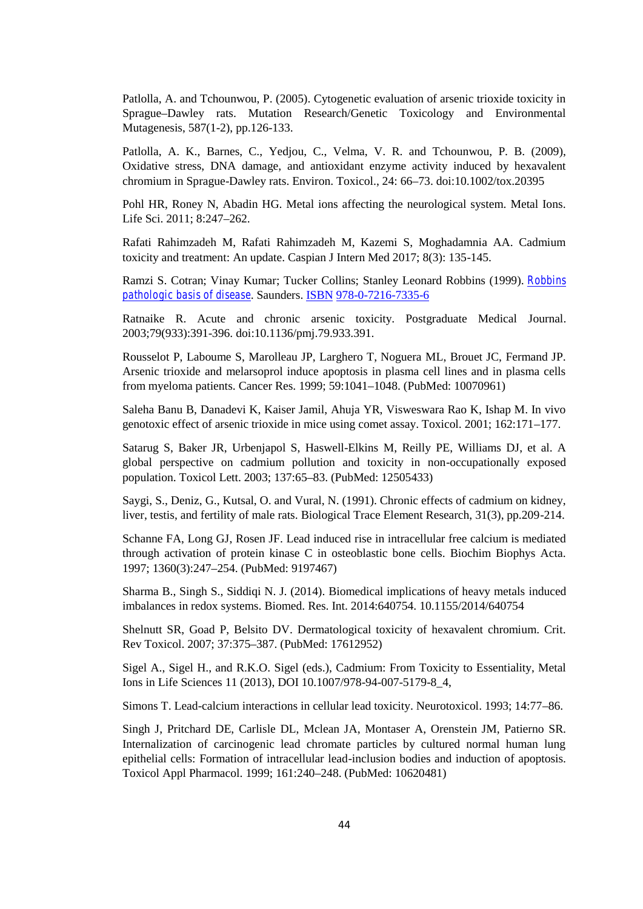Patlolla, A. and Tchounwou, P. (2005). Cytogenetic evaluation of arsenic trioxide toxicity in Sprague–Dawley rats. Mutation Research/Genetic Toxicology and Environmental Mutagenesis, 587(1-2), pp.126-133.

Patlolla, A. K., Barnes, C., Yedjou, C., Velma, V. R. and Tchounwou, P. B. (2009), Oxidative stress, DNA damage, and antioxidant enzyme activity induced by hexavalent chromium in Sprague-Dawley rats. Environ. Toxicol., 24: 66–73. doi:10.1002/tox.20395

Pohl HR, Roney N, Abadin HG. Metal ions affecting the neurological system. Metal Ions. Life Sci. 2011; 8:247–262.

Rafati Rahimzadeh M, Rafati Rahimzadeh M, Kazemi S, Moghadamnia AA. Cadmium toxicity and treatment: An update. Caspian J Intern Med 2017; 8(3): 135-145.

Ramzi S. Cotran; Vinay Kumar; Tucker Collins; Stanley Leonard Robbins (1999). Robbins pathologic basis of disease. Saunders. ISBN 978-0-7216-7335-6

Ratnaike R. Acute and chronic arsenic toxicity. Postgraduate Medical Journal. 2003;79(933):391-396. doi:10.1136/pmj.79.933.391.

Rousselot P, Laboume S, Marolleau JP, Larghero T, Noguera ML, Brouet JC, Fermand JP. Arsenic trioxide and melarsoprol induce apoptosis in plasma cell lines and in plasma cells from myeloma patients. Cancer Res. 1999; 59:1041–1048. (PubMed: 10070961)

Saleha Banu B, Danadevi K, Kaiser Jamil, Ahuja YR, Visweswara Rao K, Ishap M. In vivo genotoxic effect of arsenic trioxide in mice using comet assay. Toxicol. 2001; 162:171–177.

Satarug S, Baker JR, Urbenjapol S, Haswell-Elkins M, Reilly PE, Williams DJ, et al. A global perspective on cadmium pollution and toxicity in non-occupationally exposed population. Toxicol Lett. 2003; 137:65–83. (PubMed: 12505433)

Saygi, S., Deniz, G., Kutsal, O. and Vural, N. (1991). Chronic effects of cadmium on kidney, liver, testis, and fertility of male rats. Biological Trace Element Research, 31(3), pp.209-214.

Schanne FA, Long GJ, Rosen JF. Lead induced rise in intracellular free calcium is mediated through activation of protein kinase C in osteoblastic bone cells. Biochim Biophys Acta. 1997; 1360(3):247–254. (PubMed: 9197467)

Sharma B., Singh S., Siddiqi N. J. (2014). Biomedical implications of heavy metals induced imbalances in redox systems. Biomed. Res. Int. 2014:640754. 10.1155/2014/640754

Shelnutt SR, Goad P, Belsito DV. Dermatological toxicity of hexavalent chromium. Crit. Rev Toxicol. 2007; 37:375–387. (PubMed: 17612952)

Sigel A., Sigel H., and R.K.O. Sigel (eds.), Cadmium: From Toxicity to Essentiality, Metal Ions in Life Sciences 11 (2013), DOI 10.1007/978-94-007-5179-8_4,

Simons T. Lead-calcium interactions in cellular lead toxicity. Neurotoxicol. 1993; 14:77–86.

Singh J, Pritchard DE, Carlisle DL, Mclean JA, Montaser A, Orenstein JM, Patierno SR. Internalization of carcinogenic lead chromate particles by cultured normal human lung epithelial cells: Formation of intracellular lead-inclusion bodies and induction of apoptosis. Toxicol Appl Pharmacol. 1999; 161:240–248. (PubMed: 10620481)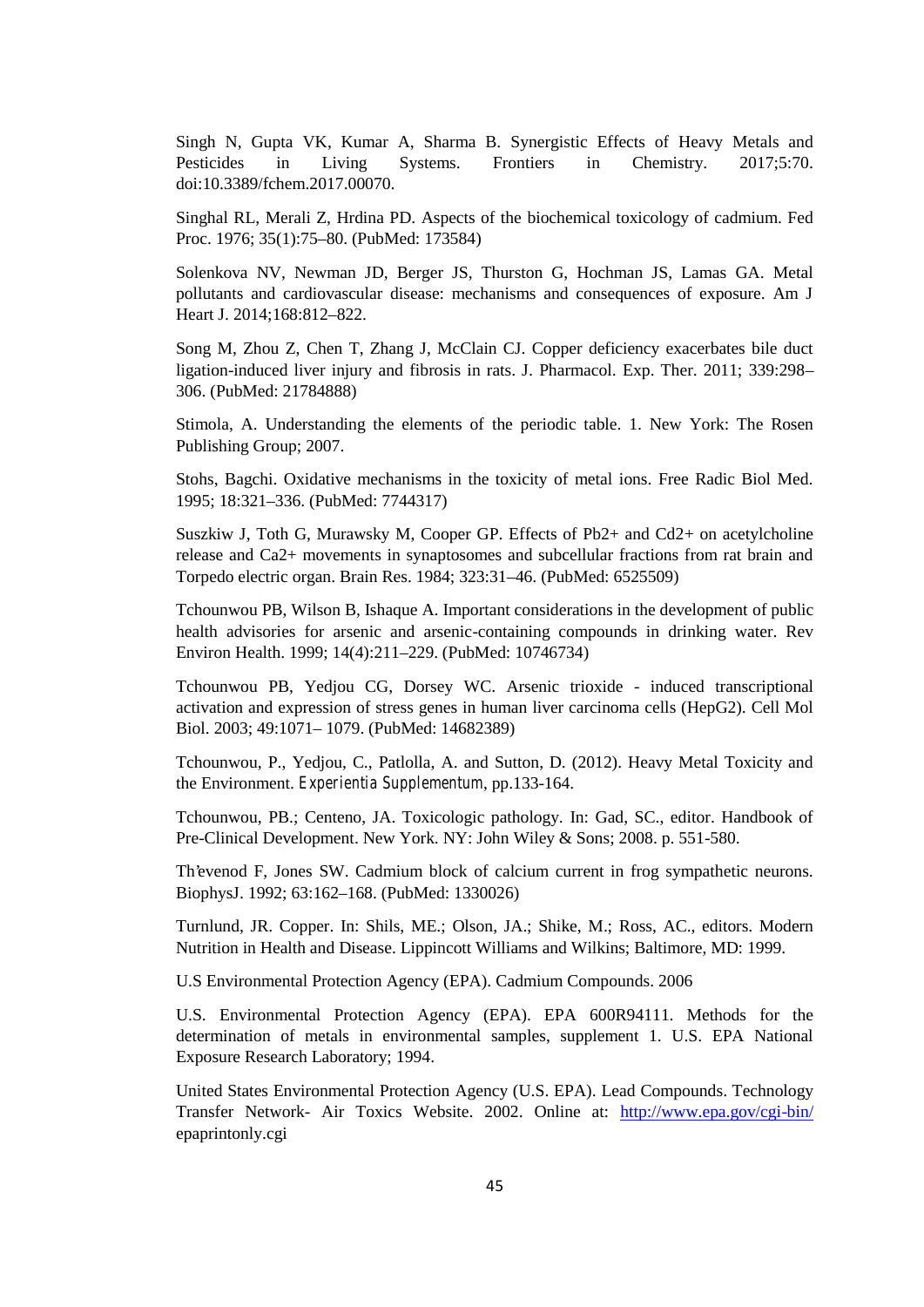Singh N, Gupta VK, Kumar A, Sharma B. Synergistic Effects of Heavy Metals and Pesticides in Living Systems. Frontiers in Chemistry. 2017;5:70. doi:10.3389/fchem.2017.00070.

Singhal RL, Merali Z, Hrdina PD. Aspects of the biochemical toxicology of cadmium. Fed Proc. 1976; 35(1):75–80. (PubMed: 173584)

Solenkova NV, Newman JD, Berger JS, Thurston G, Hochman JS, Lamas GA. Metal pollutants and cardiovascular disease: mechanisms and consequences of exposure. Am J Heart J. 2014;168:812–822.

Song M, Zhou Z, Chen T, Zhang J, McClain CJ. Copper deficiency exacerbates bile duct ligation-induced liver injury and fibrosis in rats. J. Pharmacol. Exp. Ther. 2011; 339:298–306. (PubMed: 21784888)

Stimola, A. Understanding the elements of the periodic table. 1. New York: The Rosen Publishing Group; 2007.

Stohs, Bagchi. Oxidative mechanisms in the toxicity of metal ions. Free Radic Biol Med. 1995; 18:321–336. (PubMed: 7744317)

Suszkiw J, Toth G, Murawsky M, Cooper GP. Effects of Pb2+ and Cd2+ on acetylcholine release and Ca2+ movements in synaptosomes and subcellular fractions from rat brain and Torpedo electric organ. Brain Res. 1984; 323:31–46. (PubMed: 6525509)

Tchounwou PB, Wilson B, Ishaque A. Important considerations in the development of public health advisories for arsenic and arsenic-containing compounds in drinking water. Rev Environ Health. 1999; 14(4):211–229. (PubMed: 10746734)

Tchounwou PB, Yedjou CG, Dorsey WC. Arsenic trioxide - induced transcriptional activation and expression of stress genes in human liver carcinoma cells (HepG2). Cell Mol Biol. 2003; 49:1071– 1079. (PubMed: 14682389)

Tchounwou, P., Yedjou, C., Patlolla, A. and Sutton, D. (2012). Heavy Metal Toxicity and the Environment. *Experientia Supplementum*, pp.133-164.

Tchounwou, PB.; Centeno, JA. Toxicologic pathology. In: Gad, SC., editor. Handbook of Pre-Clinical Development. New York. NY: John Wiley & Sons; 2008. p. 551-580.

Th'evenod F, Jones SW. Cadmium block of calcium current in frog sympathetic neurons. BiophysJ. 1992; 63:162–168. (PubMed: 1330026)

Turnlund, JR. Copper. In: Shils, ME.; Olson, JA.; Shike, M.; Ross, AC., editors. Modern Nutrition in Health and Disease. Lippincott Williams and Wilkins; Baltimore, MD: 1999.

U.S Environmental Protection Agency (EPA). Cadmium Compounds. 2006

U.S. Environmental Protection Agency (EPA). EPA 600R94111. Methods for the determination of metals in environmental samples, supplement 1. U.S. EPA National Exposure Research Laboratory; 1994.

United States Environmental Protection Agency (U.S. EPA). Lead Compounds. Technology Transfer Network- Air Toxics Website. 2002. Online at: http://www.epa.gov/cgi-bin/ epaprintonly.cgi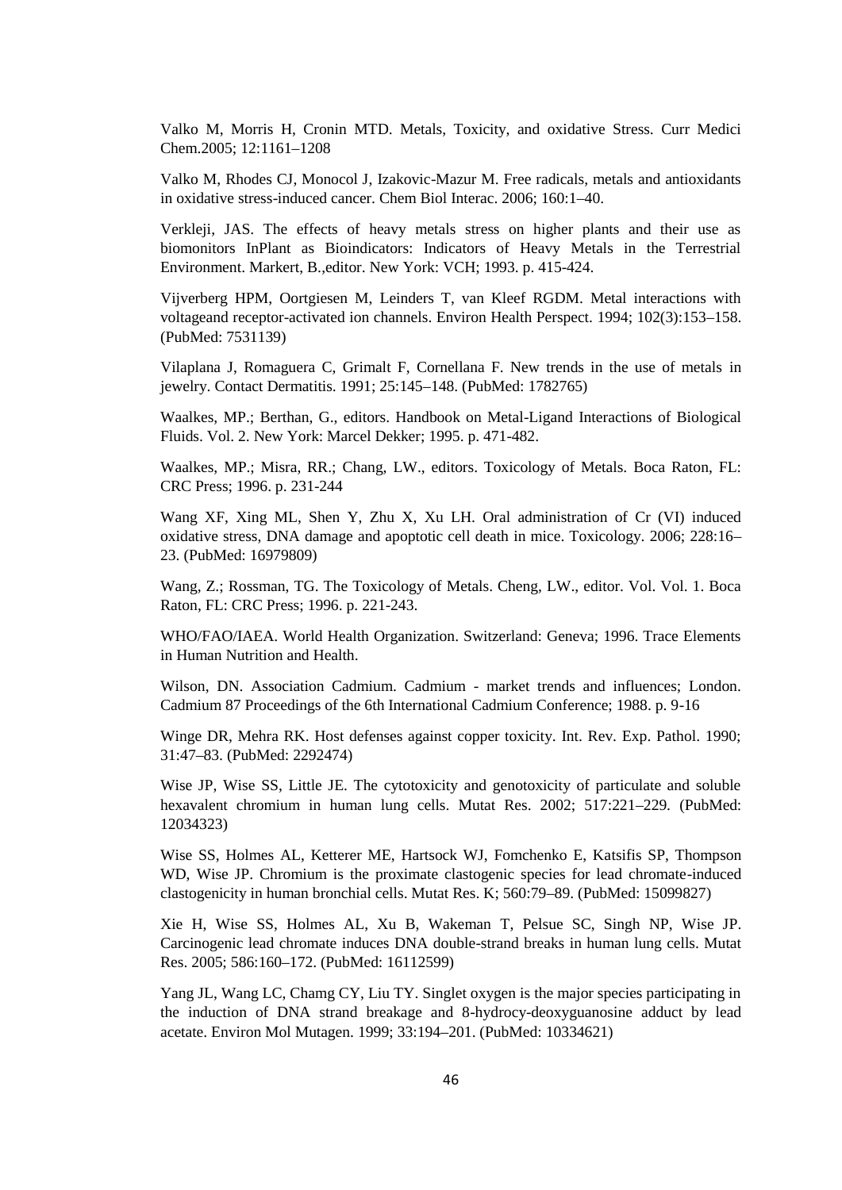Valko M, Morris H, Cronin MTD. Metals, Toxicity, and oxidative Stress. Curr Medici Chem.2005; 12:1161–1208

Valko M, Rhodes CJ, Monocol J, Izakovic-Mazur M. Free radicals, metals and antioxidants in oxidative stress-induced cancer. Chem Biol Interac. 2006; 160:1–40.

Verkleji, JAS. The effects of heavy metals stress on higher plants and their use as biomonitors InPlant as Bioindicators: Indicators of Heavy Metals in the Terrestrial Environment. Markert, B.,editor. New York: VCH; 1993. p. 415-424.

Vijverberg HPM, Oortgiesen M, Leinders T, van Kleef RGDM. Metal interactions with voltageand receptor-activated ion channels. Environ Health Perspect. 1994; 102(3):153–158. (PubMed: 7531139)

Vilaplana J, Romaguera C, Grimalt F, Cornellana F. New trends in the use of metals in jewelry. Contact Dermatitis. 1991; 25:145–148. (PubMed: 1782765)

Waalkes, MP.; Berthan, G., editors. Handbook on Metal-Ligand Interactions of Biological Fluids. Vol. 2. New York: Marcel Dekker; 1995. p. 471-482.

Waalkes, MP.; Misra, RR.; Chang, LW., editors. Toxicology of Metals. Boca Raton, FL: CRC Press; 1996. p. 231-244

Wang XF, Xing ML, Shen Y, Zhu X, Xu LH. Oral administration of Cr (VI) induced oxidative stress, DNA damage and apoptotic cell death in mice. Toxicology. 2006; 228:16–23. (PubMed: 16979809)

Wang, Z.; Rossman, TG. The Toxicology of Metals. Cheng, LW., editor. Vol. Vol. 1. Boca Raton, FL: CRC Press; 1996. p. 221-243.

WHO/FAO/IAEA. World Health Organization. Switzerland: Geneva; 1996. Trace Elements in Human Nutrition and Health.

Wilson, DN. Association Cadmium. Cadmium - market trends and influences; London. Cadmium 87 Proceedings of the 6th International Cadmium Conference; 1988. p. 9-16

Winge DR, Mehra RK. Host defenses against copper toxicity. Int. Rev. Exp. Pathol. 1990; 31:47–83. (PubMed: 2292474)

Wise JP, Wise SS, Little JE. The cytotoxicity and genotoxicity of particulate and soluble hexavalent chromium in human lung cells. Mutat Res. 2002; 517:221–229. (PubMed: 12034323)

Wise SS, Holmes AL, Ketterer ME, Hartsock WJ, Fomchenko E, Katsifis SP, Thompson WD, Wise JP. Chromium is the proximate clastogenic species for lead chromate-induced clastogenicity in human bronchial cells. Mutat Res. K; 560:79–89. (PubMed: 15099827)

Xie H, Wise SS, Holmes AL, Xu B, Wakeman T, Pelsue SC, Singh NP, Wise JP. Carcinogenic lead chromate induces DNA double-strand breaks in human lung cells. Mutat Res. 2005; 586:160–172. (PubMed: 16112599)

Yang JL, Wang LC, Chamg CY, Liu TY. Singlet oxygen is the major species participating in the induction of DNA strand breakage and 8-hydrocy-deoxyguanosine adduct by lead acetate. Environ Mol Mutagen. 1999; 33:194–201. (PubMed: 10334621)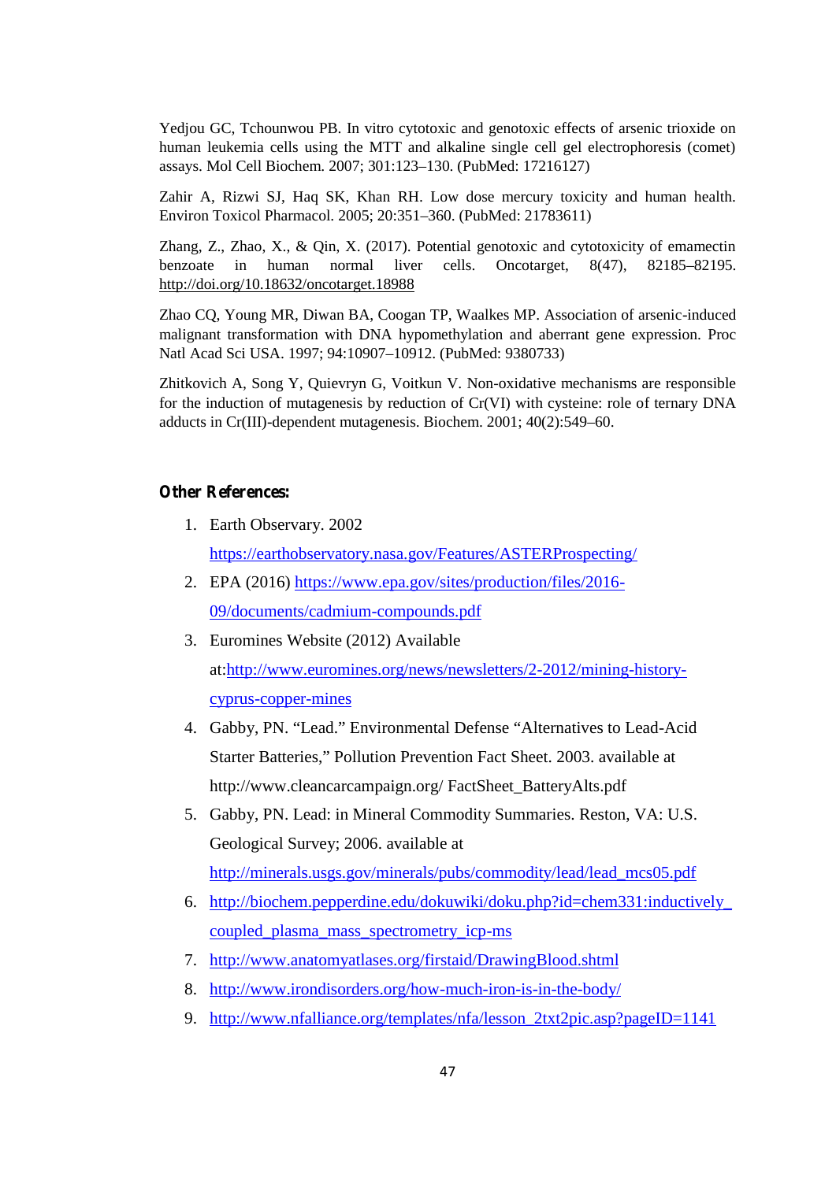Yedjou GC, Tchounwou PB. In vitro cytotoxic and genotoxic effects of arsenic trioxide on human leukemia cells using the MTT and alkaline single cell gel electrophoresis (comet) assays. Mol Cell Biochem. 2007; 301:123–130. (PubMed: 17216127)

Zahir A, Rizwi SJ, Haq SK, Khan RH. Low dose mercury toxicity and human health. Environ Toxicol Pharmacol. 2005; 20:351–360. (PubMed: 21783611)

Zhang, Z., Zhao, X., & Qin, X. (2017). Potential genotoxic and cytotoxicity of emamectin benzoate in human normal liver cells. Oncotarget, 8(47), 82185–82195. http://doi.org/10.18632/oncotarget.18988

Zhao CQ, Young MR, Diwan BA, Coogan TP, Waalkes MP. Association of arsenic-induced malignant transformation with DNA hypomethylation and aberrant gene expression. Proc Natl Acad Sci USA. 1997; 94:10907–10912. (PubMed: 9380733)

Zhitkovich A, Song Y, Quievryn G, Voitkun V. Non-oxidative mechanisms are responsible for the induction of mutagenesis by reduction of Cr(VI) with cysteine: role of ternary DNA adducts in Cr(III)-dependent mutagenesis. Biochem. 2001; 40(2):549–60.

**Other References:**

1. Earth Observary. 2002 https://earthobservatory.nasa.gov/Features/ASTERProspecting/
2. EPA (2016) https://www.epa.gov/sites/production/files/2016-09/documents/cadmium-compounds.pdf
3. Euromines Website (2012) Available at:http://www.euromines.org/news/newsletters/2-2012/mining-history-cyprus-copper-mines
4. Gabby, PN. "Lead." Environmental Defense "Alternatives to Lead-Acid Starter Batteries," Pollution Prevention Fact Sheet. 2003. available at http://www.cleancarcampaign.org/ FactSheet_BatteryAlts.pdf
5. Gabby, PN. Lead: in Mineral Commodity Summaries. Reston, VA: U.S. Geological Survey; 2006. available at http://minerals.usgs.gov/minerals/pubs/commodity/lead/lead_mcs05.pdf
6. http://biochem.pepperdine.edu/dokuwiki/doku.php?id=chem331:inductively_coupled_plasma_mass_spectrometry_icp-ms
7. http://www.anatomyatlases.org/firstaid/DrawingBlood.shtml
8. http://www.irondisorders.org/how-much-iron-is-in-the-body/
9. http://www.nfalliance.org/templates/nfa/lesson_2txt2pic.asp?pageID=1141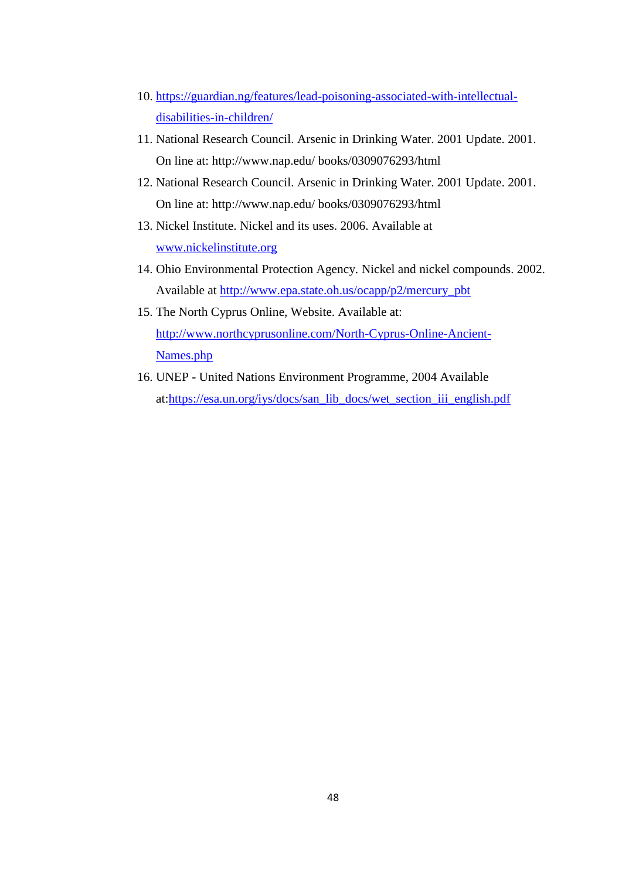10. https://guardian.ng/features/lead-poisoning-associated-with-intellectual-disabilities-in-children/
11. National Research Council. Arsenic in Drinking Water. 2001 Update. 2001. On line at: http://www.nap.edu/ books/0309076293/html
12. National Research Council. Arsenic in Drinking Water. 2001 Update. 2001. On line at: http://www.nap.edu/ books/0309076293/html
13. Nickel Institute. Nickel and its uses. 2006. Available at www.nickelinstitute.org
14. Ohio Environmental Protection Agency. Nickel and nickel compounds. 2002. Available at http://www.epa.state.oh.us/ocapp/p2/mercury_pbt
15. The North Cyprus Online, Website. Available at: http://www.northcyprusonline.com/North-Cyprus-Online-Ancient-Names.php
16. UNEP - United Nations Environment Programme, 2004 Available at:https://esa.un.org/iys/docs/san_lib_docs/wet_section_iii_english.pdf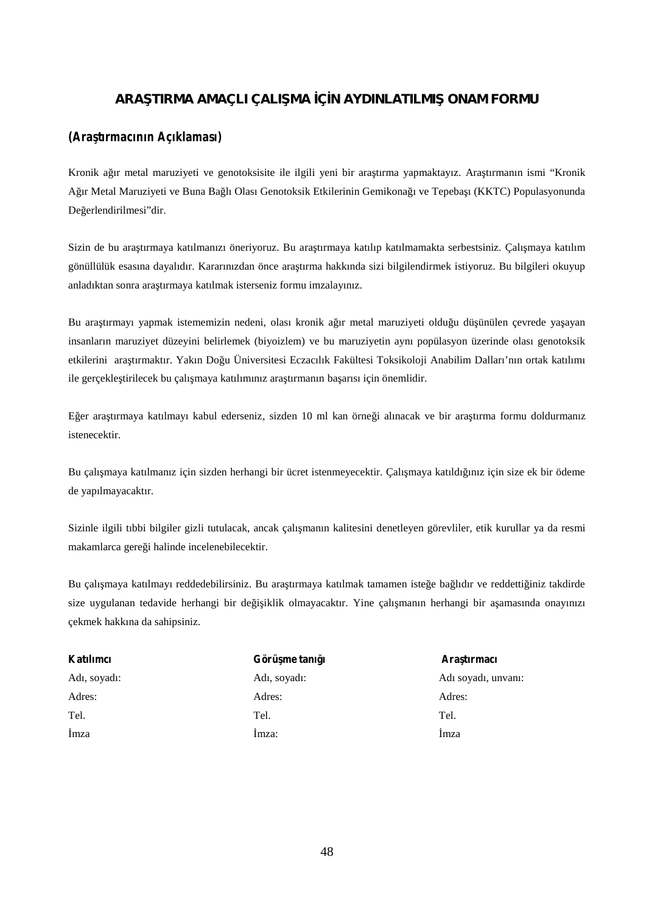# ARAŞTIRMA AMAÇLI ÇALIŞMA İÇİN AYDINLATILMIŞ ONAM FORMU

**(Araştırmacının Açıklaması)**

Kronik ağır metal maruziyeti ve genotoksisite ile ilgili yeni bir araştırma yapmaktayız. Araştırmanın ismi "Kronik Ağır Metal Maruziyeti ve Buna Bağlı Olası Genotoksik Etkilerinin Gemikonağı ve Tepebaşı (KKTC) Populasyonunda Değerlendirilmesi"dir.

Sizin de bu araştırmaya katılmanızı öneriyoruz. Bu araştırmaya katılıp katılmamakta serbestsiniz. Çalışmaya katılım gönüllülük esasına dayalıdır. Kararınızdan önce araştırma hakkında sizi bilgilendirmek istiyoruz. Bu bilgileri okuyup anladıktan sonra araştırmaya katılmak isterseniz formu imzalayınız.

Bu araştırmayı yapmak istememizin nedeni, olası kronik ağır metal maruziyeti olduğu düşünülen çevrede yaşayan insanların maruziyet düzeyini belirlemek (biyoizlem) ve bu maruziyetin aynı popülasyon üzerinde olası genotoksik etkilerini araştırmaktır. Yakın Doğu Üniversitesi Eczacılık Fakültesi Toksikoloji Anabilim Dalları'nın ortak katılımı ile gerçekleştirilecek bu çalışmaya katılımınız araştırmanın başarısı için önemlidir.

Eğer araştırmaya katılmayı kabul ederseniz, sizden 10 ml kan örneği alınacak ve bir araştırma formu doldurmanız istenecektir.

Bu çalışmaya katılmanız için sizden herhangi bir ücret istenmeyecektir. Çalışmaya katıldığınız için size ek bir ödeme de yapılmayacaktır.

Sizinle ilgili tıbbi bilgiler gizli tutulacak, ancak çalışmanın kalitesini denetleyen görevliler, etik kurullar ya da resmi makamlarca gereği halinde incelenebilecektir.

Bu çalışmaya katılmayı reddedebilirsiniz. Bu araştırmaya katılmak tamamen isteğe bağlıdır ve reddettiğiniz takdirde size uygulanan tedavide herhangi bir değişiklik olmayacaktır. Yine çalışmanın herhangi bir aşamasında onayınızı çekmek hakkına da sahipsiniz.

| **Katılımcı** | **Görüşme tanığı** | **Araştırmacı** |
|---|---|---|
| Adı, soyadı: | Adı, soyadı: | Adı soyadı, unvanı: |
| Adres: | Adres: | Adres: |
| Tel. | Tel. | Tel. |
| İmza | İmza: | İmza |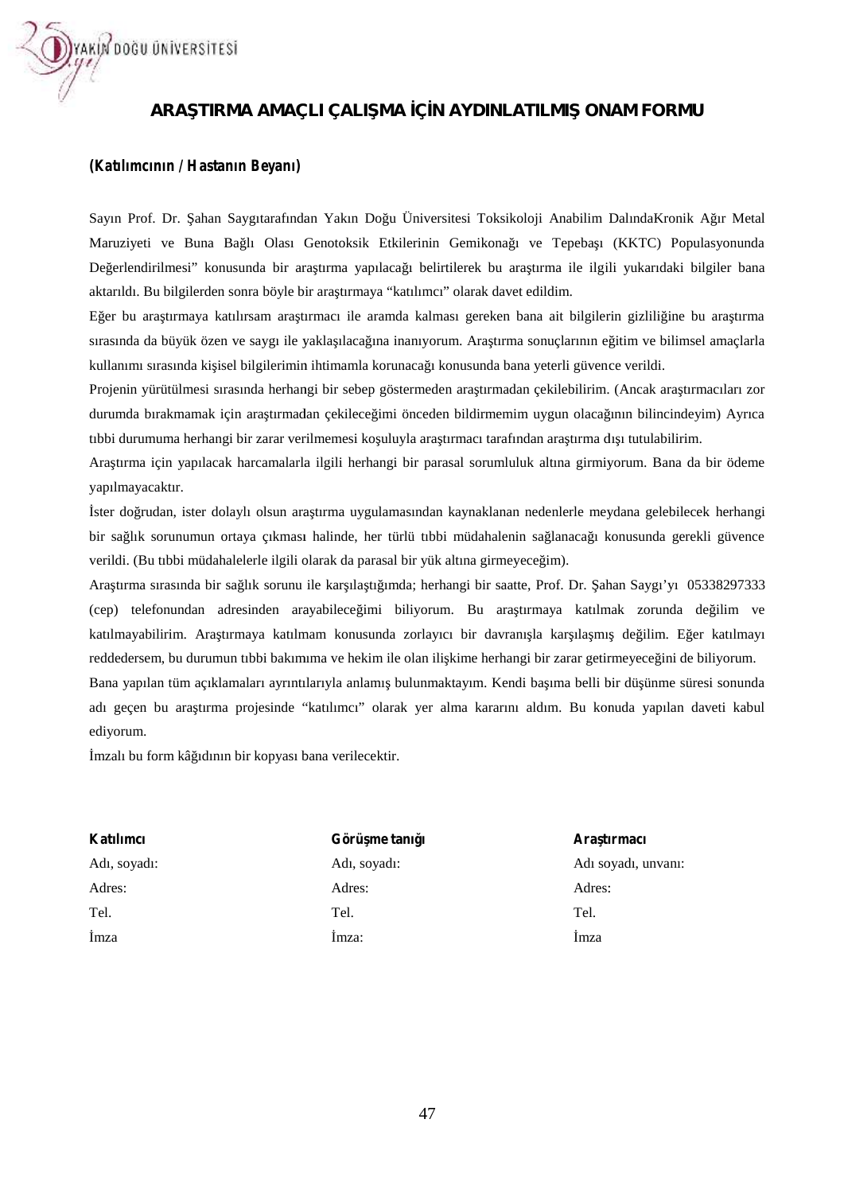## ARAŞTIRMA AMAÇLI ÇALIŞMA İÇİN AYDINLATILMIŞ ONAM FORMU

**(Katılımcının / Hastanın Beyanı)**

Sayın Prof. Dr. Şahan Saygıtarafından Yakın Doğu Üniversitesi Toksikoloji Anabilim DalındaKronik Ağır Metal Maruziyeti ve Buna Bağlı Olası Genotoksik Etkilerinin Gemikonağı ve Tepebaşı (KKTC) Populasyonunda Değerlendirilmesi" konusunda bir araştırma yapılacağı belirtilerek bu araştırma ile ilgili yukarıdaki bilgiler bana aktarıldı. Bu bilgilerden sonra böyle bir araştırmaya "katılımcı" olarak davet edildim.

Eğer bu araştırmaya katılırsam araştırmacı ile aramda kalması gereken bana ait bilgilerin gizliliğine bu araştırma sırasında da büyük özen ve saygı ile yaklaşılacağına inanıyorum. Araştırma sonuçlarının eğitim ve bilimsel amaçlarla kullanımı sırasında kişisel bilgilerimin ihtimamla korunacağı konusunda bana yeterli güvence verildi.

Projenin yürütülmesi sırasında herhangi bir sebep göstermeden araştırmadan çekilebilirim. (Ancak araştırmacıları zor durumda bırakmamak için araştırmadan çekileceğimi önceden bildirmemim uygun olacağının bilincindeyim) Ayrıca tıbbi durumuma herhangi bir zarar verilmemesi koşuluyla araştırmacı tarafından araştırma dışı tutulabilirim.

Araştırma için yapılacak harcamalarla ilgili herhangi bir parasal sorumluluk altına girmiyorum. Bana da bir ödeme yapılmayacaktır.

İster doğrudan, ister dolaylı olsun araştırma uygulamasından kaynaklanan nedenlerle meydana gelebilecek herhangi bir sağlık sorunumun ortaya çıkması halinde, her türlü tıbbi müdahalenin sağlanacağı konusunda gerekli güvence verildi. (Bu tıbbi müdahalelerle ilgili olarak da parasal bir yük altına girmeyeceğim).

Araştırma sırasında bir sağlık sorunu ile karşılaştığımda; herhangi bir saatte, Prof. Dr. Şahan Saygı'yı 05338297333 (cep) telefonundan adresinden arayabileceğimi biliyorum. Bu araştırmaya katılmak zorunda değilim ve katılmayabilirim. Araştırmaya katılmam konusunda zorlayıcı bir davranışla karşılaşmış değilim. Eğer katılmayı reddedersem, bu durumun tıbbi bakımıma ve hekim ile olan ilişkime herhangi bir zarar getirmeyeceğini de biliyorum.

Bana yapılan tüm açıklamaları ayrıntılarıyla anlamış bulunmaktayım. Kendi başıma belli bir düşünme süresi sonunda adı geçen bu araştırma projesinde "katılımcı" olarak yer alma kararını aldım. Bu konuda yapılan daveti kabul ediyorum.

İmzalı bu form kâğıdının bir kopyası bana verilecektir.

| **Katılımcı** | **Görüşme tanığı** | **Araştırmacı** |
|---|---|---|
| Adı, soyadı: | Adı, soyadı: | Adı soyadı, unvanı: |
| Adres: | Adres: | Adres: |
| Tel. | Tel. | Tel. |
| İmza | İmza: | İmza |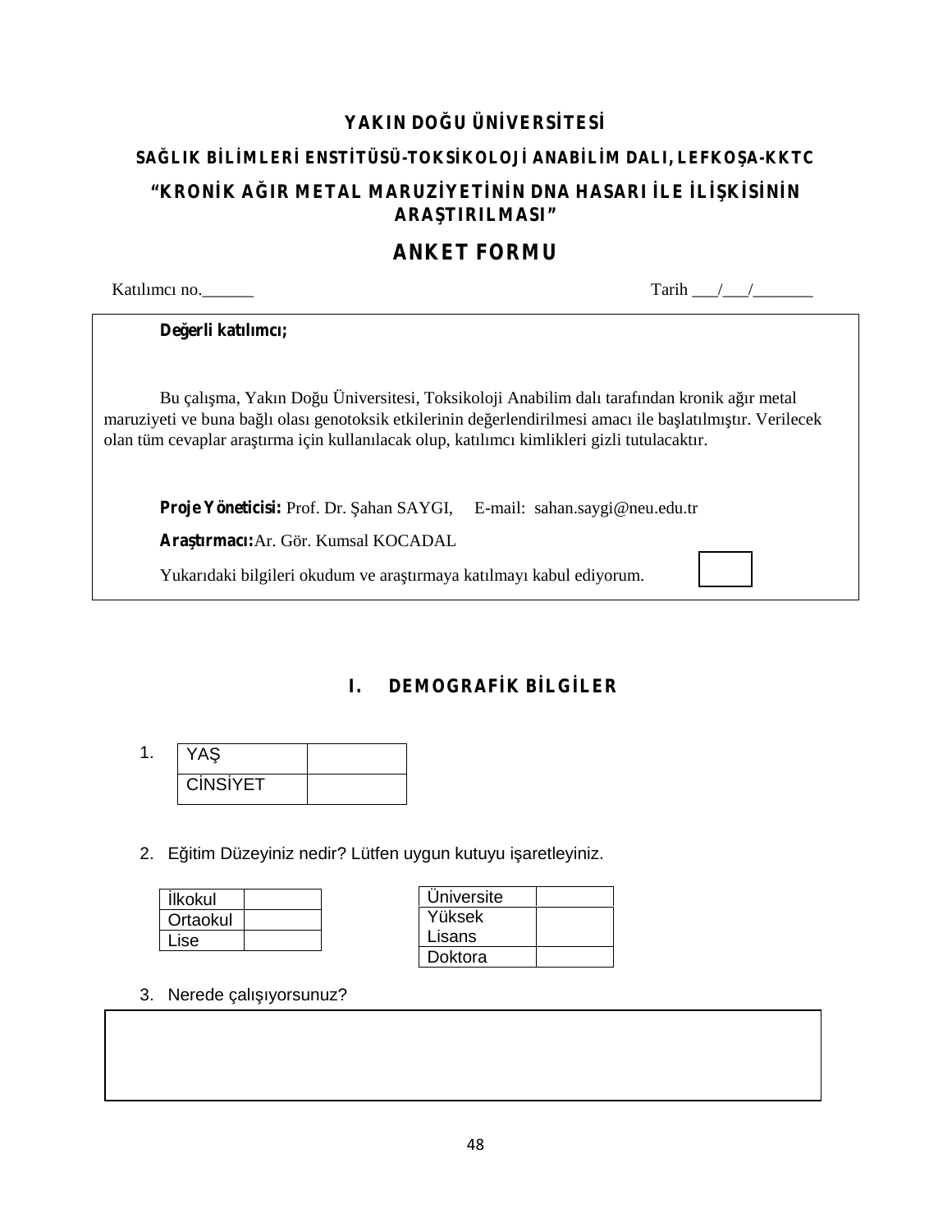**YAKIN DOĞU ÜNİVERSİTESİ**

**SAĞLIK BİLİMLERİ ENSTİTÜSÜ-TOKSİKOLOJİ ANABİLİM DALI, LEFKOŞA-KKTC**

**"KRONİK AĞIR METAL MARUZİYETİNİN DNA HASARI İLE İLİŞKİSİNİN ARAŞTIRILMASI"**

## ANKET FORMU

Katılımcı no.______ Tarih ___/___/_______

**Değerli katılımcı;**

Bu çalışma, Yakın Doğu Üniversitesi, Toksikoloji Anabilim dalı tarafından kronik ağır metal maruziyeti ve buna bağlı olası genotoksik etkilerinin değerlendirilmesi amacı ile başlatılmıştır. Verilecek olan tüm cevaplar araştırma için kullanılacak olup, katılımcı kimlikleri gizli tutulacaktır.

**Proje Yöneticisi:** Prof. Dr. Şahan SAYGI, E-mail: sahan.saygi@neu.edu.tr

**Araştırmacı:** Ar. Gör. Kumsal KOCADAL

Yukarıdaki bilgileri okudum ve araştırmaya katılmayı kabul ediyorum. ☐

## I. DEMOGRAFİK BİLGİLER

1.

| YAŞ | |
|---|---|
| CİNSİYET | |

2. Eğitim Düzeyiniz nedir? Lütfen uygun kutuyu işaretleyiniz.

| İlkokul | |
|---|---|
| Ortaokul | |
| Lise | |

| Üniversite | |
|---|---|
| Yüksek Lisans | |
| Doktora | |

3. Nerede çalışıyorsunuz?

| |
|---|
| |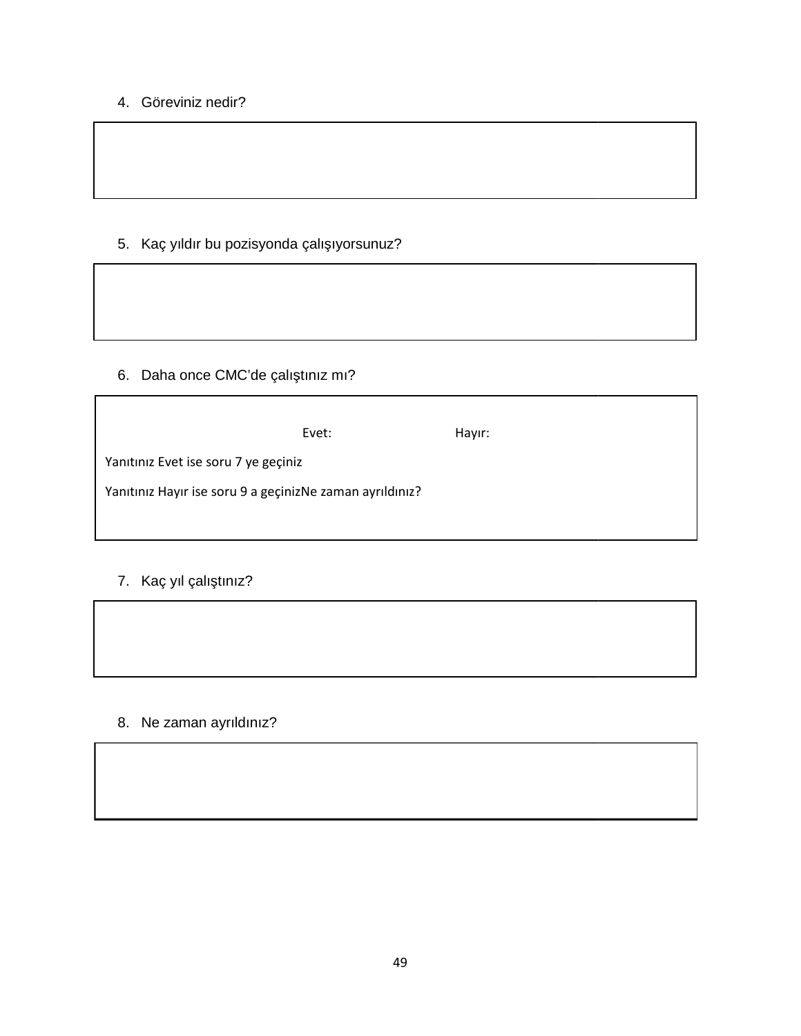4. Göreviniz nedir?

5. Kaç yıldır bu pozisyonda çalışıyorsunuz?

6. Daha once CMC'de çalıştınız mı?

Evet: Hayır:

Yanıtınız Evet ise soru 7 ye geçiniz

Yanıtınız Hayır ise soru 9 a geçinizNe zaman ayrıldınız?

7. Kaç yıl çalıştınız?

8. Ne zaman ayrıldınız?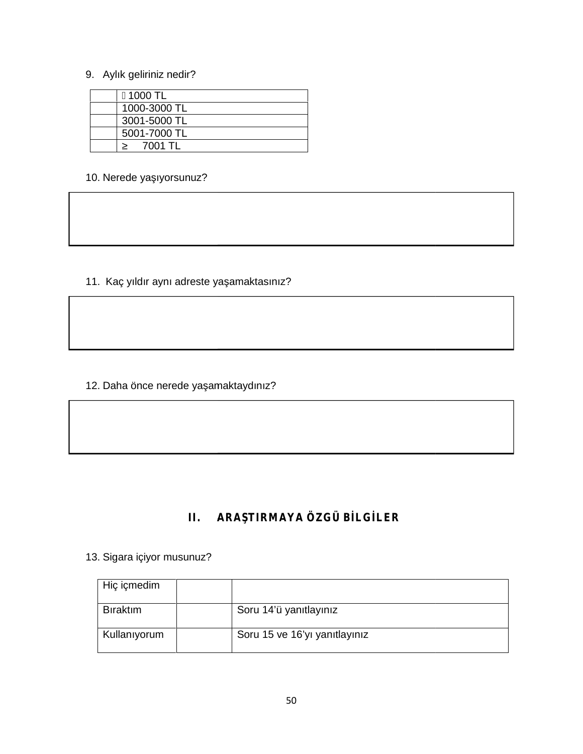9. Aylık geliriniz nedir?

| | |
|---|---|
| | ≤ 1000 TL |
| | 1000-3000 TL |
| | 3001-5000 TL |
| | 5001-7000 TL |
| | ≥ 7001 TL |

10. Nerede yaşıyorsunuz?

| |
|---|
| |

11. Kaç yıldır aynı adreste yaşamaktasınız?

| |
|---|
| |

12. Daha önce nerede yaşamaktaydınız?

| |
|---|
| |

## II. ARAŞTIRMAYA ÖZGÜ BİLGİLER

13. Sigara içiyor musunuz?

| | | |
|---|---|---|
| Hiç içmedim | | |
| Bıraktım | | Soru 14'ü yanıtlayınız |
| Kullanıyorum | | Soru 15 ve 16'yı yanıtlayınız |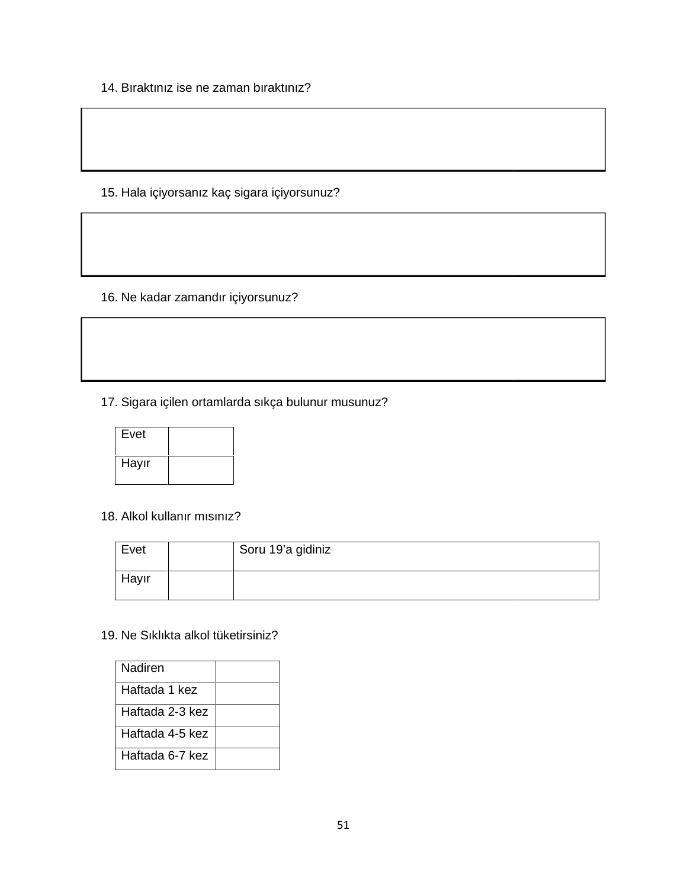14. Bıraktınız ise ne zaman bıraktınız?

| |
|---|
| |

15. Hala içiyorsanız kaç sigara içiyorsunuz?

| |
|---|
| |

16. Ne kadar zamandır içiyorsunuz?

| |
|---|
| |

17. Sigara içilen ortamlarda sıkça bulunur musunuz?

| | |
|---|---|
| Evet | |
| Hayır | |

18. Alkol kullanır mısınız?

| | | |
|---|---|---|
| Evet | | Soru 19'a gidiniz |
| Hayır | | |

19. Ne Sıklıkta alkol tüketirsiniz?

| | |
|---|---|
| Nadiren | |
| Haftada 1 kez | |
| Haftada 2-3 kez | |
| Haftada 4-5 kez | |
| Haftada 6-7 kez | |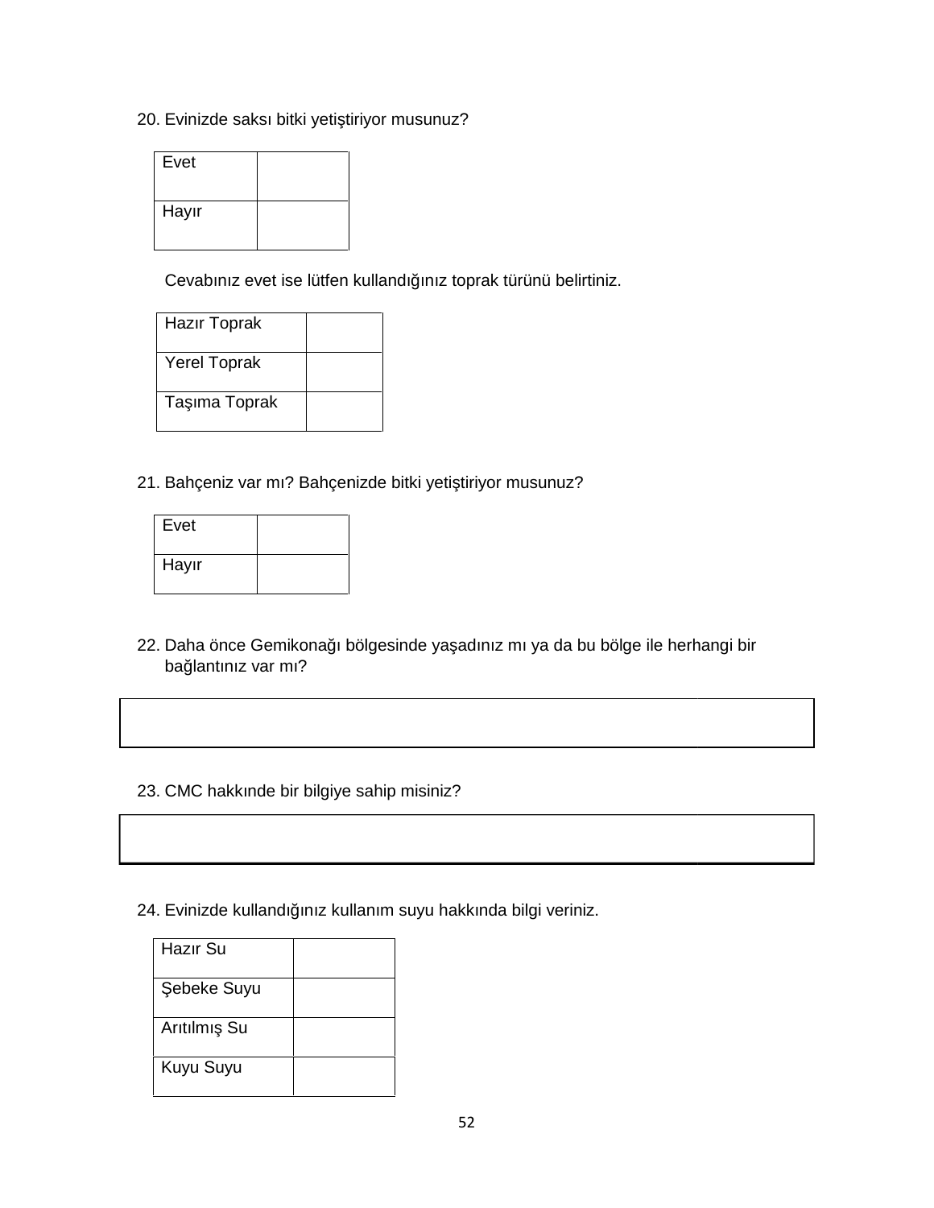20. Evinizde saksı bitki yetiştiriyor musunuz?

| | |
|---|---|
| Evet | |
| Hayır | |

Cevabınız evet ise lütfen kullandığınız toprak türünü belirtiniz.

| | |
|---|---|
| Hazır Toprak | |
| Yerel Toprak | |
| Taşıma Toprak | |

21. Bahçeniz var mı? Bahçenizde bitki yetiştiriyor musunuz?

| | |
|---|---|
| Evet | |
| Hayır | |

22. Daha önce Gemikonağı bölgesinde yaşadınız mı ya da bu bölge ile herhangi bir bağlantınız var mı?

| |
|---|
| |

23. CMC hakkınde bir bilgiye sahip misiniz?

| |
|---|
| |

24. Evinizde kullandığınız kullanım suyu hakkında bilgi veriniz.

| | |
|---|---|
| Hazır Su | |
| Şebeke Suyu | |
| Arıtılmış Su | |
| Kuyu Suyu | |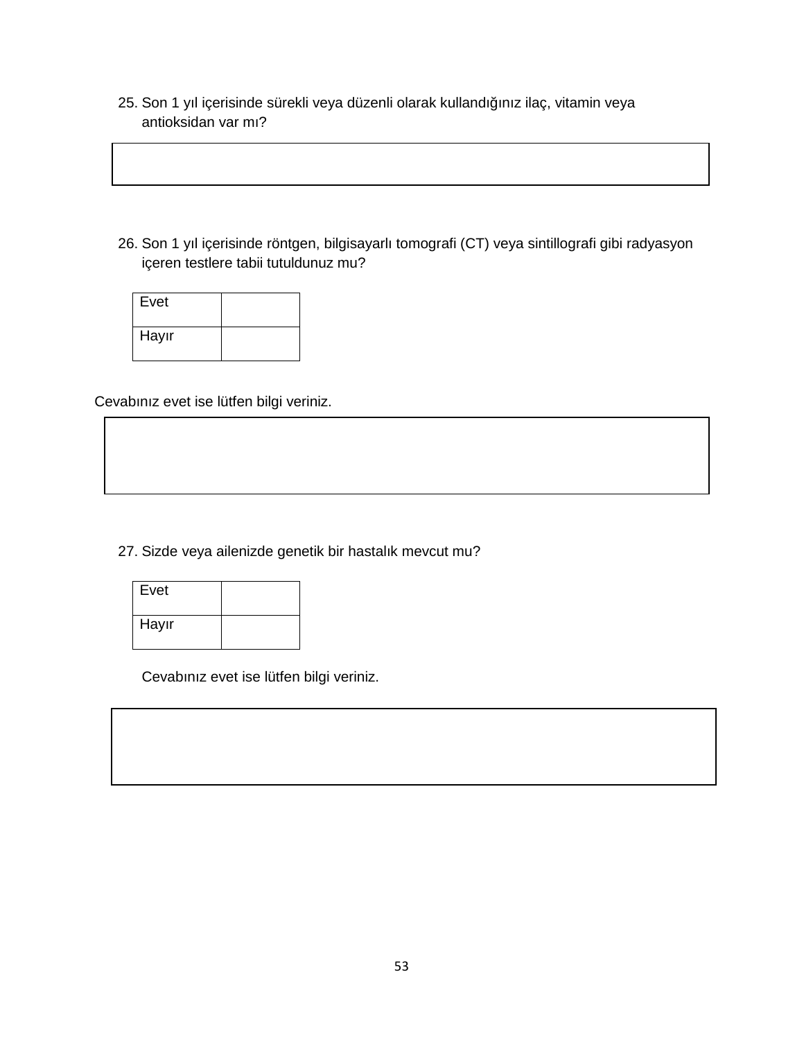25. Son 1 yıl içerisinde sürekli veya düzenli olarak kullandığınız ilaç, vitamin veya antioksidan var mı?

| |
|---|
| |

26. Son 1 yıl içerisinde röntgen, bilgisayarlı tomografi (CT) veya sintillografi gibi radyasyon içeren testlere tabii tutuldunuz mu?

| | |
|---|---|
| Evet | |
| Hayır | |

Cevabınız evet ise lütfen bilgi veriniz.

| |
|---|
| |

27. Sizde veya ailenizde genetik bir hastalık mevcut mu?

| | |
|---|---|
| Evet | |
| Hayır | |

Cevabınız evet ise lütfen bilgi veriniz.

| |
|---|
| |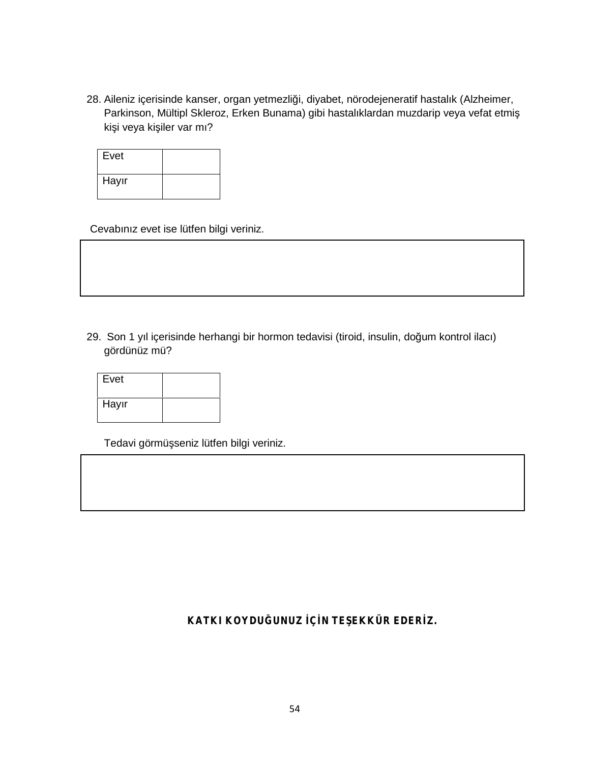28. Aileniz içerisinde kanser, organ yetmezliği, diyabet, nörodejeneratif hastalık (Alzheimer, Parkinson, Mültipl Skleroz, Erken Bunama) gibi hastalıklardan muzdarip veya vefat etmiş kişi veya kişiler var mı?

| | |
|---|---|
| Evet | |
| Hayır | |

Cevabınız evet ise lütfen bilgi veriniz.

| |
|---|
| |

29. Son 1 yıl içerisinde herhangi bir hormon tedavisi (tiroid, insulin, doğum kontrol ilacı) gördünüz mü?

| | |
|---|---|
| Evet | |
| Hayır | |

Tedavi görmüşseniz lütfen bilgi veriniz.

| |
|---|
| |

**KATKI KOYDUĞUNUZ İÇİN TEŞEKKÜR EDERİZ.**